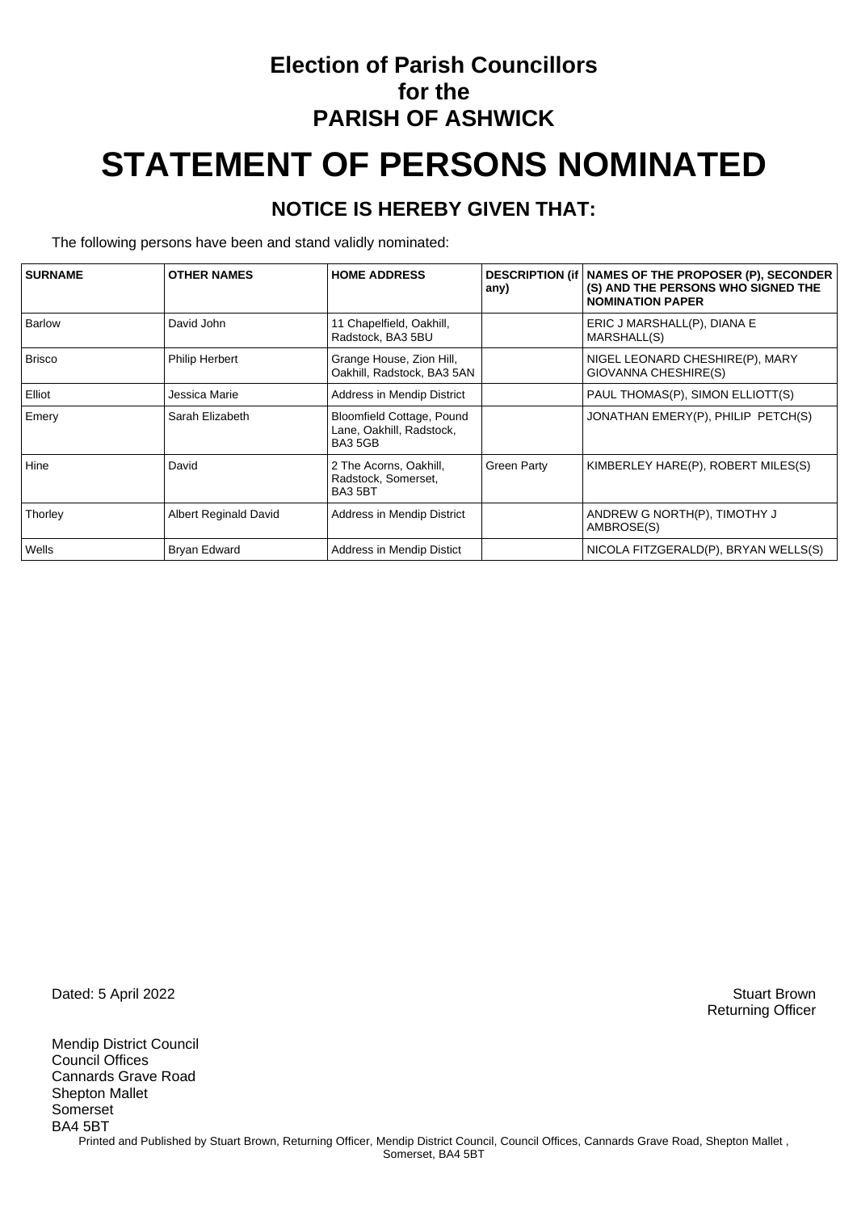# Election of Parish Councillors for the PARISH OF ASHWICK

# STATEMENT OF PERSONS NOMINATED

## NOTICE IS HEREBY GIVEN THAT:

The following persons have been and stand validly nominated:

| SURNAME | OTHER NAMES | HOME ADDRESS | DESCRIPTION (if any) | NAMES OF THE PROPOSER (P), SECONDER (S) AND THE PERSONS WHO SIGNED THE NOMINATION PAPER |
|---|---|---|---|---|
| Barlow | David John | 11 Chapelfield, Oakhill, Radstock, BA3 5BU | | ERIC J MARSHALL(P), DIANA E MARSHALL(S) |
| Brisco | Philip Herbert | Grange House, Zion Hill, Oakhill, Radstock, BA3 5AN | | NIGEL LEONARD CHESHIRE(P), MARY GIOVANNA CHESHIRE(S) |
| Elliot | Jessica Marie | Address in Mendip District | | PAUL THOMAS(P), SIMON ELLIOTT(S) |
| Emery | Sarah Elizabeth | Bloomfield Cottage, Pound Lane, Oakhill, Radstock, BA3 5GB | | JONATHAN EMERY(P), PHILIP PETCH(S) |
| Hine | David | 2 The Acorns, Oakhill, Radstock, Somerset, BA3 5BT | Green Party | KIMBERLEY HARE(P), ROBERT MILES(S) |
| Thorley | Albert Reginald David | Address in Mendip District | | ANDREW G NORTH(P), TIMOTHY J AMBROSE(S) |
| Wells | Bryan Edward | Address in Mendip Distict | | NICOLA FITZGERALD(P), BRYAN WELLS(S) |

Dated: 5 April 2022

Stuart Brown
Returning Officer

Mendip District Council
Council Offices
Cannards Grave Road
Shepton Mallet
Somerset
BA4 5BT

Printed and Published by Stuart Brown, Returning Officer, Mendip District Council, Council Offices, Cannards Grave Road, Shepton Mallet , Somerset, BA4 5BT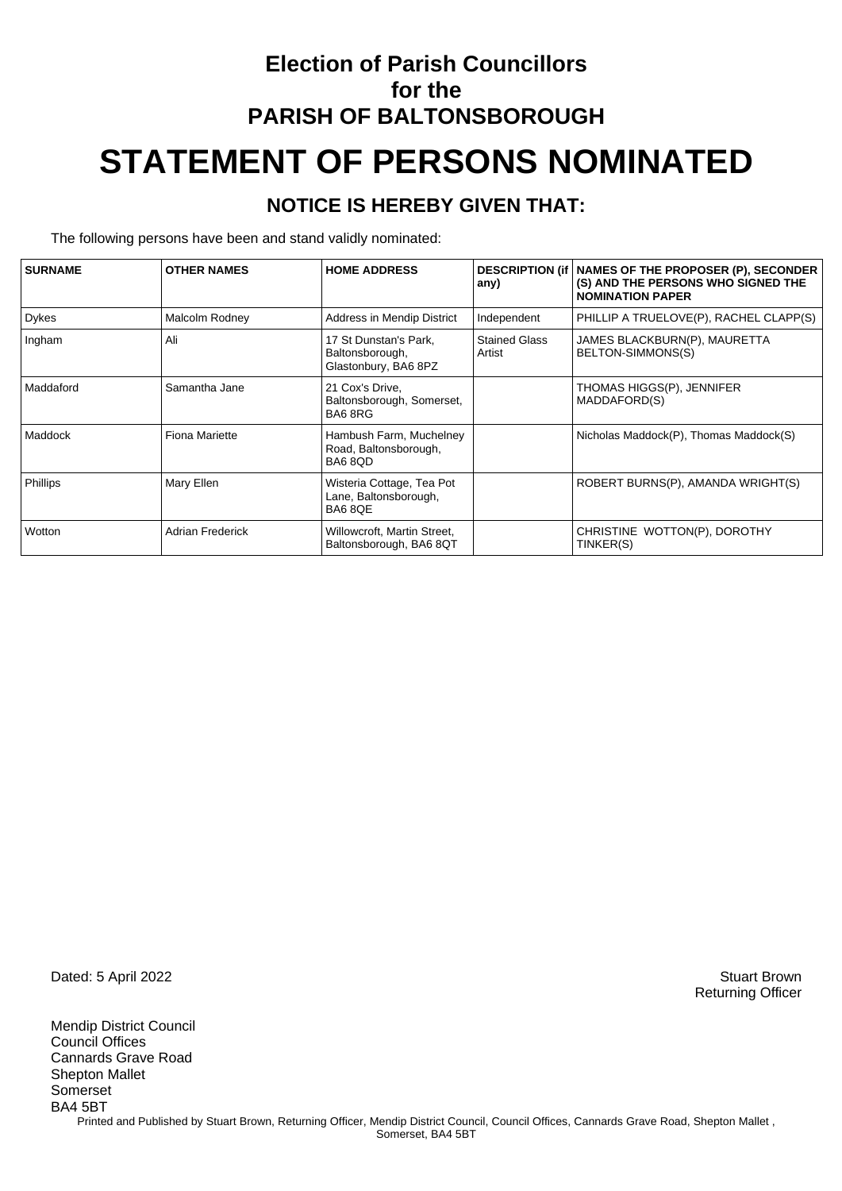# Election of Parish Councillors
# for the
# PARISH OF BALTONSBOROUGH

# STATEMENT OF PERSONS NOMINATED

## NOTICE IS HEREBY GIVEN THAT:

The following persons have been and stand validly nominated:

| SURNAME | OTHER NAMES | HOME ADDRESS | DESCRIPTION (if any) | NAMES OF THE PROPOSER (P), SECONDER (S) AND THE PERSONS WHO SIGNED THE NOMINATION PAPER |
|---|---|---|---|---|
| Dykes | Malcolm Rodney | Address in Mendip District | Independent | PHILLIP A TRUELOVE(P), RACHEL CLAPP(S) |
| Ingham | Ali | 17 St Dunstan's Park, Baltonsborough, Glastonbury, BA6 8PZ | Stained Glass Artist | JAMES BLACKBURN(P), MAURETTA BELTON-SIMMONS(S) |
| Maddaford | Samantha Jane | 21 Cox's Drive, Baltonsborough, Somerset, BA6 8RG | | THOMAS HIGGS(P), JENNIFER MADDAFORD(S) |
| Maddock | Fiona Mariette | Hambush Farm, Muchelney Road, Baltonsborough, BA6 8QD | | Nicholas Maddock(P), Thomas Maddock(S) |
| Phillips | Mary Ellen | Wisteria Cottage, Tea Pot Lane, Baltonsborough, BA6 8QE | | ROBERT BURNS(P), AMANDA WRIGHT(S) |
| Wotton | Adrian Frederick | Willowcroft, Martin Street, Baltonsborough, BA6 8QT | | CHRISTINE WOTTON(P), DOROTHY TINKER(S) |

Dated: 5 April 2022

Stuart Brown
Returning Officer

Mendip District Council
Council Offices
Cannards Grave Road
Shepton Mallet
Somerset
BA4 5BT

Printed and Published by Stuart Brown, Returning Officer, Mendip District Council, Council Offices, Cannards Grave Road, Shepton Mallet , Somerset, BA4 5BT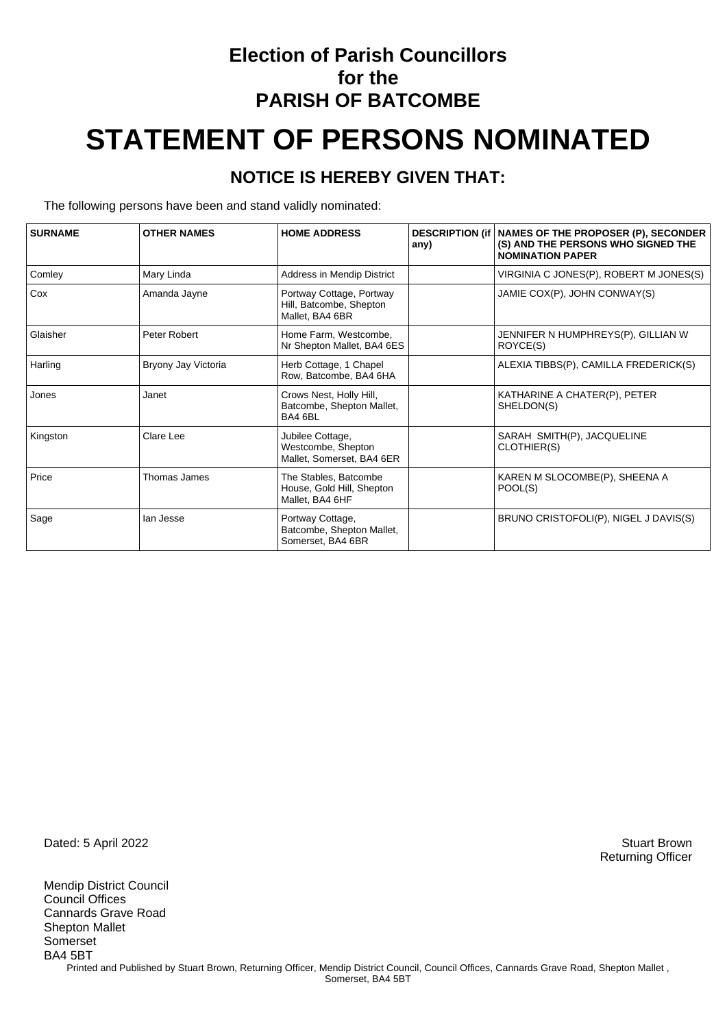# Election of Parish Councillors for the PARISH OF BATCOMBE

# STATEMENT OF PERSONS NOMINATED

## NOTICE IS HEREBY GIVEN THAT:

The following persons have been and stand validly nominated:

| SURNAME | OTHER NAMES | HOME ADDRESS | DESCRIPTION (if any) | NAMES OF THE PROPOSER (P), SECONDER (S) AND THE PERSONS WHO SIGNED THE NOMINATION PAPER |
|---|---|---|---|---|
| Comley | Mary Linda | Address in Mendip District | | VIRGINIA C JONES(P), ROBERT M JONES(S) |
| Cox | Amanda Jayne | Portway Cottage, Portway Hill, Batcombe, Shepton Mallet, BA4 6BR | | JAMIE COX(P), JOHN CONWAY(S) |
| Glaisher | Peter Robert | Home Farm, Westcombe, Nr Shepton Mallet, BA4 6ES | | JENNIFER N HUMPHREYS(P), GILLIAN W ROYCE(S) |
| Harling | Bryony Jay Victoria | Herb Cottage, 1 Chapel Row, Batcombe, BA4 6HA | | ALEXIA TIBBS(P), CAMILLA FREDERICK(S) |
| Jones | Janet | Crows Nest, Holly Hill, Batcombe, Shepton Mallet, BA4 6BL | | KATHARINE A CHATER(P), PETER SHELDON(S) |
| Kingston | Clare Lee | Jubilee Cottage, Westcombe, Shepton Mallet, Somerset, BA4 6ER | | SARAH SMITH(P), JACQUELINE CLOTHIER(S) |
| Price | Thomas James | The Stables, Batcombe House, Gold Hill, Shepton Mallet, BA4 6HF | | KAREN M SLOCOMBE(P), SHEENA A POOL(S) |
| Sage | Ian Jesse | Portway Cottage, Batcombe, Shepton Mallet, Somerset, BA4 6BR | | BRUNO CRISTOFOLI(P), NIGEL J DAVIS(S) |

Dated: 5 April 2022

Stuart Brown
Returning Officer

Mendip District Council
Council Offices
Cannards Grave Road
Shepton Mallet
Somerset
BA4 5BT

Printed and Published by Stuart Brown, Returning Officer, Mendip District Council, Council Offices, Cannards Grave Road, Shepton Mallet , Somerset, BA4 5BT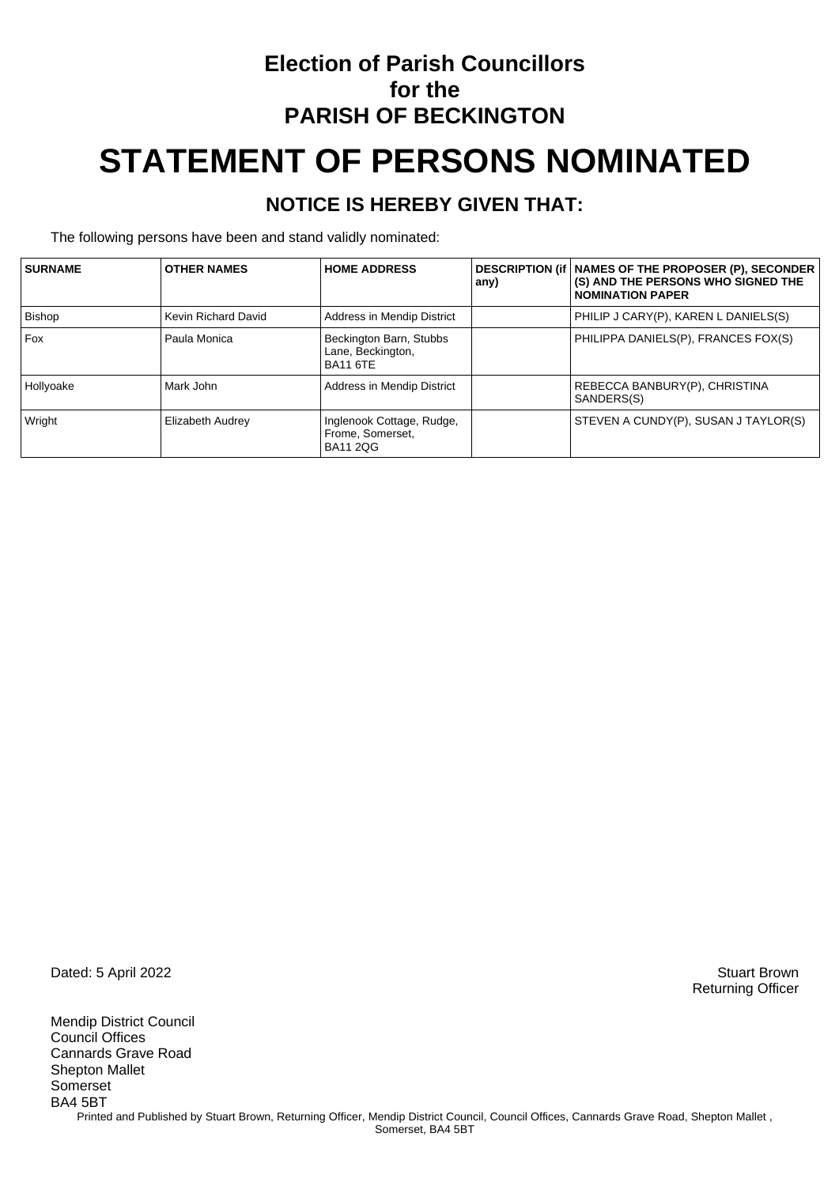# Election of Parish Councillors for the PARISH OF BECKINGTON

# STATEMENT OF PERSONS NOMINATED

## NOTICE IS HEREBY GIVEN THAT:

The following persons have been and stand validly nominated:

| SURNAME | OTHER NAMES | HOME ADDRESS | DESCRIPTION (if any) | NAMES OF THE PROPOSER (P), SECONDER (S) AND THE PERSONS WHO SIGNED THE NOMINATION PAPER |
|---|---|---|---|---|
| Bishop | Kevin Richard David | Address in Mendip District | | PHILIP J CARY(P), KAREN L DANIELS(S) |
| Fox | Paula Monica | Beckington Barn, Stubbs Lane, Beckington, BA11 6TE | | PHILIPPA DANIELS(P), FRANCES FOX(S) |
| Hollyoake | Mark John | Address in Mendip District | | REBECCA BANBURY(P), CHRISTINA SANDERS(S) |
| Wright | Elizabeth Audrey | Inglenook Cottage, Rudge, Frome, Somerset, BA11 2QG | | STEVEN A CUNDY(P), SUSAN J TAYLOR(S) |

Dated: 5 April 2022

Stuart Brown
Returning Officer

Mendip District Council
Council Offices
Cannards Grave Road
Shepton Mallet
Somerset
BA4 5BT

Printed and Published by Stuart Brown, Returning Officer, Mendip District Council, Council Offices, Cannards Grave Road, Shepton Mallet , Somerset, BA4 5BT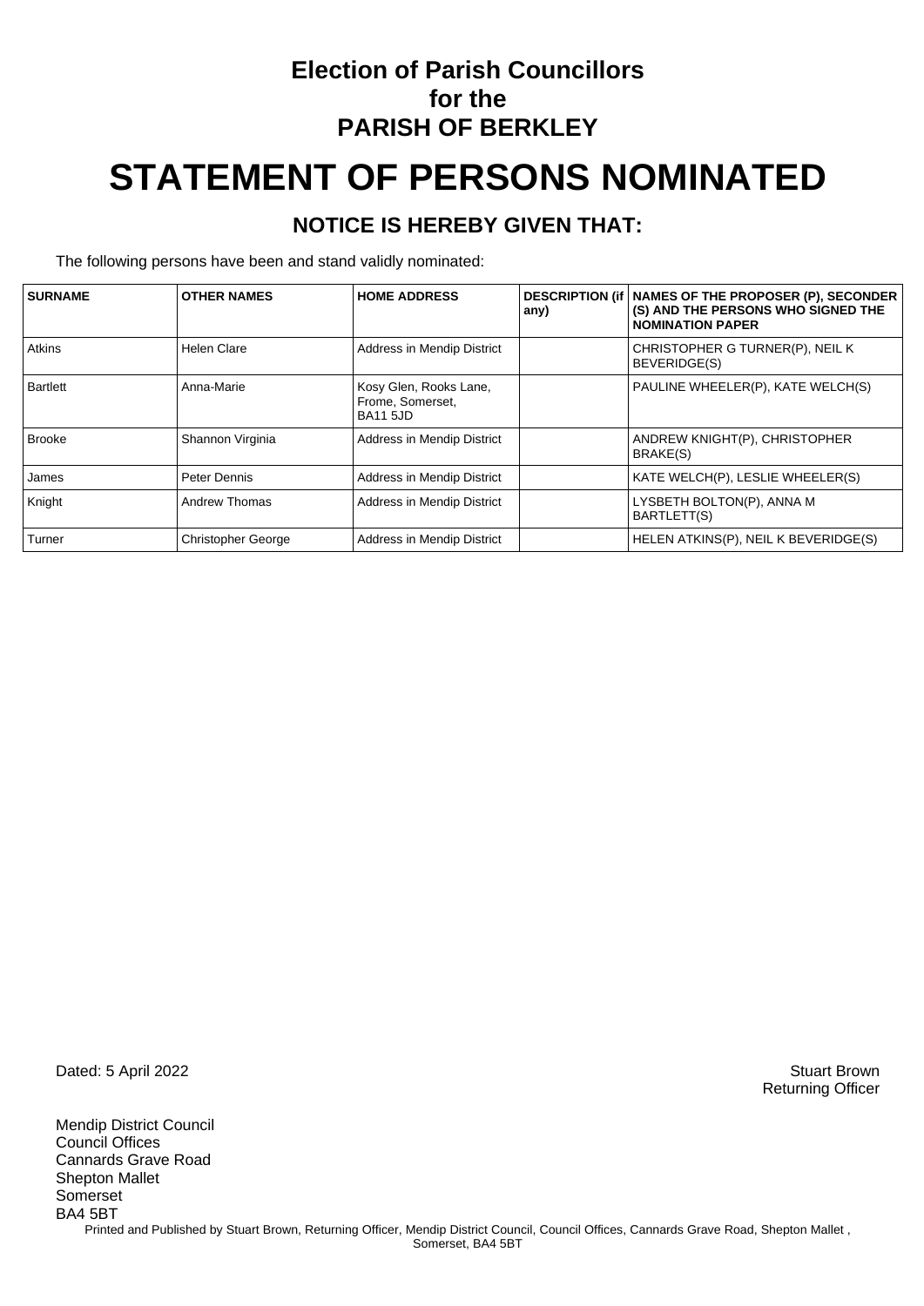# Election of Parish Councillors for the PARISH OF BERKLEY

# STATEMENT OF PERSONS NOMINATED

## NOTICE IS HEREBY GIVEN THAT:

The following persons have been and stand validly nominated:

| SURNAME | OTHER NAMES | HOME ADDRESS | DESCRIPTION (if any) | NAMES OF THE PROPOSER (P), SECONDER (S) AND THE PERSONS WHO SIGNED THE NOMINATION PAPER |
|---|---|---|---|---|
| Atkins | Helen Clare | Address in Mendip District | | CHRISTOPHER G TURNER(P), NEIL K BEVERIDGE(S) |
| Bartlett | Anna-Marie | Kosy Glen, Rooks Lane, Frome, Somerset, BA11 5JD | | PAULINE WHEELER(P), KATE WELCH(S) |
| Brooke | Shannon Virginia | Address in Mendip District | | ANDREW KNIGHT(P), CHRISTOPHER BRAKE(S) |
| James | Peter Dennis | Address in Mendip District | | KATE WELCH(P), LESLIE WHEELER(S) |
| Knight | Andrew Thomas | Address in Mendip District | | LYSBETH BOLTON(P), ANNA M BARTLETT(S) |
| Turner | Christopher George | Address in Mendip District | | HELEN ATKINS(P), NEIL K BEVERIDGE(S) |

Dated: 5 April 2022

Stuart Brown
Returning Officer

Mendip District Council
Council Offices
Cannards Grave Road
Shepton Mallet
Somerset
BA4 5BT

Printed and Published by Stuart Brown, Returning Officer, Mendip District Council, Council Offices, Cannards Grave Road, Shepton Mallet , Somerset, BA4 5BT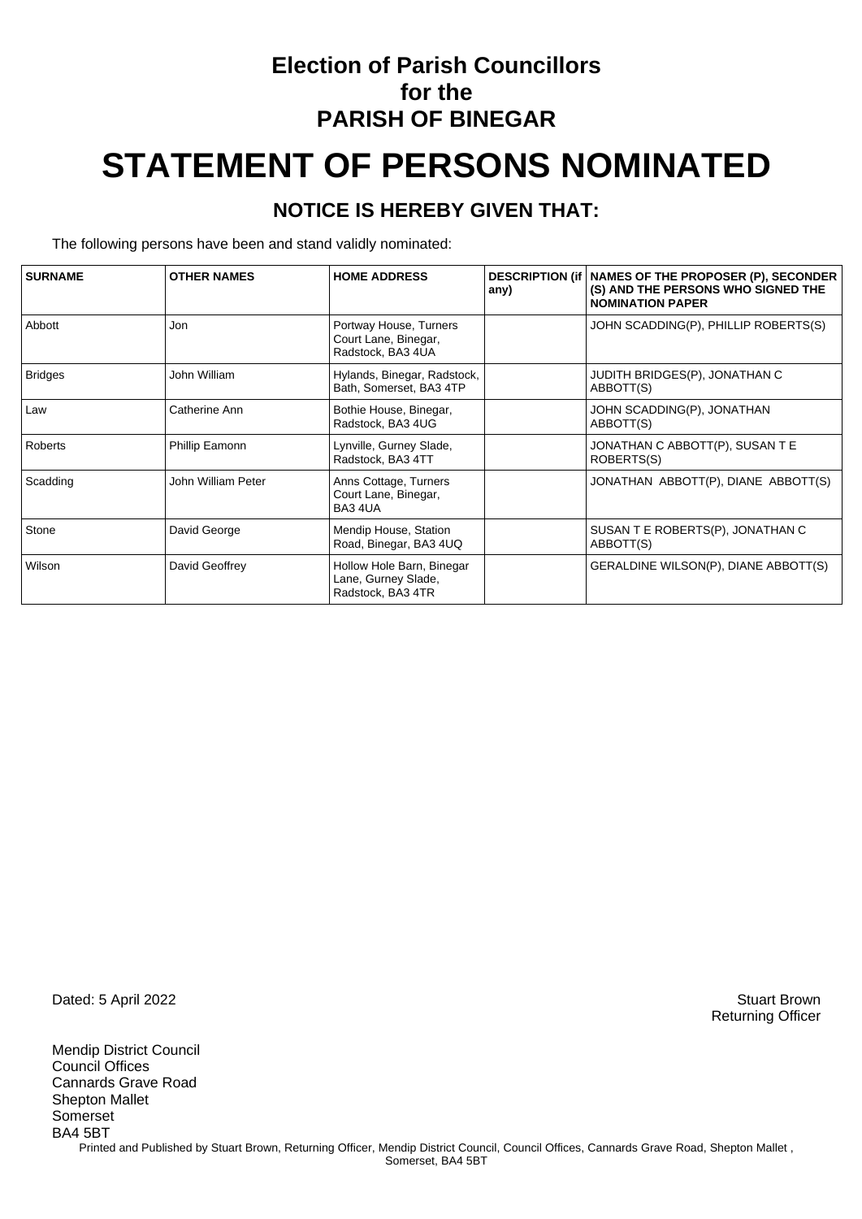# Election of Parish Councillors for the PARISH OF BINEGAR

# STATEMENT OF PERSONS NOMINATED

## NOTICE IS HEREBY GIVEN THAT:

The following persons have been and stand validly nominated:

| SURNAME | OTHER NAMES | HOME ADDRESS | DESCRIPTION (if any) | NAMES OF THE PROPOSER (P), SECONDER (S) AND THE PERSONS WHO SIGNED THE NOMINATION PAPER |
|---|---|---|---|---|
| Abbott | Jon | Portway House, Turners Court Lane, Binegar, Radstock, BA3 4UA | | JOHN SCADDING(P), PHILLIP ROBERTS(S) |
| Bridges | John William | Hylands, Binegar, Radstock, Bath, Somerset, BA3 4TP | | JUDITH BRIDGES(P), JONATHAN C ABBOTT(S) |
| Law | Catherine Ann | Bothie House, Binegar, Radstock, BA3 4UG | | JOHN SCADDING(P), JONATHAN ABBOTT(S) |
| Roberts | Phillip Eamonn | Lynville, Gurney Slade, Radstock, BA3 4TT | | JONATHAN C ABBOTT(P), SUSAN T E ROBERTS(S) |
| Scadding | John William Peter | Anns Cottage, Turners Court Lane, Binegar, BA3 4UA | | JONATHAN ABBOTT(P), DIANE ABBOTT(S) |
| Stone | David George | Mendip House, Station Road, Binegar, BA3 4UQ | | SUSAN T E ROBERTS(P), JONATHAN C ABBOTT(S) |
| Wilson | David Geoffrey | Hollow Hole Barn, Binegar Lane, Gurney Slade, Radstock, BA3 4TR | | GERALDINE WILSON(P), DIANE ABBOTT(S) |

Dated: 5 April 2022

Stuart Brown
Returning Officer

Mendip District Council
Council Offices
Cannards Grave Road
Shepton Mallet
Somerset
BA4 5BT

Printed and Published by Stuart Brown, Returning Officer, Mendip District Council, Council Offices, Cannards Grave Road, Shepton Mallet , Somerset, BA4 5BT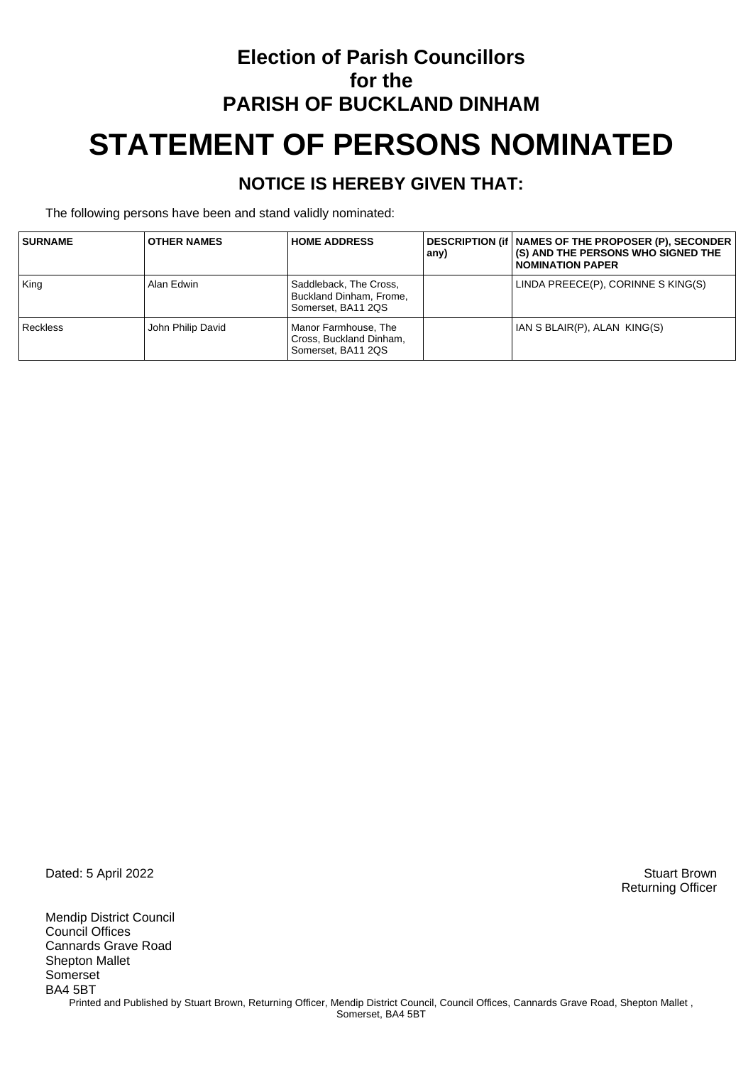# Election of Parish Councillors
# for the
# PARISH OF BUCKLAND DINHAM

# STATEMENT OF PERSONS NOMINATED

## NOTICE IS HEREBY GIVEN THAT:

The following persons have been and stand validly nominated:

| SURNAME | OTHER NAMES | HOME ADDRESS | DESCRIPTION (if any) | NAMES OF THE PROPOSER (P), SECONDER (S) AND THE PERSONS WHO SIGNED THE NOMINATION PAPER |
|---|---|---|---|---|
| King | Alan Edwin | Saddleback, The Cross, Buckland Dinham, Frome, Somerset, BA11 2QS | | LINDA PREECE(P), CORINNE S KING(S) |
| Reckless | John Philip David | Manor Farmhouse, The Cross, Buckland Dinham, Somerset, BA11 2QS | | IAN S BLAIR(P), ALAN KING(S) |

Dated: 5 April 2022

Stuart Brown
Returning Officer

Mendip District Council
Council Offices
Cannards Grave Road
Shepton Mallet
Somerset
BA4 5BT

Printed and Published by Stuart Brown, Returning Officer, Mendip District Council, Council Offices, Cannards Grave Road, Shepton Mallet , Somerset, BA4 5BT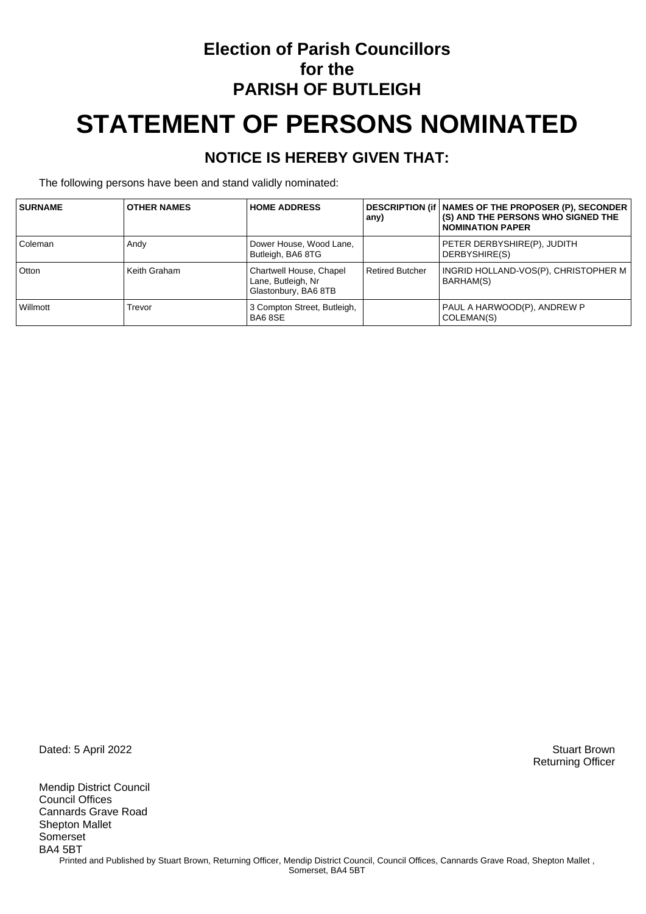# Election of Parish Councillors for the PARISH OF BUTLEIGH

# STATEMENT OF PERSONS NOMINATED

## NOTICE IS HEREBY GIVEN THAT:

The following persons have been and stand validly nominated:

| SURNAME | OTHER NAMES | HOME ADDRESS | DESCRIPTION (if any) | NAMES OF THE PROPOSER (P), SECONDER (S) AND THE PERSONS WHO SIGNED THE NOMINATION PAPER |
|---|---|---|---|---|
| Coleman | Andy | Dower House, Wood Lane, Butleigh, BA6 8TG | | PETER DERBYSHIRE(P), JUDITH DERBYSHIRE(S) |
| Otton | Keith Graham | Chartwell House, Chapel Lane, Butleigh, Nr Glastonbury, BA6 8TB | Retired Butcher | INGRID HOLLAND-VOS(P), CHRISTOPHER M BARHAM(S) |
| Willmott | Trevor | 3 Compton Street, Butleigh, BA6 8SE | | PAUL A HARWOOD(P), ANDREW P COLEMAN(S) |

Dated: 5 April 2022

Stuart Brown
Returning Officer

Mendip District Council
Council Offices
Cannards Grave Road
Shepton Mallet
Somerset
BA4 5BT

Printed and Published by Stuart Brown, Returning Officer, Mendip District Council, Council Offices, Cannards Grave Road, Shepton Mallet , Somerset, BA4 5BT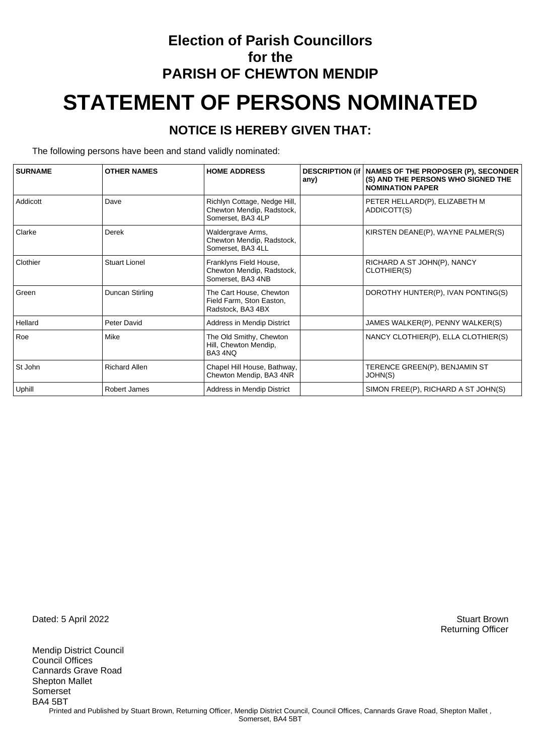# Election of Parish Councillors for the PARISH OF CHEWTON MENDIP

# STATEMENT OF PERSONS NOMINATED

## NOTICE IS HEREBY GIVEN THAT:

The following persons have been and stand validly nominated:

| SURNAME | OTHER NAMES | HOME ADDRESS | DESCRIPTION (if any) | NAMES OF THE PROPOSER (P), SECONDER (S) AND THE PERSONS WHO SIGNED THE NOMINATION PAPER |
|---|---|---|---|---|
| Addicott | Dave | Richlyn Cottage, Nedge Hill, Chewton Mendip, Radstock, Somerset, BA3 4LP | | PETER HELLARD(P), ELIZABETH M ADDICOTT(S) |
| Clarke | Derek | Waldergrave Arms, Chewton Mendip, Radstock, Somerset, BA3 4LL | | KIRSTEN DEANE(P), WAYNE PALMER(S) |
| Clothier | Stuart Lionel | Franklyns Field House, Chewton Mendip, Radstock, Somerset, BA3 4NB | | RICHARD A ST JOHN(P), NANCY CLOTHIER(S) |
| Green | Duncan Stirling | The Cart House, Chewton Field Farm, Ston Easton, Radstock, BA3 4BX | | DOROTHY HUNTER(P), IVAN PONTING(S) |
| Hellard | Peter David | Address in Mendip District | | JAMES WALKER(P), PENNY WALKER(S) |
| Roe | Mike | The Old Smithy, Chewton Hill, Chewton Mendip, BA3 4NQ | | NANCY CLOTHIER(P), ELLA CLOTHIER(S) |
| St John | Richard Allen | Chapel Hill House, Bathway, Chewton Mendip, BA3 4NR | | TERENCE GREEN(P), BENJAMIN ST JOHN(S) |
| Uphill | Robert James | Address in Mendip District | | SIMON FREE(P), RICHARD A ST JOHN(S) |

Dated: 5 April 2022

Stuart Brown
Returning Officer

Mendip District Council
Council Offices
Cannards Grave Road
Shepton Mallet
Somerset
BA4 5BT

Printed and Published by Stuart Brown, Returning Officer, Mendip District Council, Council Offices, Cannards Grave Road, Shepton Mallet , Somerset, BA4 5BT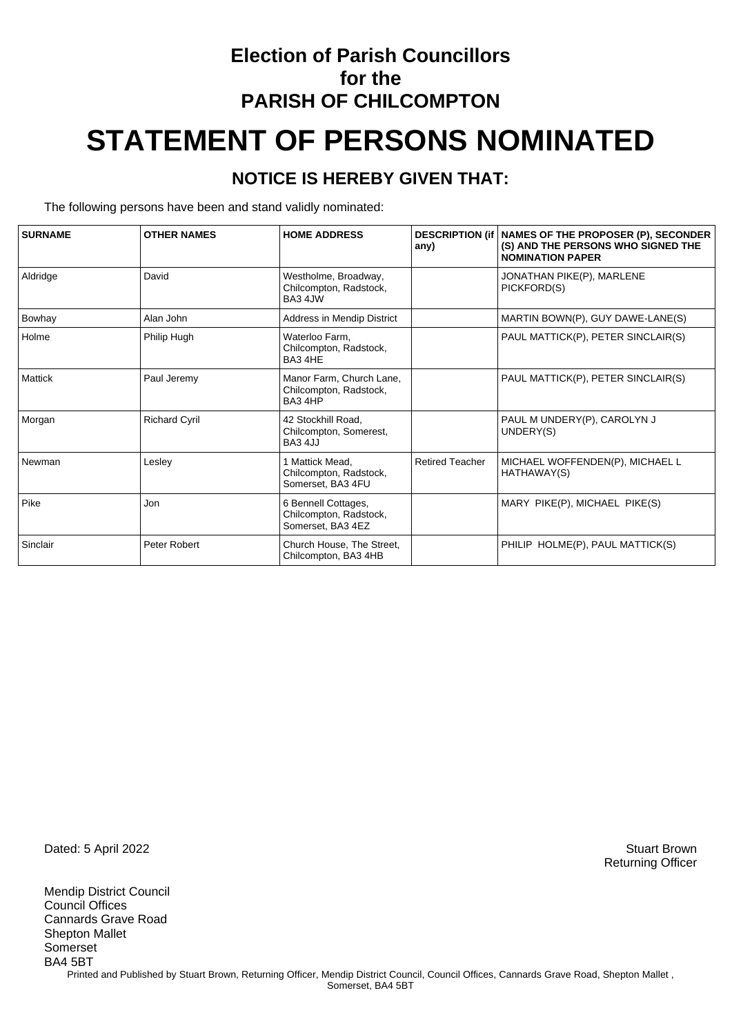# Election of Parish Councillors for the PARISH OF CHILCOMPTON

# STATEMENT OF PERSONS NOMINATED

## NOTICE IS HEREBY GIVEN THAT:

The following persons have been and stand validly nominated:

| SURNAME | OTHER NAMES | HOME ADDRESS | DESCRIPTION (if any) | NAMES OF THE PROPOSER (P), SECONDER (S) AND THE PERSONS WHO SIGNED THE NOMINATION PAPER |
|---|---|---|---|---|
| Aldridge | David | Westholme, Broadway, Chilcompton, Radstock, BA3 4JW | | JONATHAN PIKE(P), MARLENE PICKFORD(S) |
| Bowhay | Alan John | Address in Mendip District | | MARTIN BOWN(P), GUY DAWE-LANE(S) |
| Holme | Philip Hugh | Waterloo Farm, Chilcompton, Radstock, BA3 4HE | | PAUL MATTICK(P), PETER SINCLAIR(S) |
| Mattick | Paul Jeremy | Manor Farm, Church Lane, Chilcompton, Radstock, BA3 4HP | | PAUL MATTICK(P), PETER SINCLAIR(S) |
| Morgan | Richard Cyril | 42 Stockhill Road, Chilcompton, Somerest, BA3 4JJ | | PAUL M UNDERY(P), CAROLYN J UNDERY(S) |
| Newman | Lesley | 1 Mattick Mead, Chilcompton, Radstock, Somerset, BA3 4FU | Retired Teacher | MICHAEL WOFFENDEN(P), MICHAEL L HATHAWAY(S) |
| Pike | Jon | 6 Bennell Cottages, Chilcompton, Radstock, Somerset, BA3 4EZ | | MARY PIKE(P), MICHAEL PIKE(S) |
| Sinclair | Peter Robert | Church House, The Street, Chilcompton, BA3 4HB | | PHILIP HOLME(P), PAUL MATTICK(S) |

Dated: 5 April 2022

Stuart Brown
Returning Officer

Mendip District Council
Council Offices
Cannards Grave Road
Shepton Mallet
Somerset
BA4 5BT

Printed and Published by Stuart Brown, Returning Officer, Mendip District Council, Council Offices, Cannards Grave Road, Shepton Mallet , Somerset, BA4 5BT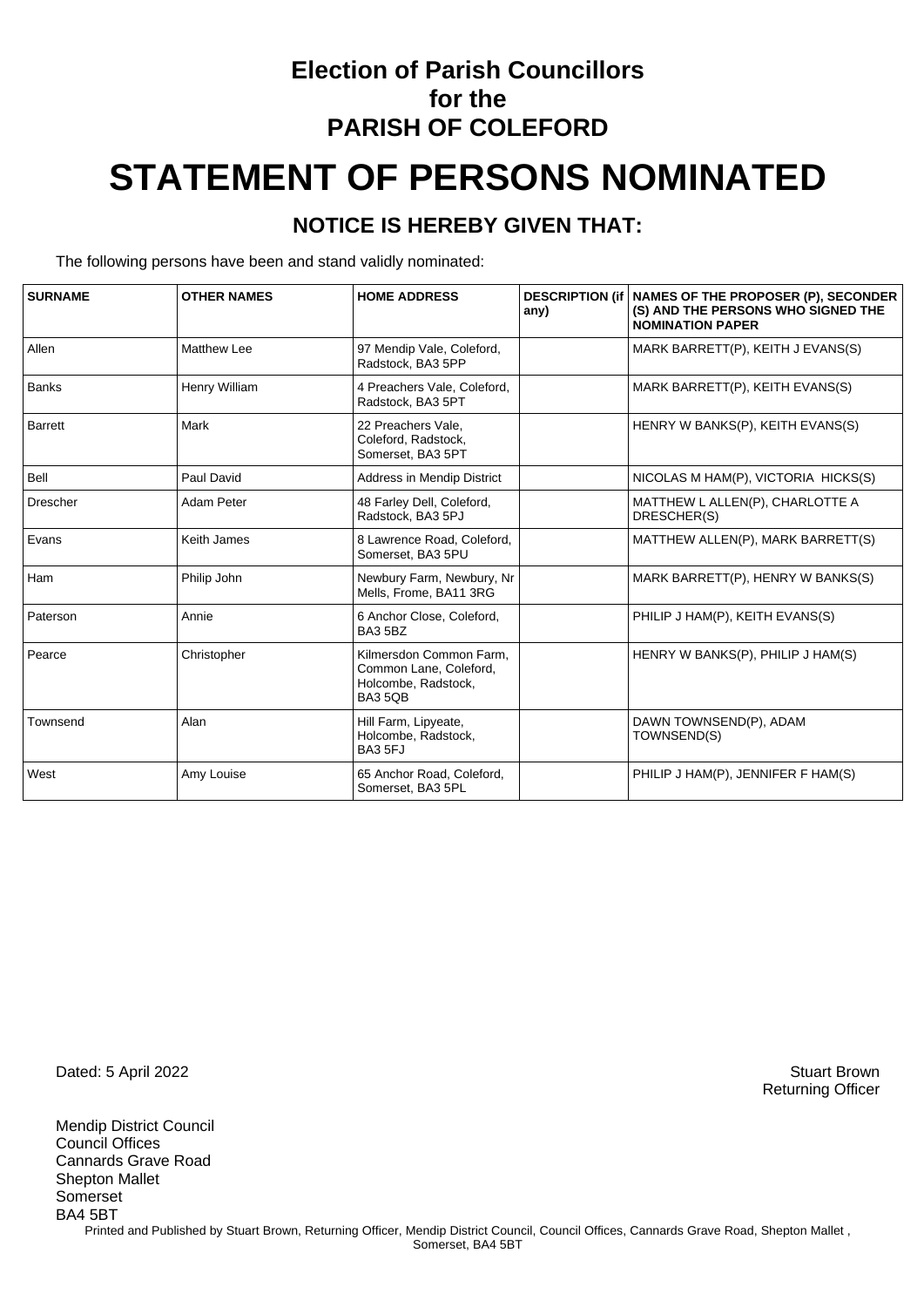# Election of Parish Councillors for the PARISH OF COLEFORD

# STATEMENT OF PERSONS NOMINATED

## NOTICE IS HEREBY GIVEN THAT:

The following persons have been and stand validly nominated:

| SURNAME | OTHER NAMES | HOME ADDRESS | DESCRIPTION (if any) | NAMES OF THE PROPOSER (P), SECONDER (S) AND THE PERSONS WHO SIGNED THE NOMINATION PAPER |
|---|---|---|---|---|
| Allen | Matthew Lee | 97 Mendip Vale, Coleford, Radstock, BA3 5PP | | MARK BARRETT(P), KEITH J EVANS(S) |
| Banks | Henry William | 4 Preachers Vale, Coleford, Radstock, BA3 5PT | | MARK BARRETT(P), KEITH EVANS(S) |
| Barrett | Mark | 22 Preachers Vale, Coleford, Radstock, Somerset, BA3 5PT | | HENRY W BANKS(P), KEITH EVANS(S) |
| Bell | Paul David | Address in Mendip District | | NICOLAS M HAM(P), VICTORIA HICKS(S) |
| Drescher | Adam Peter | 48 Farley Dell, Coleford, Radstock, BA3 5PJ | | MATTHEW L ALLEN(P), CHARLOTTE A DRESCHER(S) |
| Evans | Keith James | 8 Lawrence Road, Coleford, Somerset, BA3 5PU | | MATTHEW ALLEN(P), MARK BARRETT(S) |
| Ham | Philip John | Newbury Farm, Newbury, Nr Mells, Frome, BA11 3RG | | MARK BARRETT(P), HENRY W BANKS(S) |
| Paterson | Annie | 6 Anchor Close, Coleford, BA3 5BZ | | PHILIP J HAM(P), KEITH EVANS(S) |
| Pearce | Christopher | Kilmersdon Common Farm, Common Lane, Coleford, Holcombe, Radstock, BA3 5QB | | HENRY W BANKS(P), PHILIP J HAM(S) |
| Townsend | Alan | Hill Farm, Lipyeate, Holcombe, Radstock, BA3 5FJ | | DAWN TOWNSEND(P), ADAM TOWNSEND(S) |
| West | Amy Louise | 65 Anchor Road, Coleford, Somerset, BA3 5PL | | PHILIP J HAM(P), JENNIFER F HAM(S) |

Dated: 5 April 2022

Stuart Brown
Returning Officer

Mendip District Council
Council Offices
Cannards Grave Road
Shepton Mallet
Somerset
BA4 5BT

Printed and Published by Stuart Brown, Returning Officer, Mendip District Council, Council Offices, Cannards Grave Road, Shepton Mallet , Somerset, BA4 5BT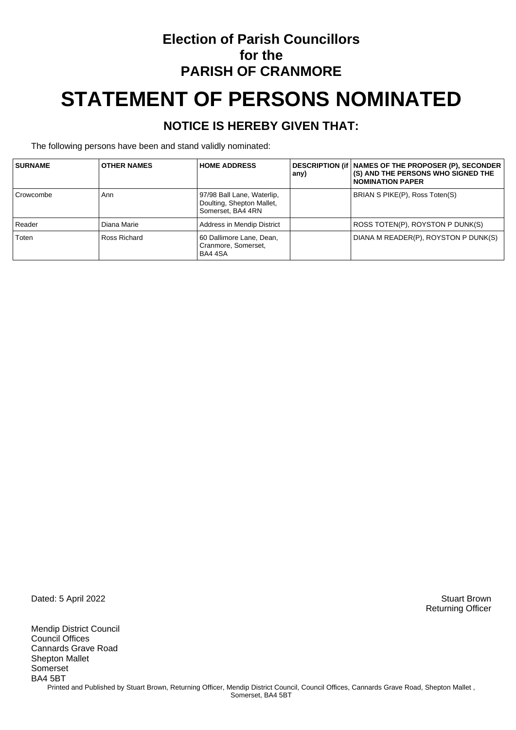# Election of Parish Councillors for the PARISH OF CRANMORE

# STATEMENT OF PERSONS NOMINATED

## NOTICE IS HEREBY GIVEN THAT:

The following persons have been and stand validly nominated:

| SURNAME | OTHER NAMES | HOME ADDRESS | DESCRIPTION (if any) | NAMES OF THE PROPOSER (P), SECONDER (S) AND THE PERSONS WHO SIGNED THE NOMINATION PAPER |
|---|---|---|---|---|
| Crowcombe | Ann | 97/98 Ball Lane, Waterlip, Doulting, Shepton Mallet, Somerset, BA4 4RN | | BRIAN S PIKE(P), Ross Toten(S) |
| Reader | Diana Marie | Address in Mendip District | | ROSS TOTEN(P), ROYSTON P DUNK(S) |
| Toten | Ross Richard | 60 Dallimore Lane, Dean, Cranmore, Somerset, BA4 4SA | | DIANA M READER(P), ROYSTON P DUNK(S) |

Dated: 5 April 2022

Stuart Brown
Returning Officer

Mendip District Council
Council Offices
Cannards Grave Road
Shepton Mallet
Somerset
BA4 5BT

Printed and Published by Stuart Brown, Returning Officer, Mendip District Council, Council Offices, Cannards Grave Road, Shepton Mallet , Somerset, BA4 5BT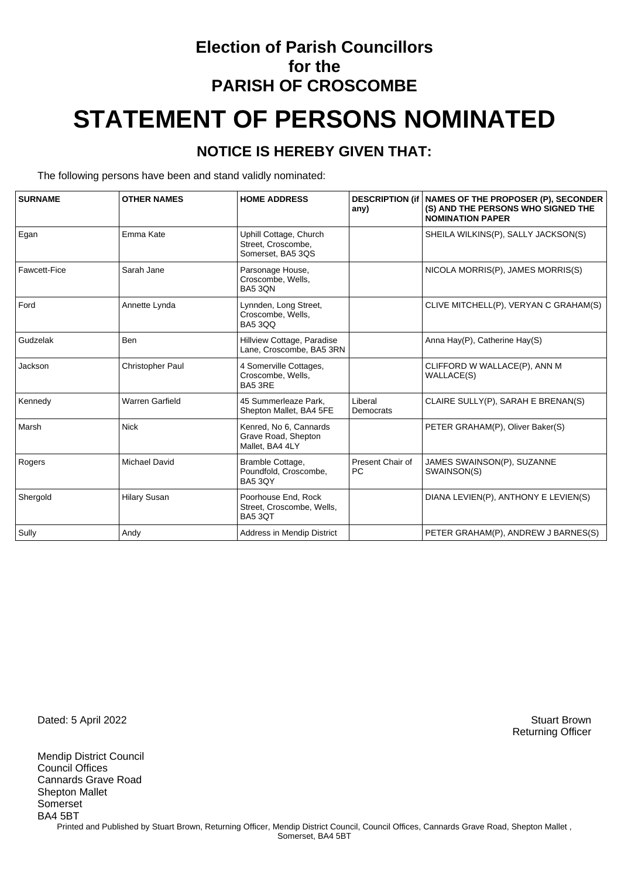# Election of Parish Councillors for the PARISH OF CROSCOMBE

# STATEMENT OF PERSONS NOMINATED

## NOTICE IS HEREBY GIVEN THAT:

The following persons have been and stand validly nominated:

| SURNAME | OTHER NAMES | HOME ADDRESS | DESCRIPTION (if any) | NAMES OF THE PROPOSER (P), SECONDER (S) AND THE PERSONS WHO SIGNED THE NOMINATION PAPER |
|---|---|---|---|---|
| Egan | Emma Kate | Uphill Cottage, Church Street, Croscombe, Somerset, BA5 3QS | | SHEILA WILKINS(P), SALLY JACKSON(S) |
| Fawcett-Fice | Sarah Jane | Parsonage House, Croscombe, Wells, BA5 3QN | | NICOLA MORRIS(P), JAMES MORRIS(S) |
| Ford | Annette Lynda | Lynnden, Long Street, Croscombe, Wells, BA5 3QQ | | CLIVE MITCHELL(P), VERYAN C GRAHAM(S) |
| Gudzelak | Ben | Hillview Cottage, Paradise Lane, Croscombe, BA5 3RN | | Anna Hay(P), Catherine Hay(S) |
| Jackson | Christopher Paul | 4 Somerville Cottages, Croscombe, Wells, BA5 3RE | | CLIFFORD W WALLACE(P), ANN M WALLACE(S) |
| Kennedy | Warren Garfield | 45 Summerleaze Park, Shepton Mallet, BA4 5FE | Liberal Democrats | CLAIRE SULLY(P), SARAH E BRENAN(S) |
| Marsh | Nick | Kenred, No 6, Cannards Grave Road, Shepton Mallet, BA4 4LY | | PETER GRAHAM(P), Oliver Baker(S) |
| Rogers | Michael David | Bramble Cottage, Poundfold, Croscombe, BA5 3QY | Present Chair of PC | JAMES SWAINSON(P), SUZANNE SWAINSON(S) |
| Shergold | Hilary Susan | Poorhouse End, Rock Street, Croscombe, Wells, BA5 3QT | | DIANA LEVIEN(P), ANTHONY E LEVIEN(S) |
| Sully | Andy | Address in Mendip District | | PETER GRAHAM(P), ANDREW J BARNES(S) |

Dated: 5 April 2022

Stuart Brown
Returning Officer

Mendip District Council
Council Offices
Cannards Grave Road
Shepton Mallet
Somerset
BA4 5BT

Printed and Published by Stuart Brown, Returning Officer, Mendip District Council, Council Offices, Cannards Grave Road, Shepton Mallet , Somerset, BA4 5BT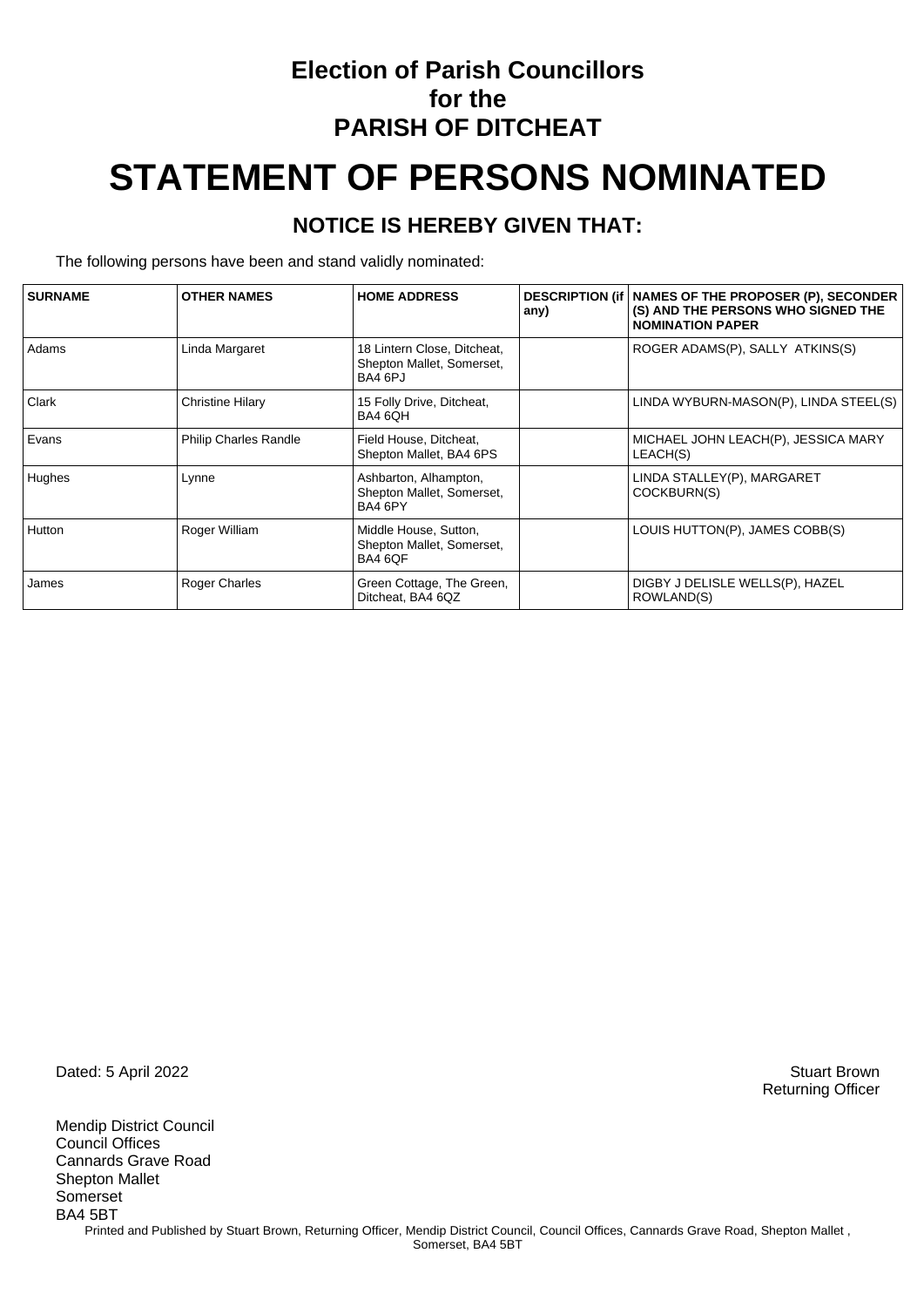**Election of Parish Councillors**
**for the**
**PARISH OF DITCHEAT**

# STATEMENT OF PERSONS NOMINATED

## NOTICE IS HEREBY GIVEN THAT:

The following persons have been and stand validly nominated:

| SURNAME | OTHER NAMES | HOME ADDRESS | DESCRIPTION (if any) | NAMES OF THE PROPOSER (P), SECONDER (S) AND THE PERSONS WHO SIGNED THE NOMINATION PAPER |
|---|---|---|---|---|
| Adams | Linda Margaret | 18 Lintern Close, Ditcheat, Shepton Mallet, Somerset, BA4 6PJ | | ROGER ADAMS(P), SALLY ATKINS(S) |
| Clark | Christine Hilary | 15 Folly Drive, Ditcheat, BA4 6QH | | LINDA WYBURN-MASON(P), LINDA STEEL(S) |
| Evans | Philip Charles Randle | Field House, Ditcheat, Shepton Mallet, BA4 6PS | | MICHAEL JOHN LEACH(P), JESSICA MARY LEACH(S) |
| Hughes | Lynne | Ashbarton, Alhampton, Shepton Mallet, Somerset, BA4 6PY | | LINDA STALLEY(P), MARGARET COCKBURN(S) |
| Hutton | Roger William | Middle House, Sutton, Shepton Mallet, Somerset, BA4 6QF | | LOUIS HUTTON(P), JAMES COBB(S) |
| James | Roger Charles | Green Cottage, The Green, Ditcheat, BA4 6QZ | | DIGBY J DELISLE WELLS(P), HAZEL ROWLAND(S) |

Dated: 5 April 2022

Stuart Brown
Returning Officer

Mendip District Council
Council Offices
Cannards Grave Road
Shepton Mallet
Somerset
BA4 5BT

Printed and Published by Stuart Brown, Returning Officer, Mendip District Council, Council Offices, Cannards Grave Road, Shepton Mallet , Somerset, BA4 5BT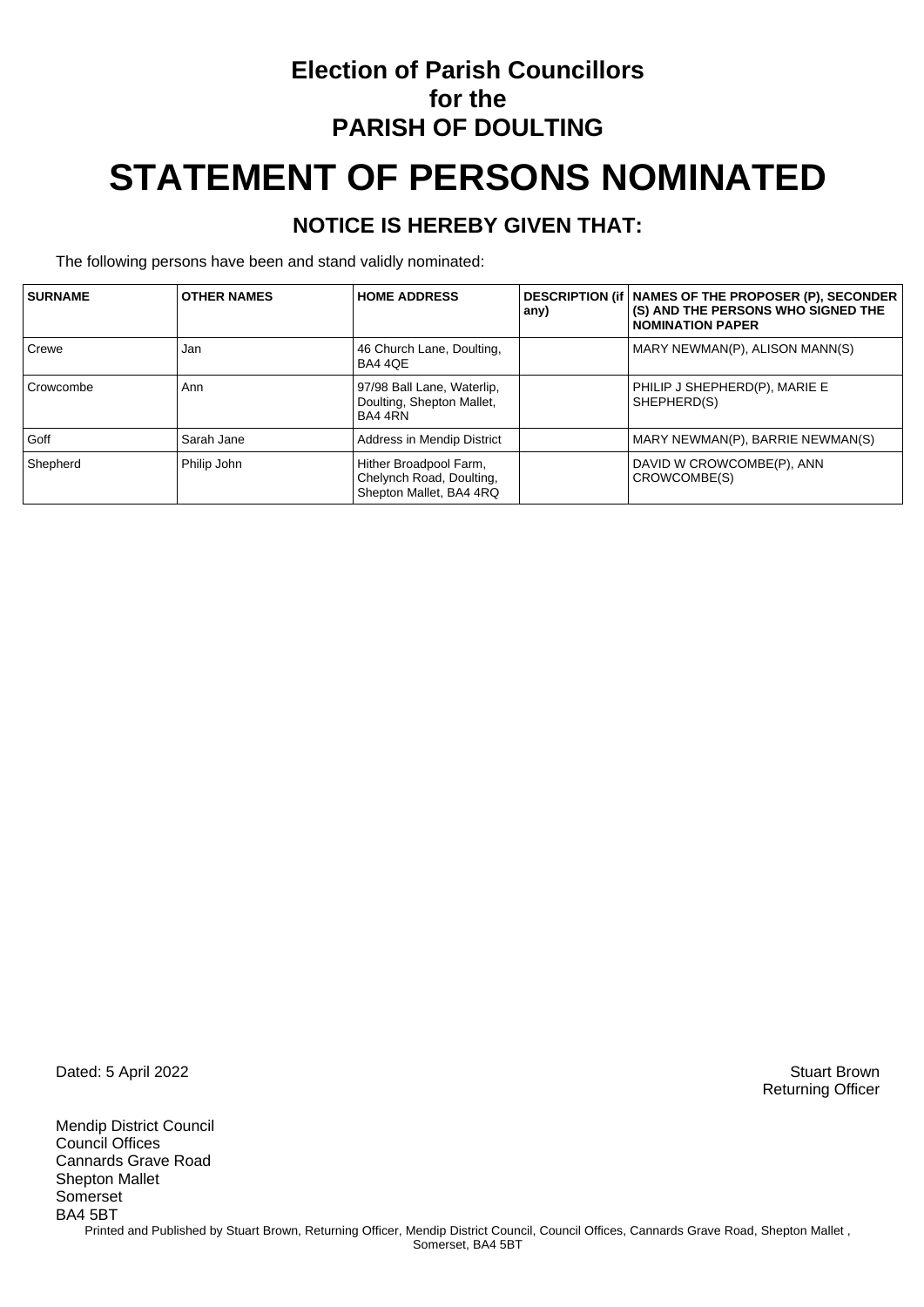# Election of Parish Councillors for the PARISH OF DOULTING

# STATEMENT OF PERSONS NOMINATED

## NOTICE IS HEREBY GIVEN THAT:

The following persons have been and stand validly nominated:

| SURNAME | OTHER NAMES | HOME ADDRESS | DESCRIPTION (if any) | NAMES OF THE PROPOSER (P), SECONDER (S) AND THE PERSONS WHO SIGNED THE NOMINATION PAPER |
|---|---|---|---|---|
| Crewe | Jan | 46 Church Lane, Doulting, BA4 4QE | | MARY NEWMAN(P), ALISON MANN(S) |
| Crowcombe | Ann | 97/98 Ball Lane, Waterlip, Doulting, Shepton Mallet, BA4 4RN | | PHILIP J SHEPHERD(P), MARIE E SHEPHERD(S) |
| Goff | Sarah Jane | Address in Mendip District | | MARY NEWMAN(P), BARRIE NEWMAN(S) |
| Shepherd | Philip John | Hither Broadpool Farm, Chelynch Road, Doulting, Shepton Mallet, BA4 4RQ | | DAVID W CROWCOMBE(P), ANN CROWCOMBE(S) |

Dated: 5 April 2022

Stuart Brown
Returning Officer

Mendip District Council
Council Offices
Cannards Grave Road
Shepton Mallet
Somerset
BA4 5BT

Printed and Published by Stuart Brown, Returning Officer, Mendip District Council, Council Offices, Cannards Grave Road, Shepton Mallet , Somerset, BA4 5BT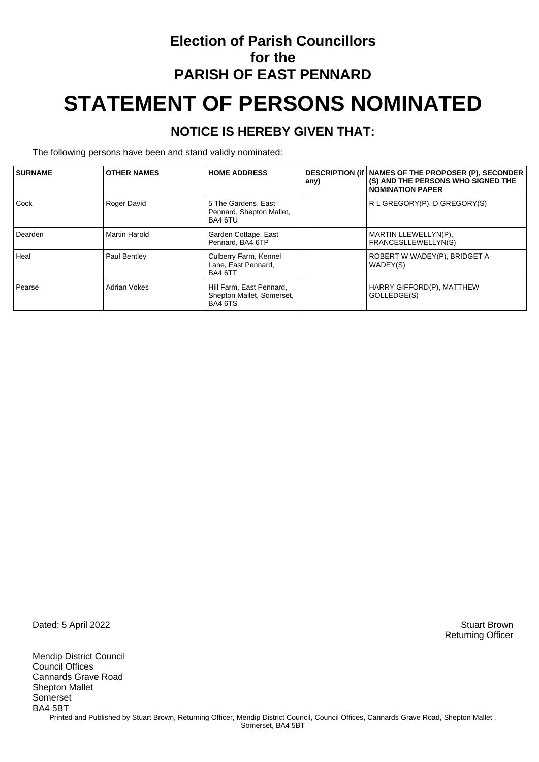# Election of Parish Councillors for the PARISH OF EAST PENNARD

# STATEMENT OF PERSONS NOMINATED

## NOTICE IS HEREBY GIVEN THAT:

The following persons have been and stand validly nominated:

| SURNAME | OTHER NAMES | HOME ADDRESS | DESCRIPTION (if any) | NAMES OF THE PROPOSER (P), SECONDER (S) AND THE PERSONS WHO SIGNED THE NOMINATION PAPER |
|---|---|---|---|---|
| Cock | Roger David | 5 The Gardens, East Pennard, Shepton Mallet, BA4 6TU | | R L GREGORY(P), D GREGORY(S) |
| Dearden | Martin Harold | Garden Cottage, East Pennard, BA4 6TP | | MARTIN LLEWELLYN(P), FRANCESLLEWELLYN(S) |
| Heal | Paul Bentley | Culberry Farm, Kennel Lane, East Pennard, BA4 6TT | | ROBERT W WADEY(P), BRIDGET A WADEY(S) |
| Pearse | Adrian Vokes | Hill Farm, East Pennard, Shepton Mallet, Somerset, BA4 6TS | | HARRY GIFFORD(P), MATTHEW GOLLEDGE(S) |

Dated: 5 April 2022

Stuart Brown
Returning Officer

Mendip District Council
Council Offices
Cannards Grave Road
Shepton Mallet
Somerset
BA4 5BT

Printed and Published by Stuart Brown, Returning Officer, Mendip District Council, Council Offices, Cannards Grave Road, Shepton Mallet , Somerset, BA4 5BT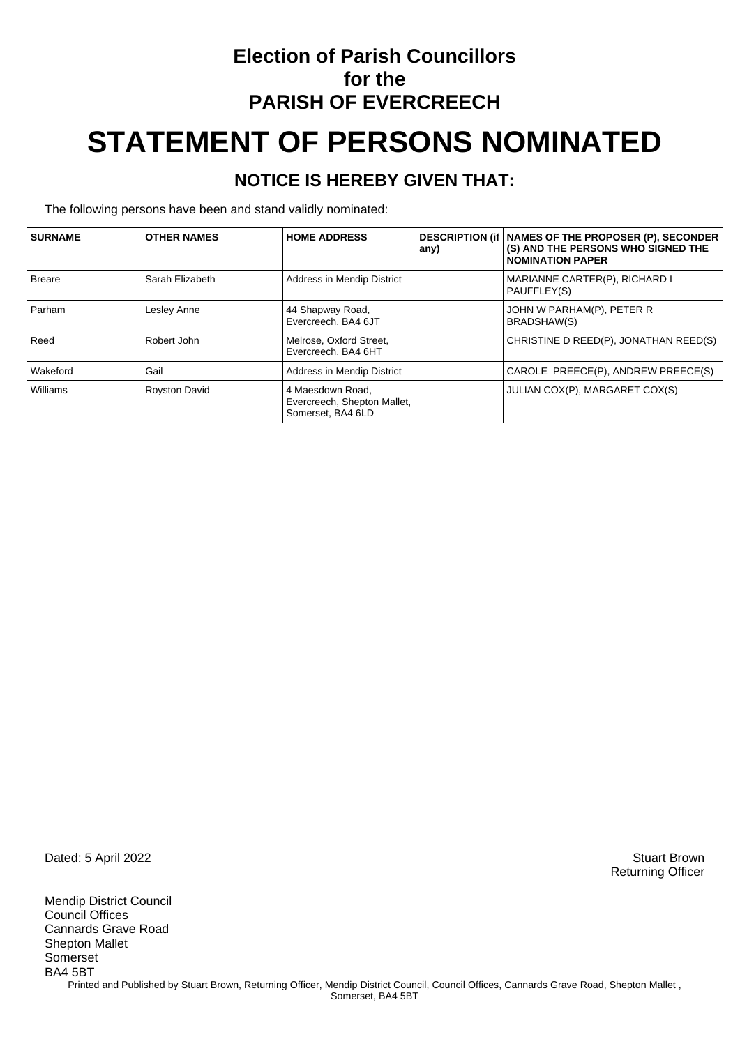# Election of Parish Councillors for the PARISH OF EVERCREECH

# STATEMENT OF PERSONS NOMINATED

## NOTICE IS HEREBY GIVEN THAT:

The following persons have been and stand validly nominated:

| SURNAME | OTHER NAMES | HOME ADDRESS | DESCRIPTION (if any) | NAMES OF THE PROPOSER (P), SECONDER (S) AND THE PERSONS WHO SIGNED THE NOMINATION PAPER |
|---|---|---|---|---|
| Breare | Sarah Elizabeth | Address in Mendip District | | MARIANNE CARTER(P), RICHARD I PAUFFLEY(S) |
| Parham | Lesley Anne | 44 Shapway Road, Evercreech, BA4 6JT | | JOHN W PARHAM(P), PETER R BRADSHAW(S) |
| Reed | Robert John | Melrose, Oxford Street, Evercreech, BA4 6HT | | CHRISTINE D REED(P), JONATHAN REED(S) |
| Wakeford | Gail | Address in Mendip District | | CAROLE PREECE(P), ANDREW PREECE(S) |
| Williams | Royston David | 4 Maesdown Road, Evercreech, Shepton Mallet, Somerset, BA4 6LD | | JULIAN COX(P), MARGARET COX(S) |

Dated: 5 April 2022

Stuart Brown
Returning Officer

Mendip District Council
Council Offices
Cannards Grave Road
Shepton Mallet
Somerset
BA4 5BT

Printed and Published by Stuart Brown, Returning Officer, Mendip District Council, Council Offices, Cannards Grave Road, Shepton Mallet , Somerset, BA4 5BT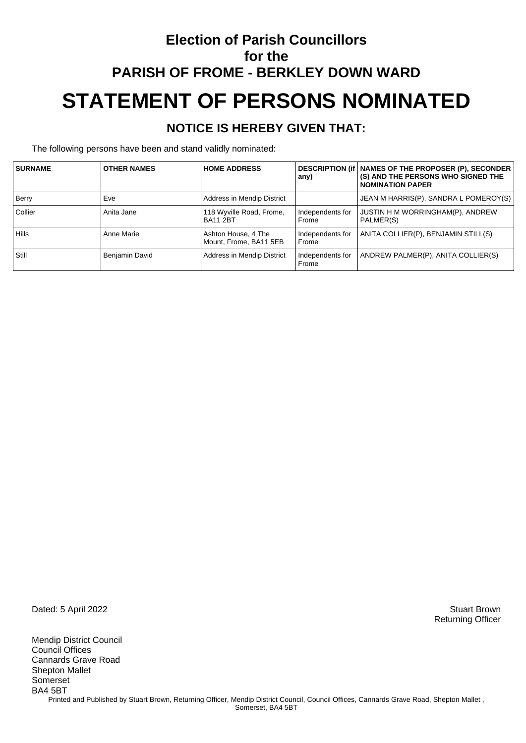# Election of Parish Councillors for the PARISH OF FROME - BERKLEY DOWN WARD

# STATEMENT OF PERSONS NOMINATED

## NOTICE IS HEREBY GIVEN THAT:

The following persons have been and stand validly nominated:

| SURNAME | OTHER NAMES | HOME ADDRESS | DESCRIPTION (if any) | NAMES OF THE PROPOSER (P), SECONDER (S) AND THE PERSONS WHO SIGNED THE NOMINATION PAPER |
|---|---|---|---|---|
| Berry | Eve | Address in Mendip District | | JEAN M HARRIS(P), SANDRA L POMEROY(S) |
| Collier | Anita Jane | 118 Wyville Road, Frome, BA11 2BT | Independents for Frome | JUSTIN H M WORRINGHAM(P), ANDREW PALMER(S) |
| Hills | Anne Marie | Ashton House, 4 The Mount, Frome, BA11 5EB | Independents for Frome | ANITA COLLIER(P), BENJAMIN STILL(S) |
| Still | Benjamin David | Address in Mendip District | Independents for Frome | ANDREW PALMER(P), ANITA COLLIER(S) |

Dated: 5 April 2022

Stuart Brown
Returning Officer

Mendip District Council
Council Offices
Cannards Grave Road
Shepton Mallet
Somerset
BA4 5BT

Printed and Published by Stuart Brown, Returning Officer, Mendip District Council, Council Offices, Cannards Grave Road, Shepton Mallet , Somerset, BA4 5BT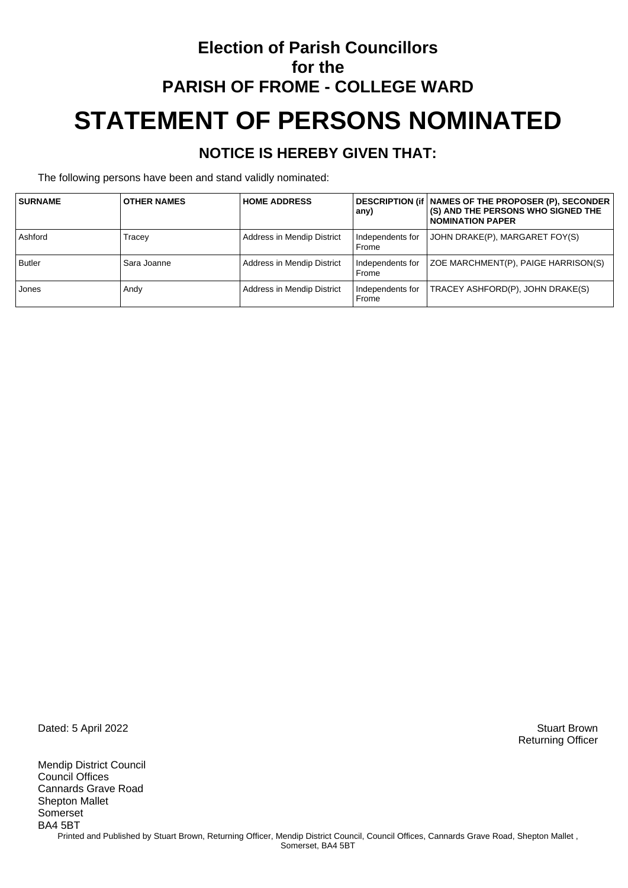# Election of Parish Councillors for the PARISH OF FROME - COLLEGE WARD

# STATEMENT OF PERSONS NOMINATED

## NOTICE IS HEREBY GIVEN THAT:

The following persons have been and stand validly nominated:

| SURNAME | OTHER NAMES | HOME ADDRESS | DESCRIPTION (if any) | NAMES OF THE PROPOSER (P), SECONDER (S) AND THE PERSONS WHO SIGNED THE NOMINATION PAPER |
|---|---|---|---|---|
| Ashford | Tracey | Address in Mendip District | Independents for Frome | JOHN DRAKE(P), MARGARET FOY(S) |
| Butler | Sara Joanne | Address in Mendip District | Independents for Frome | ZOE MARCHMENT(P), PAIGE HARRISON(S) |
| Jones | Andy | Address in Mendip District | Independents for Frome | TRACEY ASHFORD(P), JOHN DRAKE(S) |

Dated: 5 April 2022

Stuart Brown
Returning Officer

Mendip District Council
Council Offices
Cannards Grave Road
Shepton Mallet
Somerset
BA4 5BT

Printed and Published by Stuart Brown, Returning Officer, Mendip District Council, Council Offices, Cannards Grave Road, Shepton Mallet , Somerset, BA4 5BT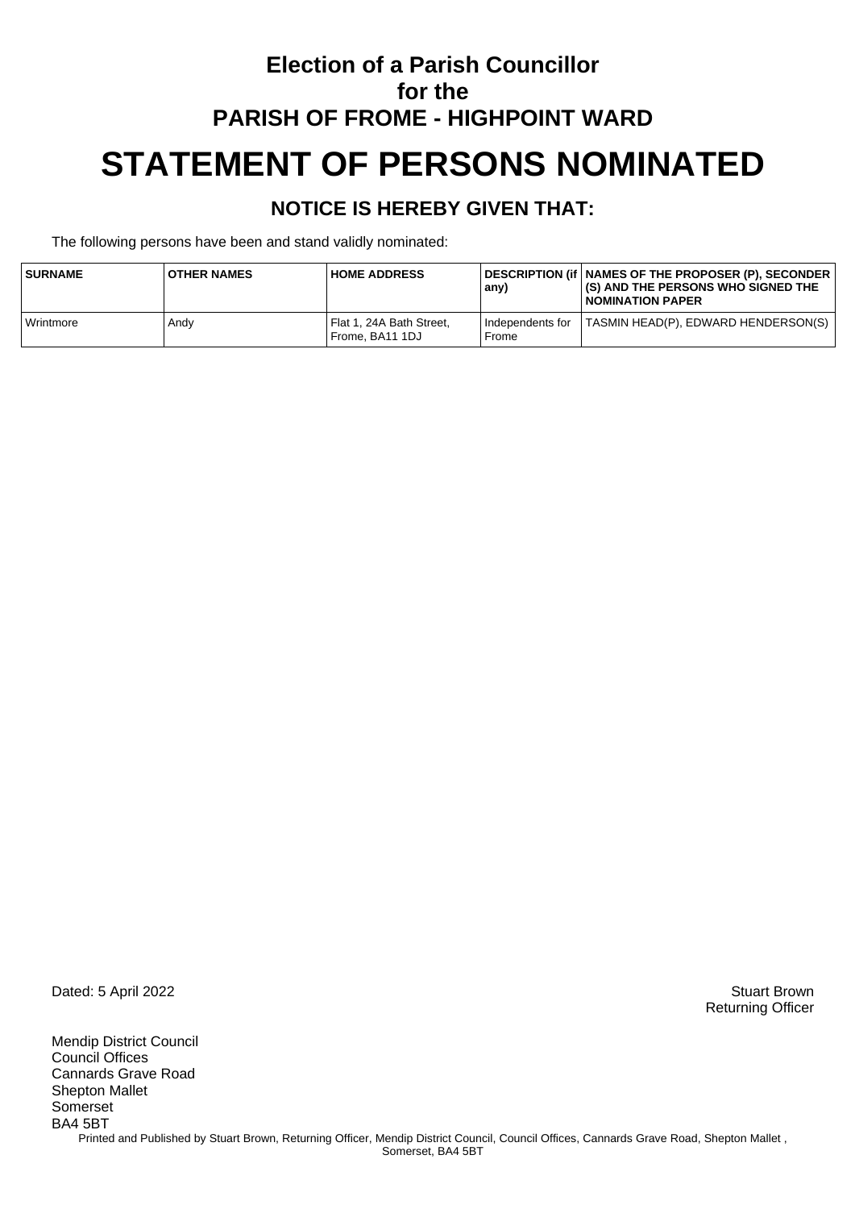# Election of a Parish Councillor
# for the
# PARISH OF FROME - HIGHPOINT WARD

# STATEMENT OF PERSONS NOMINATED

## NOTICE IS HEREBY GIVEN THAT:

The following persons have been and stand validly nominated:

| SURNAME | OTHER NAMES | HOME ADDRESS | DESCRIPTION (if any) | NAMES OF THE PROPOSER (P), SECONDER (S) AND THE PERSONS WHO SIGNED THE NOMINATION PAPER |
|---|---|---|---|---|
| Wrintmore | Andy | Flat 1, 24A Bath Street, Frome, BA11 1DJ | Independents for Frome | TASMIN HEAD(P), EDWARD HENDERSON(S) |

Dated: 5 April 2022

Stuart Brown
Returning Officer

Mendip District Council
Council Offices
Cannards Grave Road
Shepton Mallet
Somerset
BA4 5BT

Printed and Published by Stuart Brown, Returning Officer, Mendip District Council, Council Offices, Cannards Grave Road, Shepton Mallet , Somerset, BA4 5BT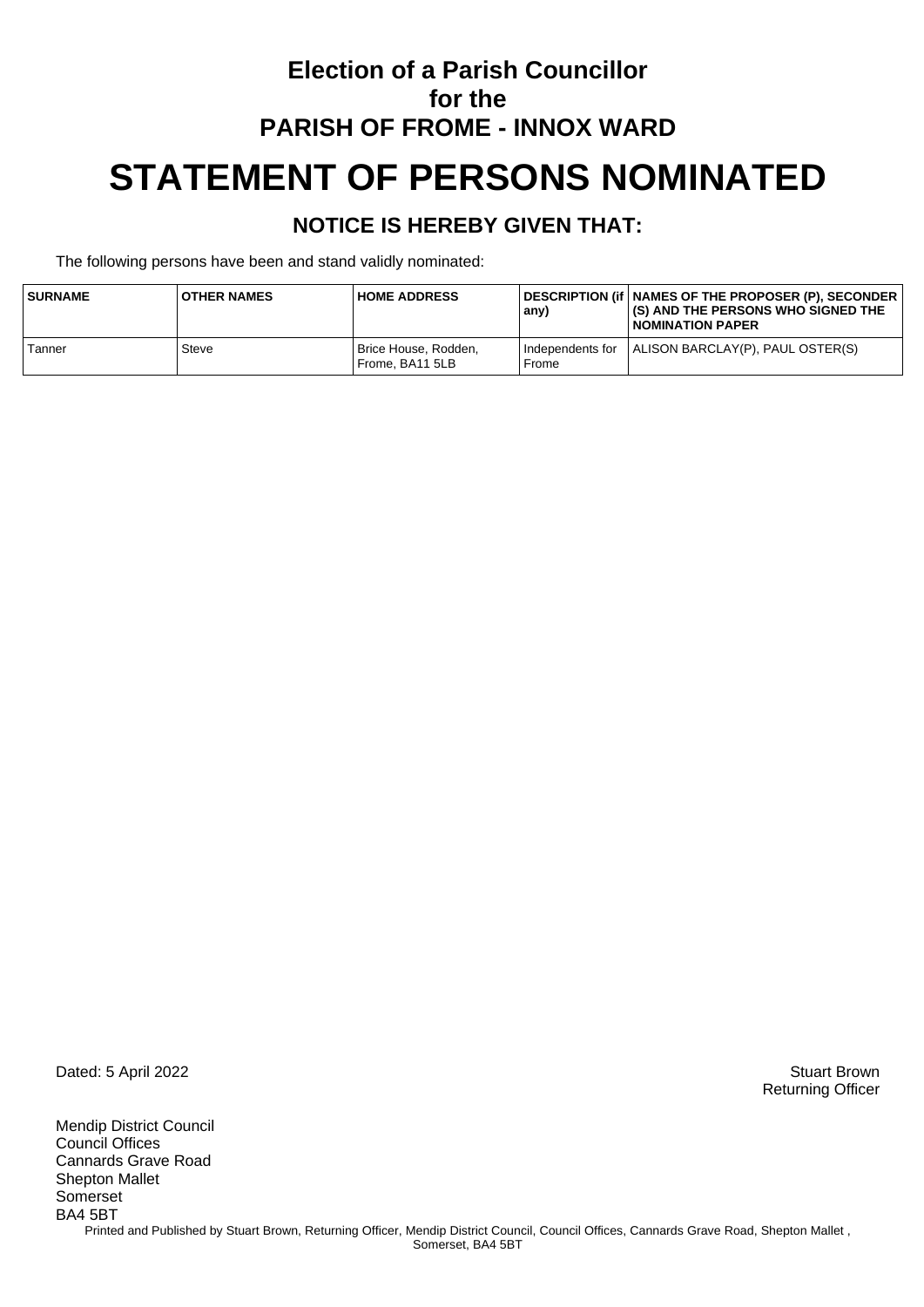# Election of a Parish Councillor for the PARISH OF FROME - INNOX WARD

# STATEMENT OF PERSONS NOMINATED

## NOTICE IS HEREBY GIVEN THAT:

The following persons have been and stand validly nominated:

| SURNAME | OTHER NAMES | HOME ADDRESS | DESCRIPTION (if any) | NAMES OF THE PROPOSER (P), SECONDER (S) AND THE PERSONS WHO SIGNED THE NOMINATION PAPER |
|---|---|---|---|---|
| Tanner | Steve | Brice House, Rodden, Frome, BA11 5LB | Independents for Frome | ALISON BARCLAY(P), PAUL OSTER(S) |

Dated: 5 April 2022

Stuart Brown
Returning Officer

Mendip District Council
Council Offices
Cannards Grave Road
Shepton Mallet
Somerset
BA4 5BT

Printed and Published by Stuart Brown, Returning Officer, Mendip District Council, Council Offices, Cannards Grave Road, Shepton Mallet , Somerset, BA4 5BT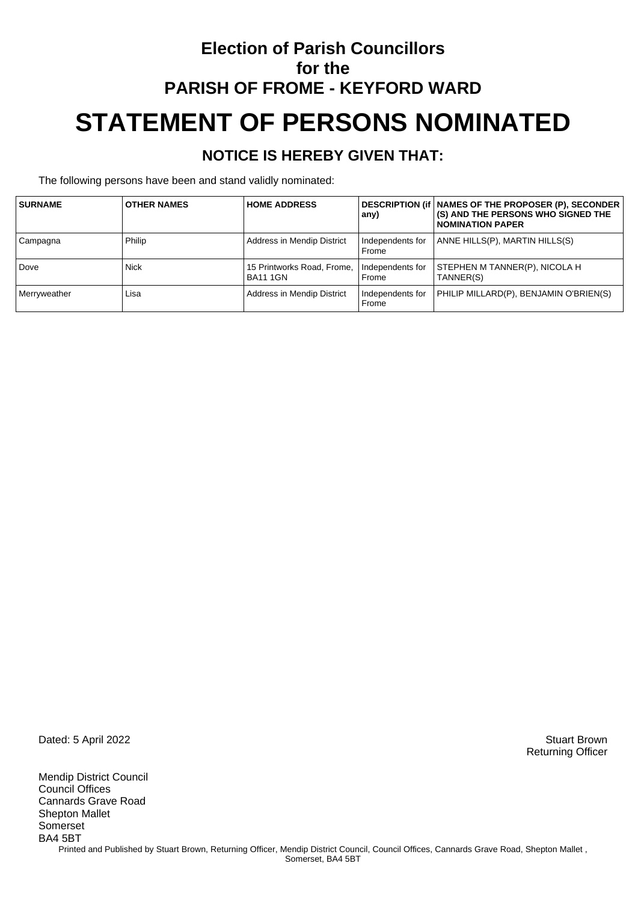# Election of Parish Councillors for the PARISH OF FROME - KEYFORD WARD

# STATEMENT OF PERSONS NOMINATED

## NOTICE IS HEREBY GIVEN THAT:

The following persons have been and stand validly nominated:

| SURNAME | OTHER NAMES | HOME ADDRESS | DESCRIPTION (if any) | NAMES OF THE PROPOSER (P), SECONDER (S) AND THE PERSONS WHO SIGNED THE NOMINATION PAPER |
|---|---|---|---|---|
| Campagna | Philip | Address in Mendip District | Independents for Frome | ANNE HILLS(P), MARTIN HILLS(S) |
| Dove | Nick | 15 Printworks Road, Frome, BA11 1GN | Independents for Frome | STEPHEN M TANNER(P), NICOLA H TANNER(S) |
| Merryweather | Lisa | Address in Mendip District | Independents for Frome | PHILIP MILLARD(P), BENJAMIN O'BRIEN(S) |

Dated: 5 April 2022

Stuart Brown
Returning Officer

Mendip District Council
Council Offices
Cannards Grave Road
Shepton Mallet
Somerset
BA4 5BT

Printed and Published by Stuart Brown, Returning Officer, Mendip District Council, Council Offices, Cannards Grave Road, Shepton Mallet , Somerset, BA4 5BT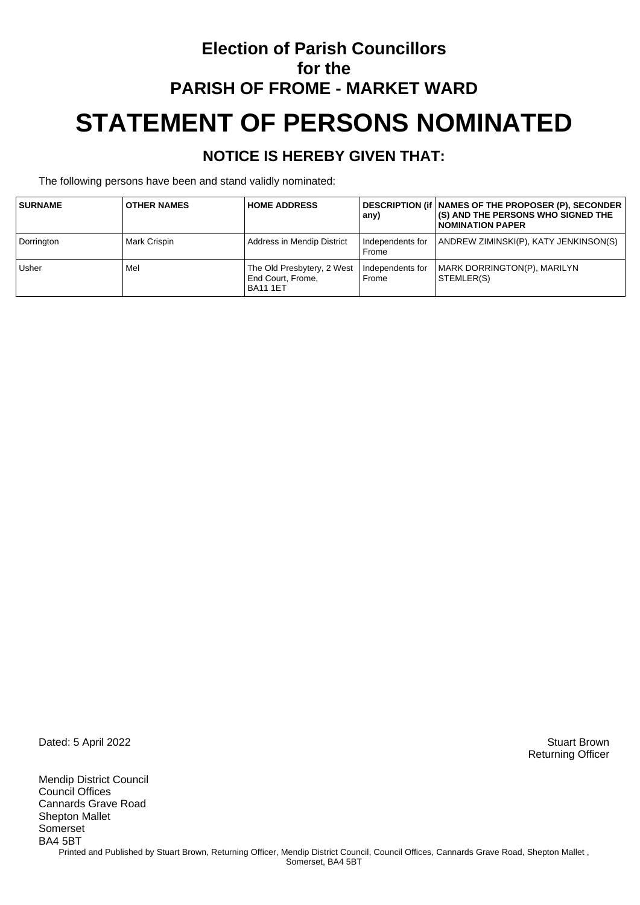# Election of Parish Councillors
# for the
# PARISH OF FROME - MARKET WARD

# STATEMENT OF PERSONS NOMINATED

## NOTICE IS HEREBY GIVEN THAT:

The following persons have been and stand validly nominated:

| SURNAME | OTHER NAMES | HOME ADDRESS | DESCRIPTION (if any) | NAMES OF THE PROPOSER (P), SECONDER (S) AND THE PERSONS WHO SIGNED THE NOMINATION PAPER |
|---|---|---|---|---|
| Dorrington | Mark Crispin | Address in Mendip District | Independents for Frome | ANDREW ZIMINSKI(P), KATY JENKINSON(S) |
| Usher | Mel | The Old Presbytery, 2 West End Court, Frome, BA11 1ET | Independents for Frome | MARK DORRINGTON(P), MARILYN STEMLER(S) |

Dated: 5 April 2022

Stuart Brown
Returning Officer

Mendip District Council
Council Offices
Cannards Grave Road
Shepton Mallet
Somerset
BA4 5BT

Printed and Published by Stuart Brown, Returning Officer, Mendip District Council, Council Offices, Cannards Grave Road, Shepton Mallet , Somerset, BA4 5BT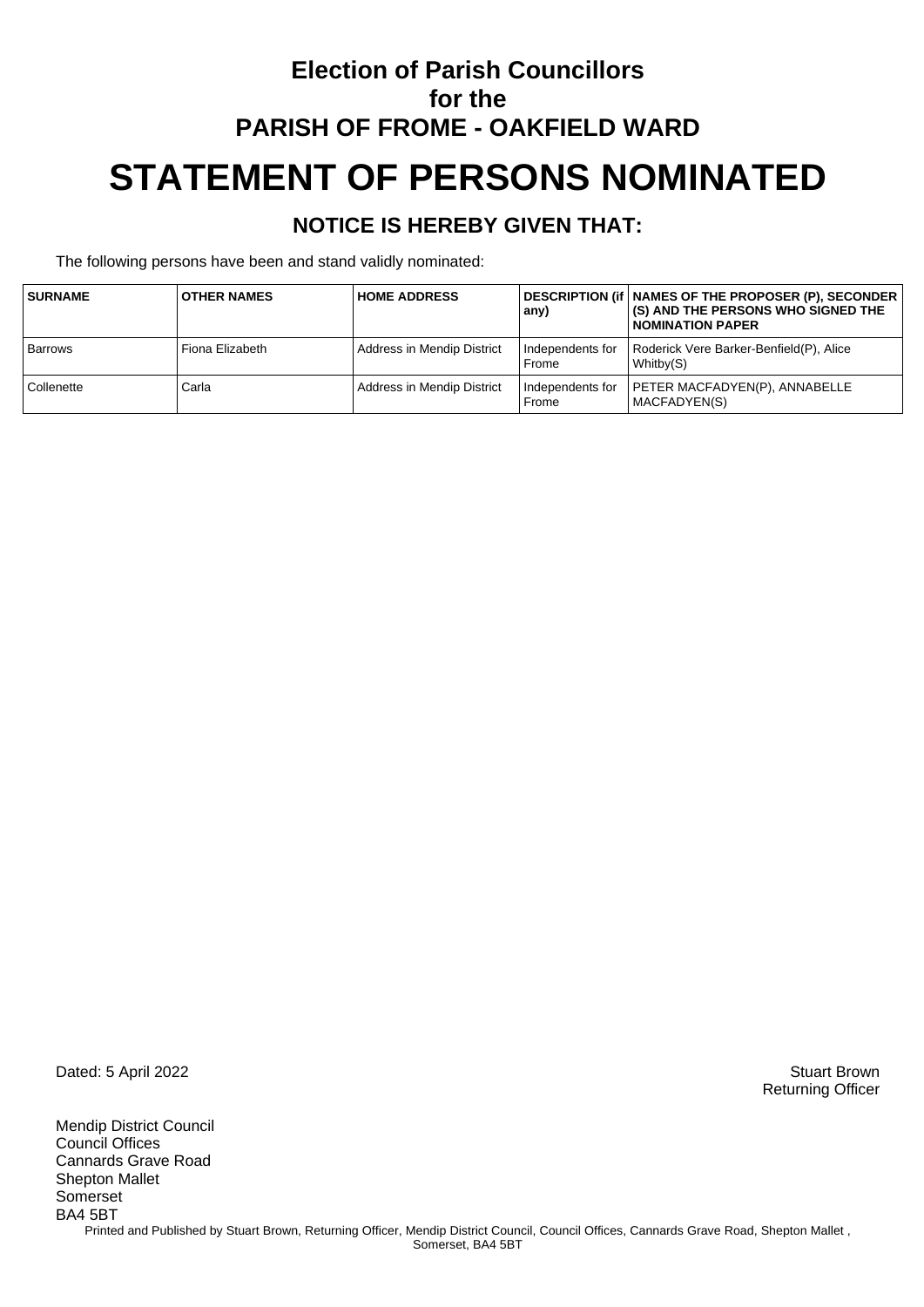## Election of Parish Councillors
## for the
## PARISH OF FROME - OAKFIELD WARD

# STATEMENT OF PERSONS NOMINATED

### NOTICE IS HEREBY GIVEN THAT:

The following persons have been and stand validly nominated:

| SURNAME | OTHER NAMES | HOME ADDRESS | DESCRIPTION (if any) | NAMES OF THE PROPOSER (P), SECONDER (S) AND THE PERSONS WHO SIGNED THE NOMINATION PAPER |
|---|---|---|---|---|
| Barrows | Fiona Elizabeth | Address in Mendip District | Independents for Frome | Roderick Vere Barker-Benfield(P), Alice Whitby(S) |
| Collenette | Carla | Address in Mendip District | Independents for Frome | PETER MACFADYEN(P), ANNABELLE MACFADYEN(S) |

Dated: 5 April 2022

Stuart Brown
Returning Officer

Mendip District Council
Council Offices
Cannards Grave Road
Shepton Mallet
Somerset
BA4 5BT

Printed and Published by Stuart Brown, Returning Officer, Mendip District Council, Council Offices, Cannards Grave Road, Shepton Mallet , Somerset, BA4 5BT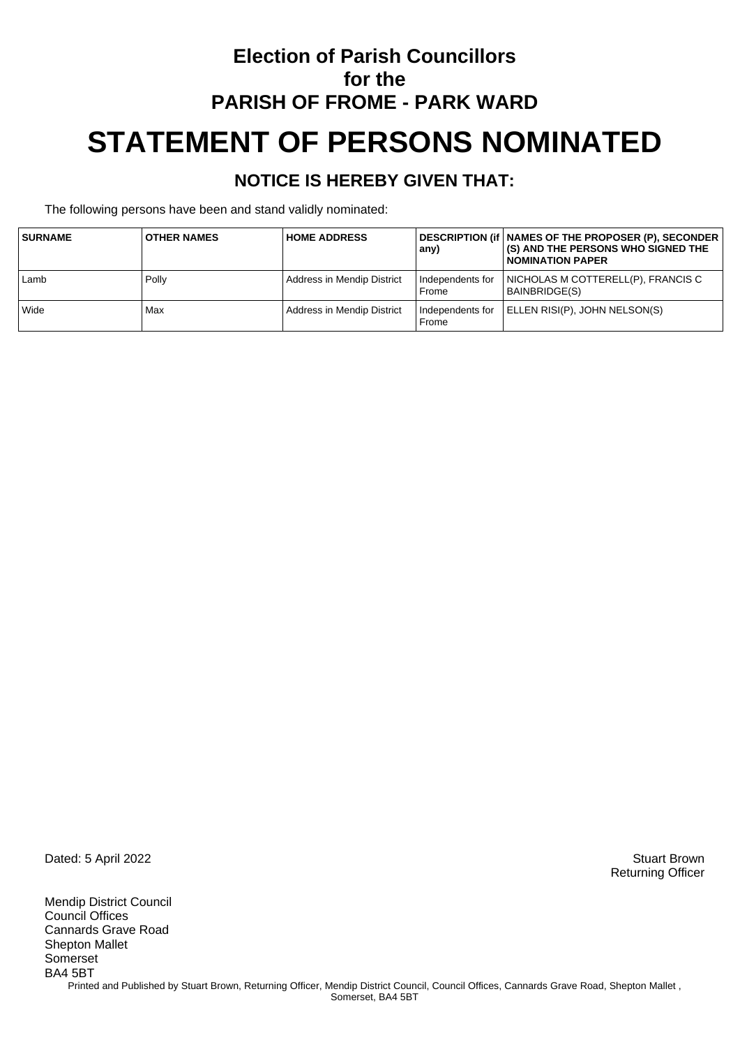**Election of Parish Councillors**
**for the**
**PARISH OF FROME - PARK WARD**

# STATEMENT OF PERSONS NOMINATED

## NOTICE IS HEREBY GIVEN THAT:

The following persons have been and stand validly nominated:

| SURNAME | OTHER NAMES | HOME ADDRESS | DESCRIPTION (if any) | NAMES OF THE PROPOSER (P), SECONDER (S) AND THE PERSONS WHO SIGNED THE NOMINATION PAPER |
|---|---|---|---|---|
| Lamb | Polly | Address in Mendip District | Independents for Frome | NICHOLAS M COTTERELL(P), FRANCIS C BAINBRIDGE(S) |
| Wide | Max | Address in Mendip District | Independents for Frome | ELLEN RISI(P), JOHN NELSON(S) |

Dated: 5 April 2022

Stuart Brown
Returning Officer

Mendip District Council
Council Offices
Cannards Grave Road
Shepton Mallet
Somerset
BA4 5BT

Printed and Published by Stuart Brown, Returning Officer, Mendip District Council, Council Offices, Cannards Grave Road, Shepton Mallet , Somerset, BA4 5BT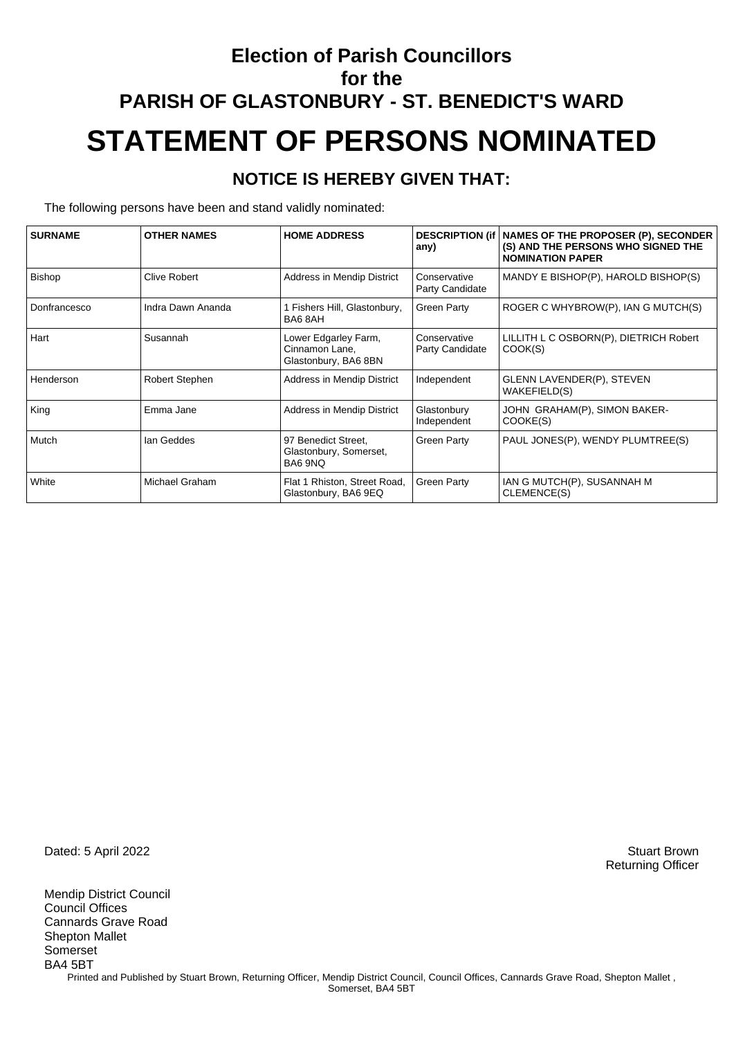# Election of Parish Councillors for the PARISH OF GLASTONBURY - ST. BENEDICT'S WARD

# STATEMENT OF PERSONS NOMINATED

## NOTICE IS HEREBY GIVEN THAT:

The following persons have been and stand validly nominated:

| SURNAME | OTHER NAMES | HOME ADDRESS | DESCRIPTION (if any) | NAMES OF THE PROPOSER (P), SECONDER (S) AND THE PERSONS WHO SIGNED THE NOMINATION PAPER |
|---|---|---|---|---|
| Bishop | Clive Robert | Address in Mendip District | Conservative Party Candidate | MANDY E BISHOP(P), HAROLD BISHOP(S) |
| Donfrancesco | Indra Dawn Ananda | 1 Fishers Hill, Glastonbury, BA6 8AH | Green Party | ROGER C WHYBROW(P), IAN G MUTCH(S) |
| Hart | Susannah | Lower Edgarley Farm, Cinnamon Lane, Glastonbury, BA6 8BN | Conservative Party Candidate | LILLITH L C OSBORN(P), DIETRICH Robert COOK(S) |
| Henderson | Robert Stephen | Address in Mendip District | Independent | GLENN LAVENDER(P), STEVEN WAKEFIELD(S) |
| King | Emma Jane | Address in Mendip District | Glastonbury Independent | JOHN GRAHAM(P), SIMON BAKER-COOKE(S) |
| Mutch | Ian Geddes | 97 Benedict Street, Glastonbury, Somerset, BA6 9NQ | Green Party | PAUL JONES(P), WENDY PLUMTREE(S) |
| White | Michael Graham | Flat 1 Rhiston, Street Road, Glastonbury, BA6 9EQ | Green Party | IAN G MUTCH(P), SUSANNAH M CLEMENCE(S) |

Dated: 5 April 2022

Stuart Brown
Returning Officer

Mendip District Council
Council Offices
Cannards Grave Road
Shepton Mallet
Somerset
BA4 5BT

Printed and Published by Stuart Brown, Returning Officer, Mendip District Council, Council Offices, Cannards Grave Road, Shepton Mallet , Somerset, BA4 5BT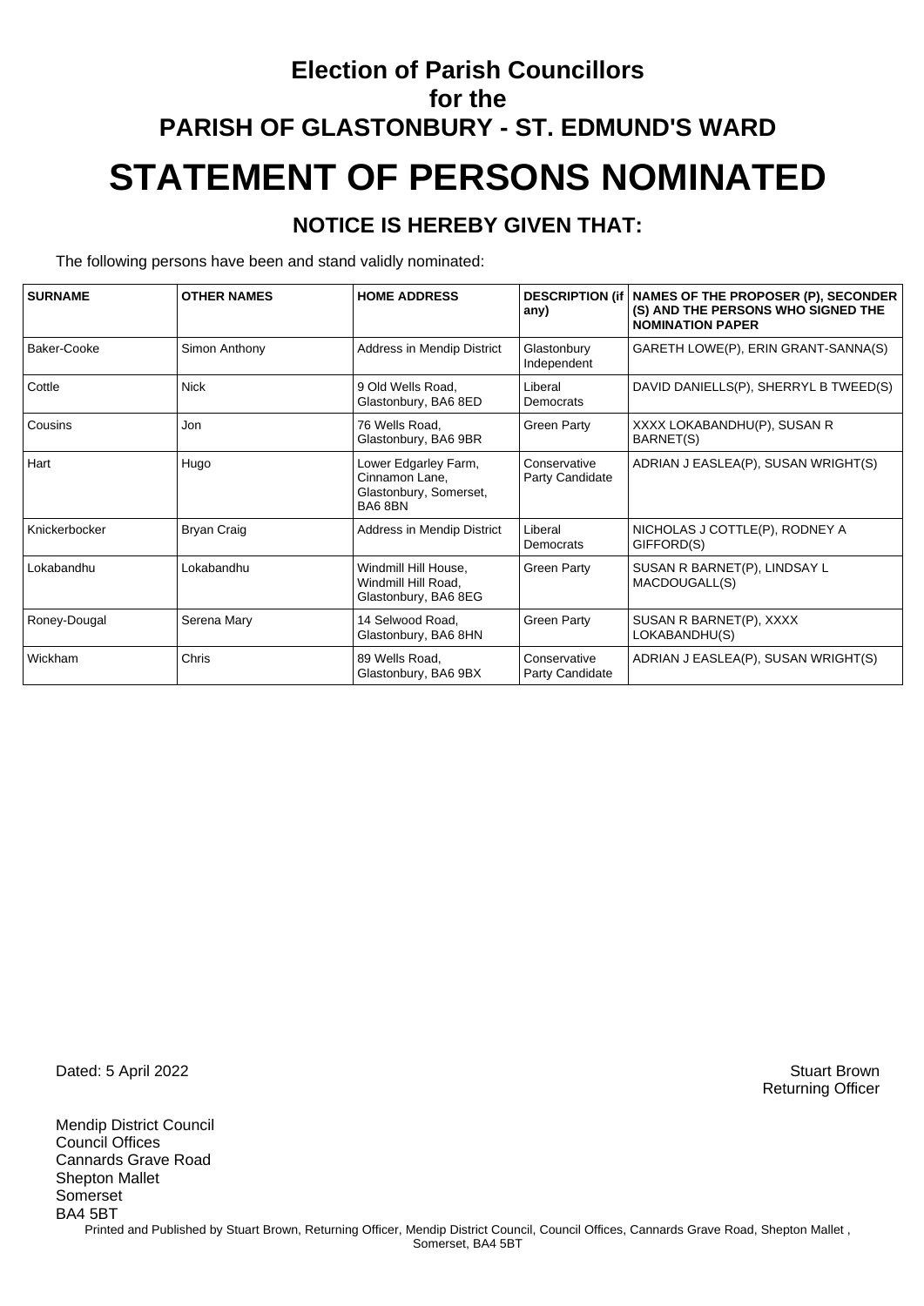# Election of Parish Councillors
## for the
## PARISH OF GLASTONBURY - ST. EDMUND'S WARD

# STATEMENT OF PERSONS NOMINATED

### NOTICE IS HEREBY GIVEN THAT:

The following persons have been and stand validly nominated:

| SURNAME | OTHER NAMES | HOME ADDRESS | DESCRIPTION (if any) | NAMES OF THE PROPOSER (P), SECONDER (S) AND THE PERSONS WHO SIGNED THE NOMINATION PAPER |
|---|---|---|---|---|
| Baker-Cooke | Simon Anthony | Address in Mendip District | Glastonbury Independent | GARETH LOWE(P), ERIN GRANT-SANNA(S) |
| Cottle | Nick | 9 Old Wells Road, Glastonbury, BA6 8ED | Liberal Democrats | DAVID DANIELLS(P), SHERRYL B TWEED(S) |
| Cousins | Jon | 76 Wells Road, Glastonbury, BA6 9BR | Green Party | XXXX LOKABANDHU(P), SUSAN R BARNET(S) |
| Hart | Hugo | Lower Edgarley Farm, Cinnamon Lane, Glastonbury, Somerset, BA6 8BN | Conservative Party Candidate | ADRIAN J EASLEA(P), SUSAN WRIGHT(S) |
| Knickerbocker | Bryan Craig | Address in Mendip District | Liberal Democrats | NICHOLAS J COTTLE(P), RODNEY A GIFFORD(S) |
| Lokabandhu | Lokabandhu | Windmill Hill House, Windmill Hill Road, Glastonbury, BA6 8EG | Green Party | SUSAN R BARNET(P), LINDSAY L MACDOUGALL(S) |
| Roney-Dougal | Serena Mary | 14 Selwood Road, Glastonbury, BA6 8HN | Green Party | SUSAN R BARNET(P), XXXX LOKABANDHU(S) |
| Wickham | Chris | 89 Wells Road, Glastonbury, BA6 9BX | Conservative Party Candidate | ADRIAN J EASLEA(P), SUSAN WRIGHT(S) |

Dated: 5 April 2022

Stuart Brown
Returning Officer

Mendip District Council
Council Offices
Cannards Grave Road
Shepton Mallet
Somerset
BA4 5BT

Printed and Published by Stuart Brown, Returning Officer, Mendip District Council, Council Offices, Cannards Grave Road, Shepton Mallet , Somerset, BA4 5BT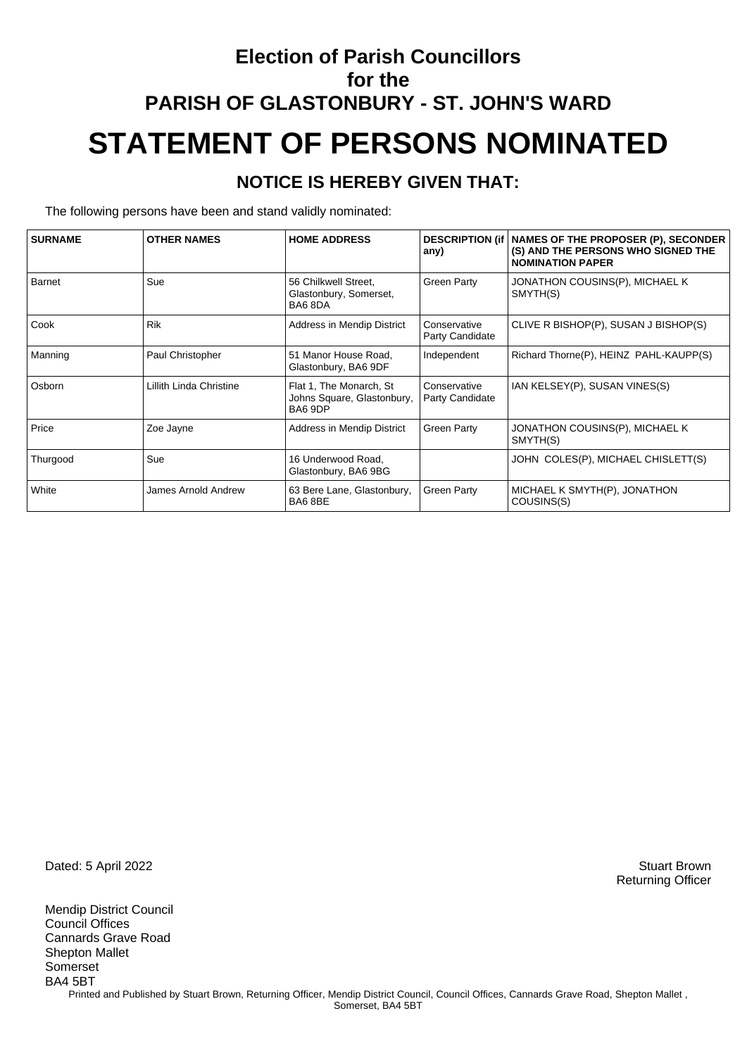# Election of Parish Councillors for the PARISH OF GLASTONBURY - ST. JOHN'S WARD

# STATEMENT OF PERSONS NOMINATED

## NOTICE IS HEREBY GIVEN THAT:

The following persons have been and stand validly nominated:

| SURNAME | OTHER NAMES | HOME ADDRESS | DESCRIPTION (if any) | NAMES OF THE PROPOSER (P), SECONDER (S) AND THE PERSONS WHO SIGNED THE NOMINATION PAPER |
|---|---|---|---|---|
| Barnet | Sue | 56 Chilkwell Street, Glastonbury, Somerset, BA6 8DA | Green Party | JONATHON COUSINS(P), MICHAEL K SMYTH(S) |
| Cook | Rik | Address in Mendip District | Conservative Party Candidate | CLIVE R BISHOP(P), SUSAN J BISHOP(S) |
| Manning | Paul Christopher | 51 Manor House Road, Glastonbury, BA6 9DF | Independent | Richard Thorne(P), HEINZ PAHL-KAUPP(S) |
| Osborn | Lillith Linda Christine | Flat 1, The Monarch, St Johns Square, Glastonbury, BA6 9DP | Conservative Party Candidate | IAN KELSEY(P), SUSAN VINES(S) |
| Price | Zoe Jayne | Address in Mendip District | Green Party | JONATHON COUSINS(P), MICHAEL K SMYTH(S) |
| Thurgood | Sue | 16 Underwood Road, Glastonbury, BA6 9BG | | JOHN COLES(P), MICHAEL CHISLETT(S) |
| White | James Arnold Andrew | 63 Bere Lane, Glastonbury, BA6 8BE | Green Party | MICHAEL K SMYTH(P), JONATHON COUSINS(S) |

Dated: 5 April 2022

Stuart Brown
Returning Officer

Mendip District Council
Council Offices
Cannards Grave Road
Shepton Mallet
Somerset
BA4 5BT

Printed and Published by Stuart Brown, Returning Officer, Mendip District Council, Council Offices, Cannards Grave Road, Shepton Mallet , Somerset, BA4 5BT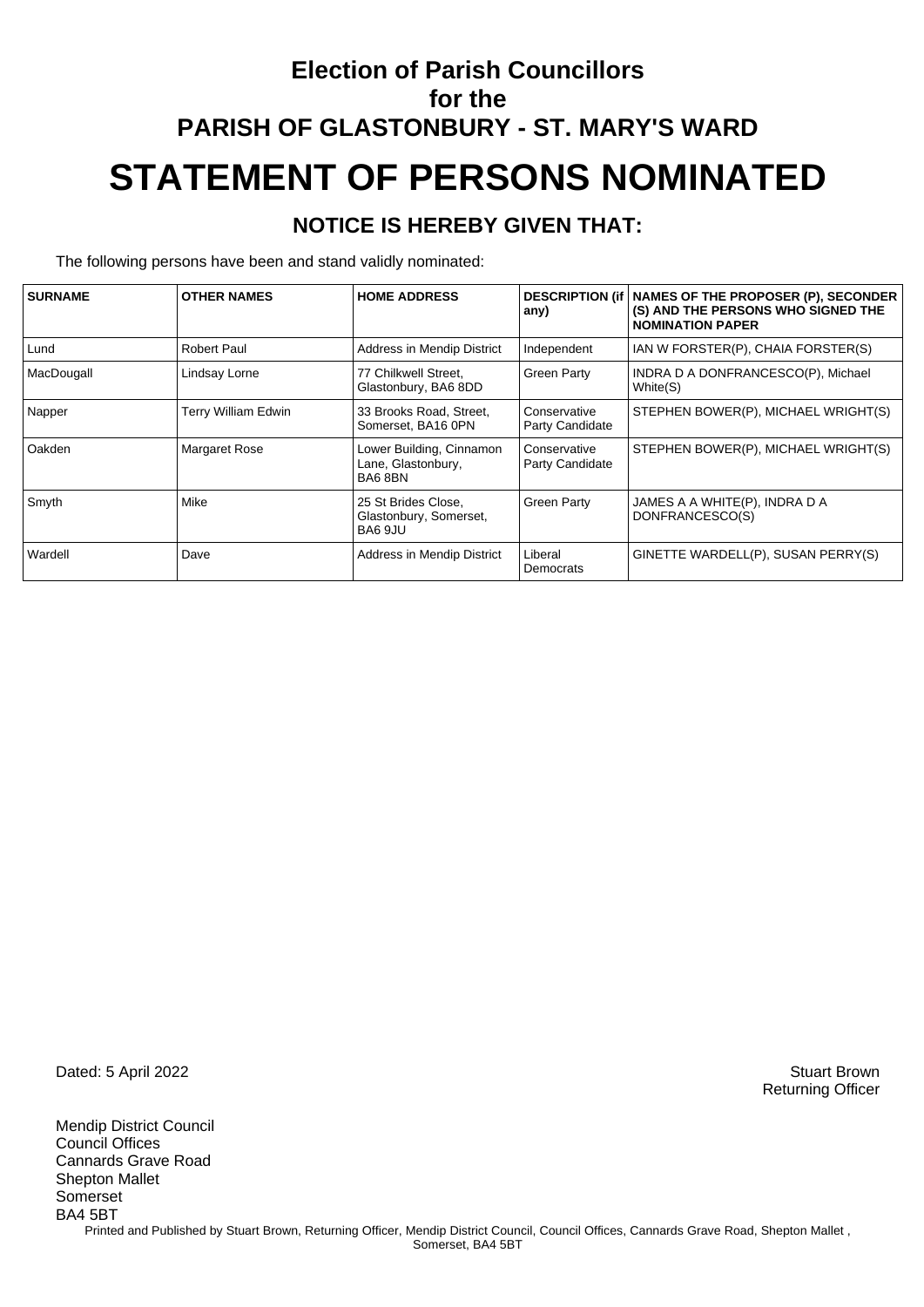# Election of Parish Councillors
## for the
## PARISH OF GLASTONBURY - ST. MARY'S WARD

# STATEMENT OF PERSONS NOMINATED

### NOTICE IS HEREBY GIVEN THAT:

The following persons have been and stand validly nominated:

| SURNAME | OTHER NAMES | HOME ADDRESS | DESCRIPTION (if any) | NAMES OF THE PROPOSER (P), SECONDER (S) AND THE PERSONS WHO SIGNED THE NOMINATION PAPER |
|---|---|---|---|---|
| Lund | Robert Paul | Address in Mendip District | Independent | IAN W FORSTER(P), CHAIA FORSTER(S) |
| MacDougall | Lindsay Lorne | 77 Chilkwell Street, Glastonbury, BA6 8DD | Green Party | INDRA D A DONFRANCESCO(P), Michael White(S) |
| Napper | Terry William Edwin | 33 Brooks Road, Street, Somerset, BA16 0PN | Conservative Party Candidate | STEPHEN BOWER(P), MICHAEL WRIGHT(S) |
| Oakden | Margaret Rose | Lower Building, Cinnamon Lane, Glastonbury, BA6 8BN | Conservative Party Candidate | STEPHEN BOWER(P), MICHAEL WRIGHT(S) |
| Smyth | Mike | 25 St Brides Close, Glastonbury, Somerset, BA6 9JU | Green Party | JAMES A A WHITE(P), INDRA D A DONFRANCESCO(S) |
| Wardell | Dave | Address in Mendip District | Liberal Democrats | GINETTE WARDELL(P), SUSAN PERRY(S) |

Dated: 5 April 2022

Stuart Brown
Returning Officer

Mendip District Council
Council Offices
Cannards Grave Road
Shepton Mallet
Somerset
BA4 5BT

Printed and Published by Stuart Brown, Returning Officer, Mendip District Council, Council Offices, Cannards Grave Road, Shepton Mallet , Somerset, BA4 5BT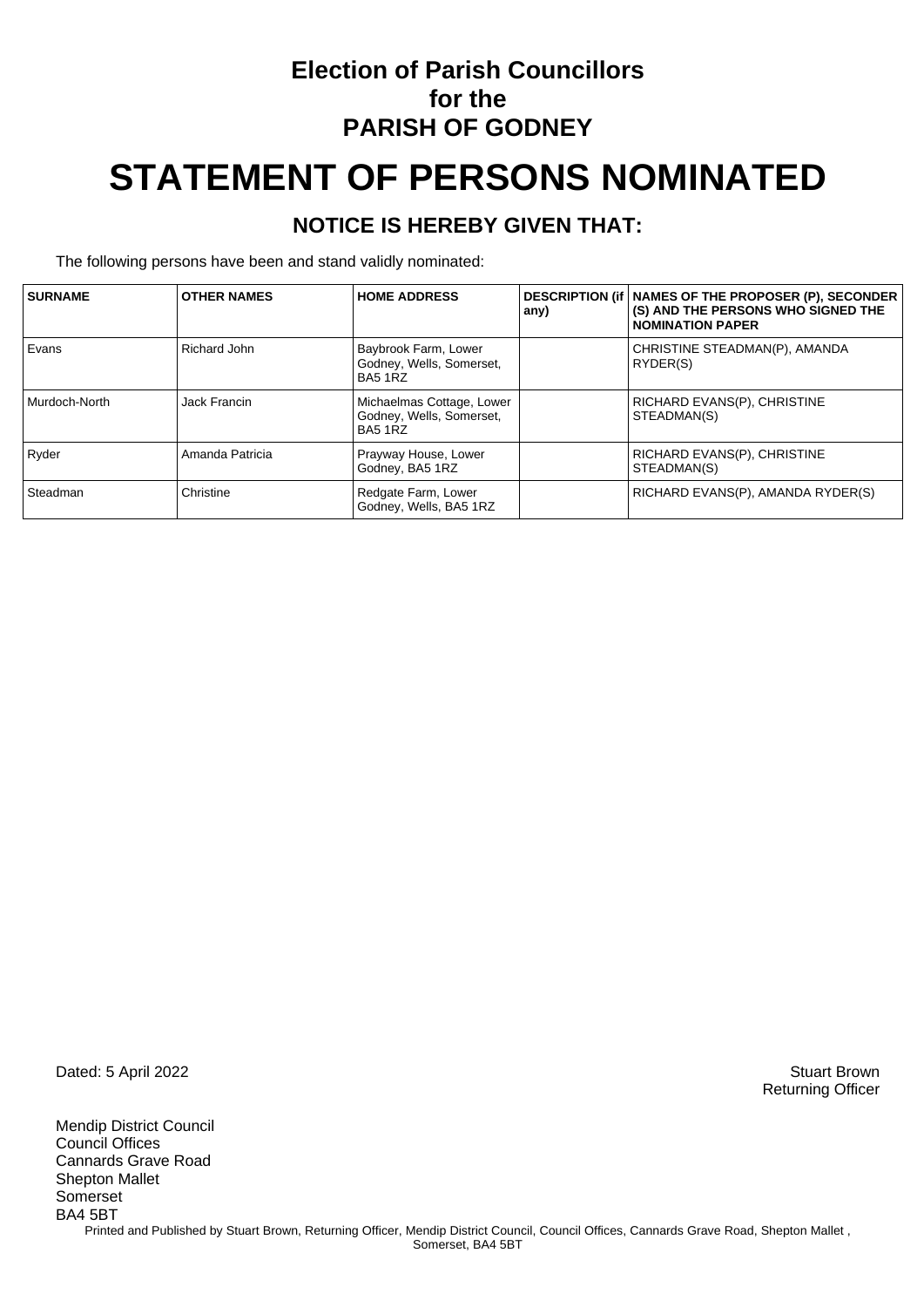# Election of Parish Councillors for the PARISH OF GODNEY

# STATEMENT OF PERSONS NOMINATED

## NOTICE IS HEREBY GIVEN THAT:

The following persons have been and stand validly nominated:

| SURNAME | OTHER NAMES | HOME ADDRESS | DESCRIPTION (if any) | NAMES OF THE PROPOSER (P), SECONDER (S) AND THE PERSONS WHO SIGNED THE NOMINATION PAPER |
|---|---|---|---|---|
| Evans | Richard John | Baybrook Farm, Lower Godney, Wells, Somerset, BA5 1RZ | | CHRISTINE STEADMAN(P), AMANDA RYDER(S) |
| Murdoch-North | Jack Francin | Michaelmas Cottage, Lower Godney, Wells, Somerset, BA5 1RZ | | RICHARD EVANS(P), CHRISTINE STEADMAN(S) |
| Ryder | Amanda Patricia | Prayway House, Lower Godney, BA5 1RZ | | RICHARD EVANS(P), CHRISTINE STEADMAN(S) |
| Steadman | Christine | Redgate Farm, Lower Godney, Wells, BA5 1RZ | | RICHARD EVANS(P), AMANDA RYDER(S) |

Dated: 5 April 2022

Stuart Brown
Returning Officer

Mendip District Council
Council Offices
Cannards Grave Road
Shepton Mallet
Somerset
BA4 5BT

Printed and Published by Stuart Brown, Returning Officer, Mendip District Council, Council Offices, Cannards Grave Road, Shepton Mallet , Somerset, BA4 5BT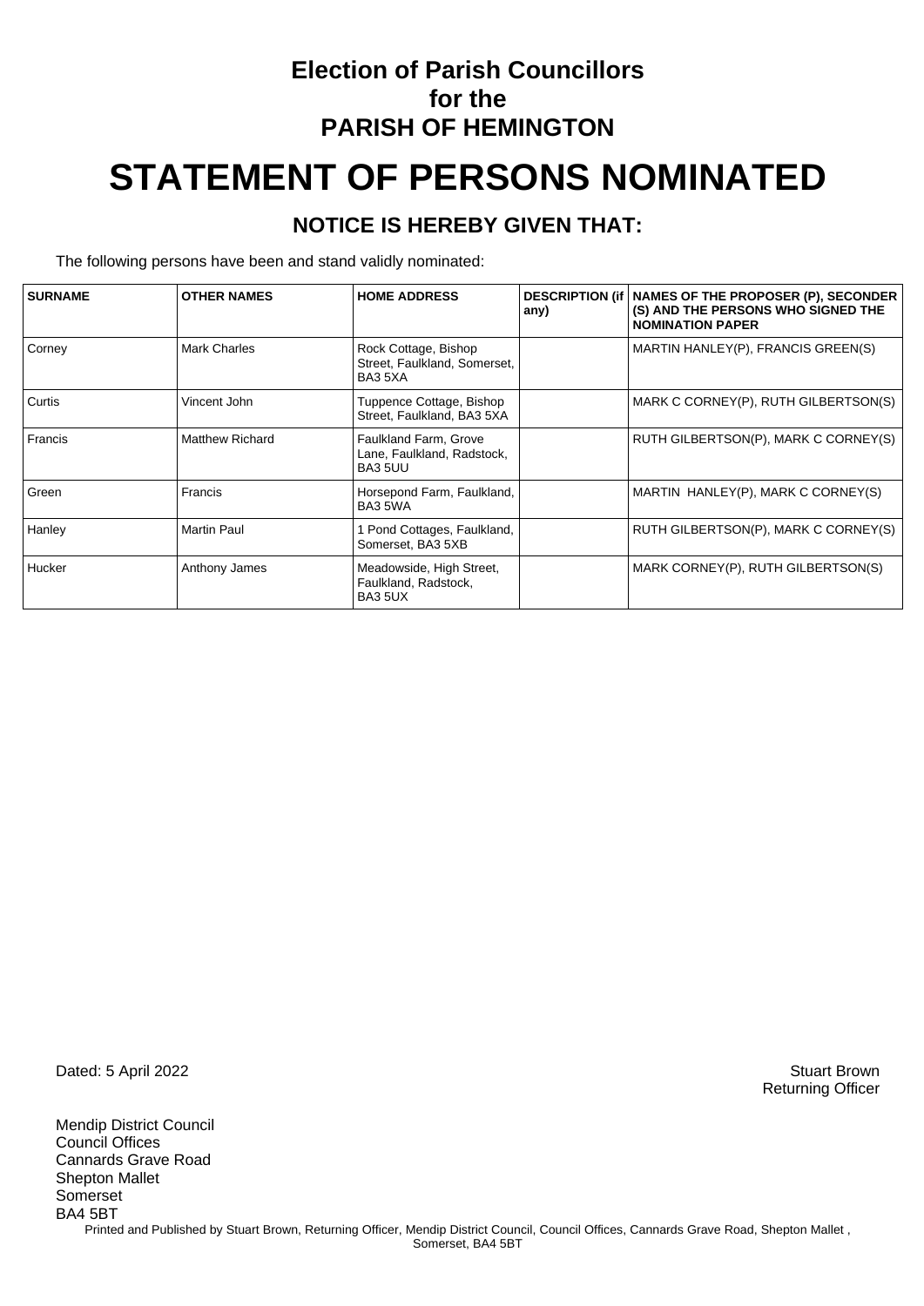# Election of Parish Councillors for the PARISH OF HEMINGTON

# STATEMENT OF PERSONS NOMINATED

## NOTICE IS HEREBY GIVEN THAT:

The following persons have been and stand validly nominated:

| SURNAME | OTHER NAMES | HOME ADDRESS | DESCRIPTION (if any) | NAMES OF THE PROPOSER (P), SECONDER (S) AND THE PERSONS WHO SIGNED THE NOMINATION PAPER |
|---|---|---|---|---|
| Corney | Mark Charles | Rock Cottage, Bishop Street, Faulkland, Somerset, BA3 5XA | | MARTIN HANLEY(P), FRANCIS GREEN(S) |
| Curtis | Vincent John | Tuppence Cottage, Bishop Street, Faulkland, BA3 5XA | | MARK C CORNEY(P), RUTH GILBERTSON(S) |
| Francis | Matthew Richard | Faulkland Farm, Grove Lane, Faulkland, Radstock, BA3 5UU | | RUTH GILBERTSON(P), MARK C CORNEY(S) |
| Green | Francis | Horsepond Farm, Faulkland, BA3 5WA | | MARTIN HANLEY(P), MARK C CORNEY(S) |
| Hanley | Martin Paul | 1 Pond Cottages, Faulkland, Somerset, BA3 5XB | | RUTH GILBERTSON(P), MARK C CORNEY(S) |
| Hucker | Anthony James | Meadowside, High Street, Faulkland, Radstock, BA3 5UX | | MARK CORNEY(P), RUTH GILBERTSON(S) |

Dated: 5 April 2022

Stuart Brown
Returning Officer

Mendip District Council
Council Offices
Cannards Grave Road
Shepton Mallet
Somerset
BA4 5BT

Printed and Published by Stuart Brown, Returning Officer, Mendip District Council, Council Offices, Cannards Grave Road, Shepton Mallet , Somerset, BA4 5BT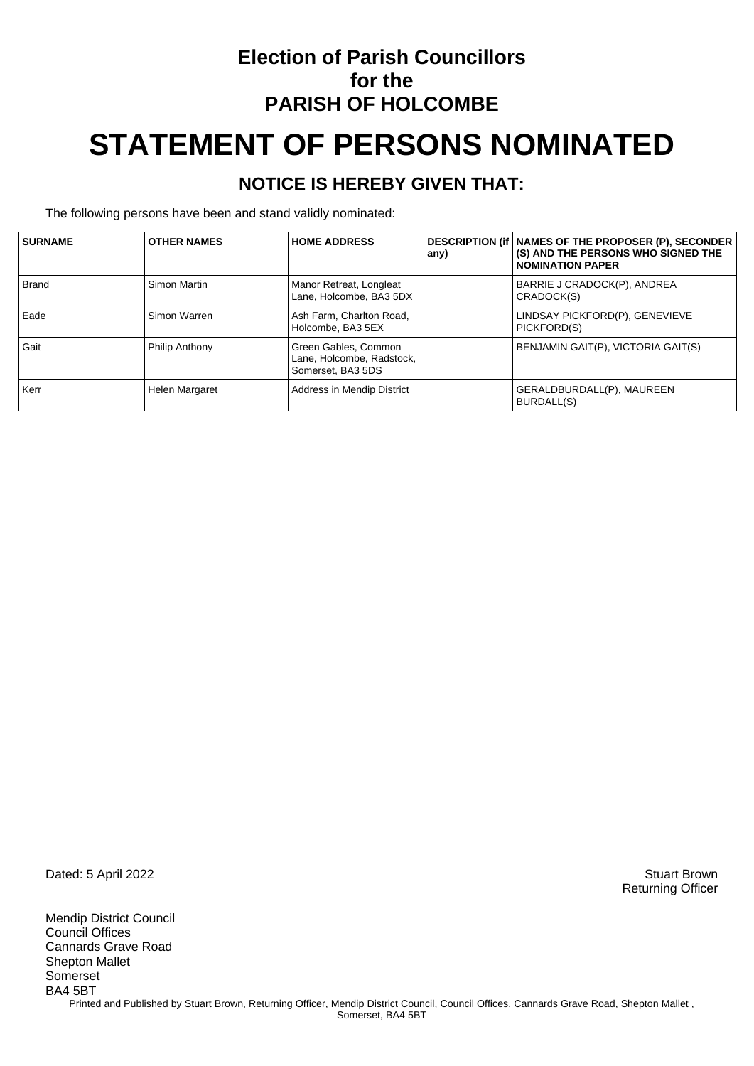# Election of Parish Councillors for the PARISH OF HOLCOMBE

# STATEMENT OF PERSONS NOMINATED

## NOTICE IS HEREBY GIVEN THAT:

The following persons have been and stand validly nominated:

| SURNAME | OTHER NAMES | HOME ADDRESS | DESCRIPTION (if any) | NAMES OF THE PROPOSER (P), SECONDER (S) AND THE PERSONS WHO SIGNED THE NOMINATION PAPER |
|---|---|---|---|---|
| Brand | Simon Martin | Manor Retreat, Longleat Lane, Holcombe, BA3 5DX | | BARRIE J CRADOCK(P), ANDREA CRADOCK(S) |
| Eade | Simon Warren | Ash Farm, Charlton Road, Holcombe, BA3 5EX | | LINDSAY PICKFORD(P), GENEVIEVE PICKFORD(S) |
| Gait | Philip Anthony | Green Gables, Common Lane, Holcombe, Radstock, Somerset, BA3 5DS | | BENJAMIN GAIT(P), VICTORIA GAIT(S) |
| Kerr | Helen Margaret | Address in Mendip District | | GERALDBURDALL(P), MAUREEN BURDALL(S) |

Dated: 5 April 2022

Stuart Brown
Returning Officer

Mendip District Council
Council Offices
Cannards Grave Road
Shepton Mallet
Somerset
BA4 5BT

Printed and Published by Stuart Brown, Returning Officer, Mendip District Council, Council Offices, Cannards Grave Road, Shepton Mallet , Somerset, BA4 5BT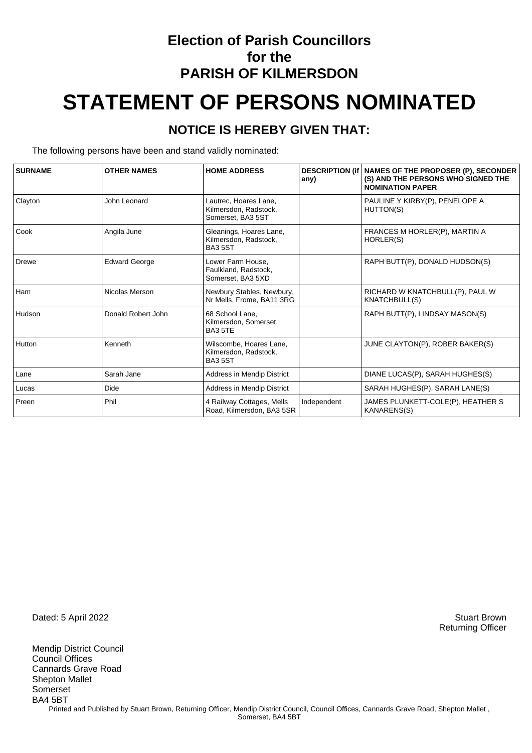# Election of Parish Councillors for the PARISH OF KILMERSDON

# STATEMENT OF PERSONS NOMINATED

## NOTICE IS HEREBY GIVEN THAT:

The following persons have been and stand validly nominated:

| SURNAME | OTHER NAMES | HOME ADDRESS | DESCRIPTION (if any) | NAMES OF THE PROPOSER (P), SECONDER (S) AND THE PERSONS WHO SIGNED THE NOMINATION PAPER |
|---|---|---|---|---|
| Clayton | John Leonard | Lautrec, Hoares Lane, Kilmersdon, Radstock, Somerset, BA3 5ST | | PAULINE Y KIRBY(P), PENELOPE A HUTTON(S) |
| Cook | Angila June | Gleanings, Hoares Lane, Kilmersdon, Radstock, BA3 5ST | | FRANCES M HORLER(P), MARTIN A HORLER(S) |
| Drewe | Edward George | Lower Farm House, Faulkland, Radstock, Somerset, BA3 5XD | | RAPH BUTT(P), DONALD HUDSON(S) |
| Ham | Nicolas Merson | Newbury Stables, Newbury, Nr Mells, Frome, BA11 3RG | | RICHARD W KNATCHBULL(P), PAUL W KNATCHBULL(S) |
| Hudson | Donald Robert John | 68 School Lane, Kilmersdon, Somerset, BA3 5TE | | RAPH BUTT(P), LINDSAY MASON(S) |
| Hutton | Kenneth | Wilscombe, Hoares Lane, Kilmersdon, Radstock, BA3 5ST | | JUNE CLAYTON(P), ROBER BAKER(S) |
| Lane | Sarah Jane | Address in Mendip District | | DIANE LUCAS(P), SARAH HUGHES(S) |
| Lucas | Dide | Address in Mendip District | | SARAH HUGHES(P), SARAH LANE(S) |
| Preen | Phil | 4 Railway Cottages, Mells Road, Kilmersdon, BA3 5SR | Independent | JAMES PLUNKETT-COLE(P), HEATHER S KANARENS(S) |

Dated: 5 April 2022

Stuart Brown
Returning Officer

Mendip District Council
Council Offices
Cannards Grave Road
Shepton Mallet
Somerset
BA4 5BT

Printed and Published by Stuart Brown, Returning Officer, Mendip District Council, Council Offices, Cannards Grave Road, Shepton Mallet , Somerset, BA4 5BT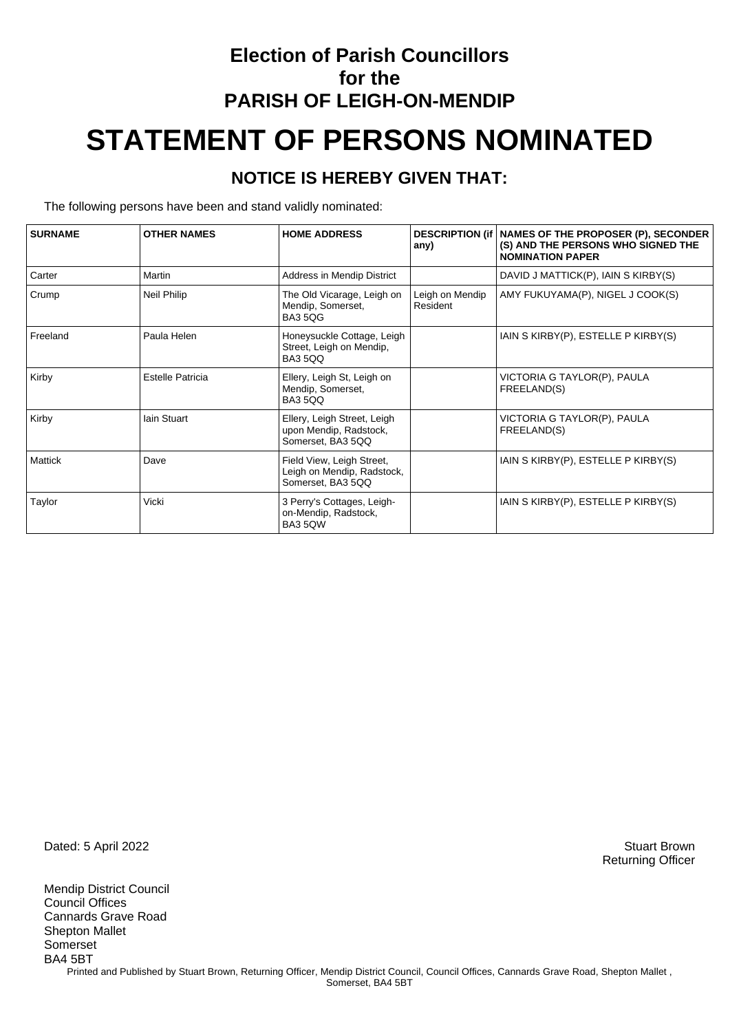# Election of Parish Councillors for the PARISH OF LEIGH-ON-MENDIP

# STATEMENT OF PERSONS NOMINATED

## NOTICE IS HEREBY GIVEN THAT:

The following persons have been and stand validly nominated:

| SURNAME | OTHER NAMES | HOME ADDRESS | DESCRIPTION (if any) | NAMES OF THE PROPOSER (P), SECONDER (S) AND THE PERSONS WHO SIGNED THE NOMINATION PAPER |
|---|---|---|---|---|
| Carter | Martin | Address in Mendip District | | DAVID J MATTICK(P), IAIN S KIRBY(S) |
| Crump | Neil Philip | The Old Vicarage, Leigh on Mendip, Somerset, BA3 5QG | Leigh on Mendip Resident | AMY FUKUYAMA(P), NIGEL J COOK(S) |
| Freeland | Paula Helen | Honeysuckle Cottage, Leigh Street, Leigh on Mendip, BA3 5QQ | | IAIN S KIRBY(P), ESTELLE P KIRBY(S) |
| Kirby | Estelle Patricia | Ellery, Leigh St, Leigh on Mendip, Somerset, BA3 5QQ | | VICTORIA G TAYLOR(P), PAULA FREELAND(S) |
| Kirby | Iain Stuart | Ellery, Leigh Street, Leigh upon Mendip, Radstock, Somerset, BA3 5QQ | | VICTORIA G TAYLOR(P), PAULA FREELAND(S) |
| Mattick | Dave | Field View, Leigh Street, Leigh on Mendip, Radstock, Somerset, BA3 5QQ | | IAIN S KIRBY(P), ESTELLE P KIRBY(S) |
| Taylor | Vicki | 3 Perry's Cottages, Leigh-on-Mendip, Radstock, BA3 5QW | | IAIN S KIRBY(P), ESTELLE P KIRBY(S) |

Dated: 5 April 2022

Stuart Brown
Returning Officer

Mendip District Council
Council Offices
Cannards Grave Road
Shepton Mallet
Somerset
BA4 5BT

Printed and Published by Stuart Brown, Returning Officer, Mendip District Council, Council Offices, Cannards Grave Road, Shepton Mallet , Somerset, BA4 5BT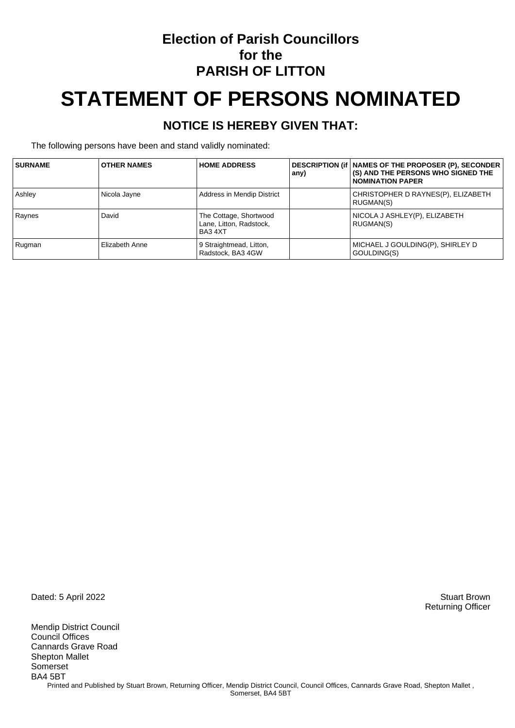# Election of Parish Councillors for the PARISH OF LITTON

# STATEMENT OF PERSONS NOMINATED

## NOTICE IS HEREBY GIVEN THAT:

The following persons have been and stand validly nominated:

| SURNAME | OTHER NAMES | HOME ADDRESS | DESCRIPTION (if any) | NAMES OF THE PROPOSER (P), SECONDER (S) AND THE PERSONS WHO SIGNED THE NOMINATION PAPER |
|---|---|---|---|---|
| Ashley | Nicola Jayne | Address in Mendip District | | CHRISTOPHER D RAYNES(P), ELIZABETH RUGMAN(S) |
| Raynes | David | The Cottage, Shortwood Lane, Litton, Radstock, BA3 4XT | | NICOLA J ASHLEY(P), ELIZABETH RUGMAN(S) |
| Rugman | Elizabeth Anne | 9 Straightmead, Litton, Radstock, BA3 4GW | | MICHAEL J GOULDING(P), SHIRLEY D GOULDING(S) |

Dated: 5 April 2022

Stuart Brown
Returning Officer

Mendip District Council
Council Offices
Cannards Grave Road
Shepton Mallet
Somerset
BA4 5BT

Printed and Published by Stuart Brown, Returning Officer, Mendip District Council, Council Offices, Cannards Grave Road, Shepton Mallet , Somerset, BA4 5BT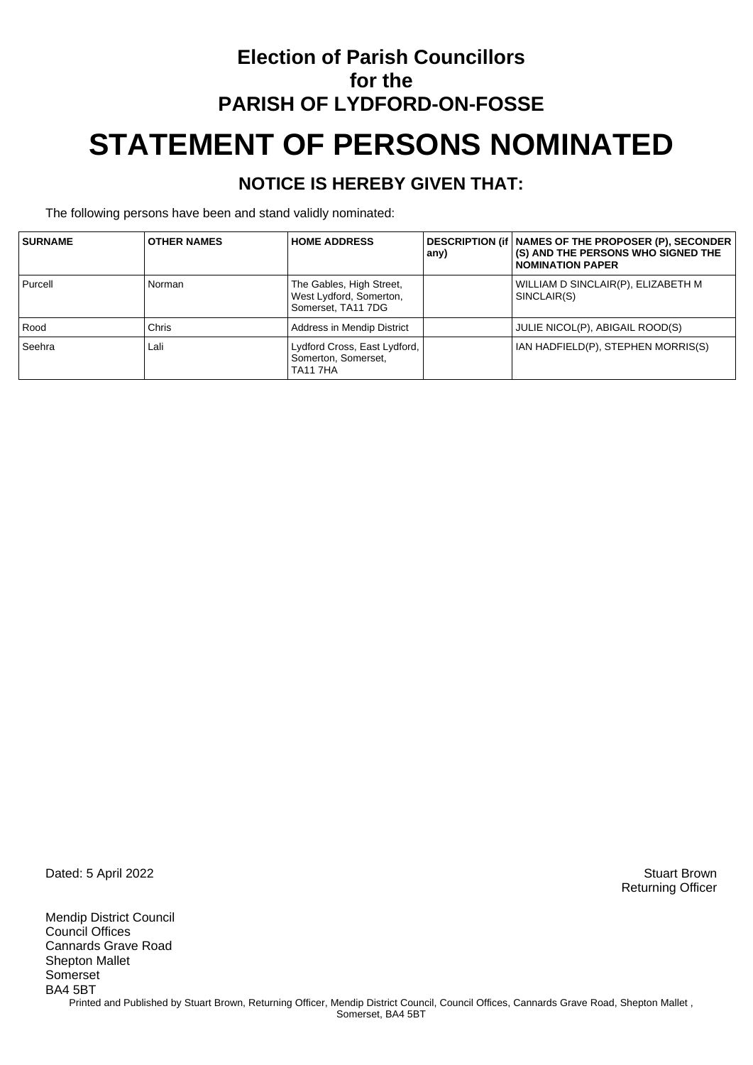# Election of Parish Councillors for the PARISH OF LYDFORD-ON-FOSSE

# STATEMENT OF PERSONS NOMINATED

## NOTICE IS HEREBY GIVEN THAT:

The following persons have been and stand validly nominated:

| SURNAME | OTHER NAMES | HOME ADDRESS | DESCRIPTION (if any) | NAMES OF THE PROPOSER (P), SECONDER (S) AND THE PERSONS WHO SIGNED THE NOMINATION PAPER |
|---|---|---|---|---|
| Purcell | Norman | The Gables, High Street, West Lydford, Somerton, Somerset, TA11 7DG | | WILLIAM D SINCLAIR(P), ELIZABETH M SINCLAIR(S) |
| Rood | Chris | Address in Mendip District | | JULIE NICOL(P), ABIGAIL ROOD(S) |
| Seehra | Lali | Lydford Cross, East Lydford, Somerton, Somerset, TA11 7HA | | IAN HADFIELD(P), STEPHEN MORRIS(S) |

Dated: 5 April 2022

Stuart Brown
Returning Officer

Mendip District Council
Council Offices
Cannards Grave Road
Shepton Mallet
Somerset
BA4 5BT

Printed and Published by Stuart Brown, Returning Officer, Mendip District Council, Council Offices, Cannards Grave Road, Shepton Mallet , Somerset, BA4 5BT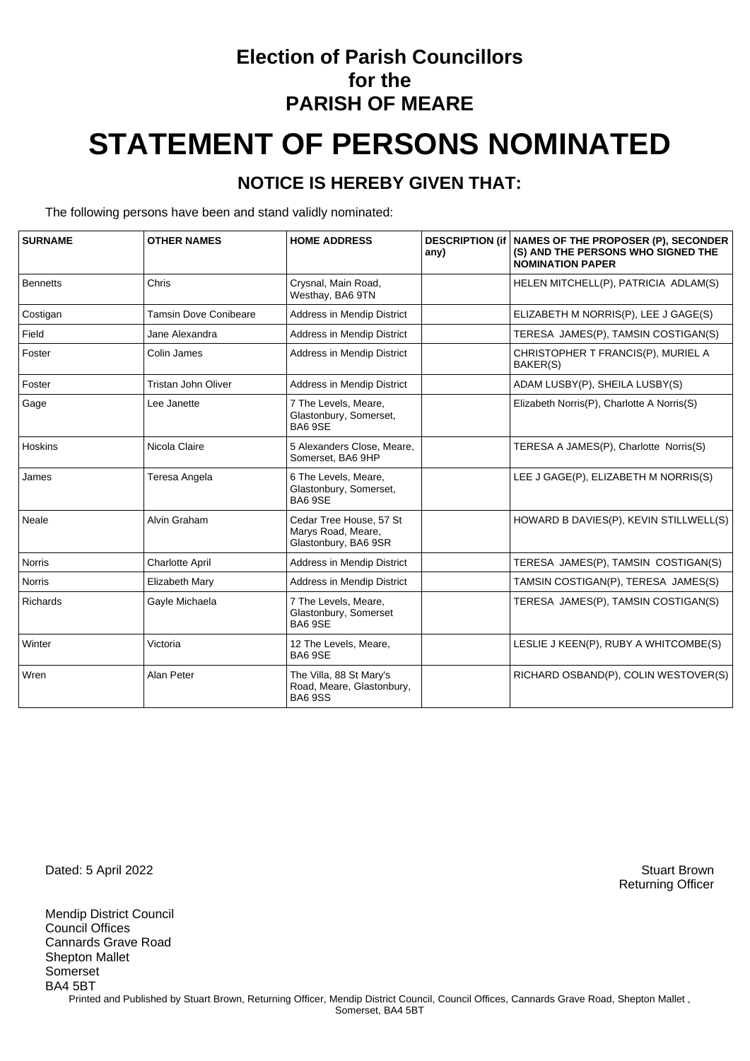# Election of Parish Councillors for the PARISH OF MEARE

# STATEMENT OF PERSONS NOMINATED

## NOTICE IS HEREBY GIVEN THAT:

The following persons have been and stand validly nominated:

| SURNAME | OTHER NAMES | HOME ADDRESS | DESCRIPTION (if any) | NAMES OF THE PROPOSER (P), SECONDER (S) AND THE PERSONS WHO SIGNED THE NOMINATION PAPER |
|---|---|---|---|---|
| Bennetts | Chris | Crysnal, Main Road, Westhay, BA6 9TN | | HELEN MITCHELL(P), PATRICIA ADLAM(S) |
| Costigan | Tamsin Dove Conibeare | Address in Mendip District | | ELIZABETH M NORRIS(P), LEE J GAGE(S) |
| Field | Jane Alexandra | Address in Mendip District | | TERESA JAMES(P), TAMSIN COSTIGAN(S) |
| Foster | Colin James | Address in Mendip District | | CHRISTOPHER T FRANCIS(P), MURIEL A BAKER(S) |
| Foster | Tristan John Oliver | Address in Mendip District | | ADAM LUSBY(P), SHEILA LUSBY(S) |
| Gage | Lee Janette | 7 The Levels, Meare, Glastonbury, Somerset, BA6 9SE | | Elizabeth Norris(P), Charlotte A Norris(S) |
| Hoskins | Nicola Claire | 5 Alexanders Close, Meare, Somerset, BA6 9HP | | TERESA A JAMES(P), Charlotte Norris(S) |
| James | Teresa Angela | 6 The Levels, Meare, Glastonbury, Somerset, BA6 9SE | | LEE J GAGE(P), ELIZABETH M NORRIS(S) |
| Neale | Alvin Graham | Cedar Tree House, 57 St Marys Road, Meare, Glastonbury, BA6 9SR | | HOWARD B DAVIES(P), KEVIN STILLWELL(S) |
| Norris | Charlotte April | Address in Mendip District | | TERESA JAMES(P), TAMSIN COSTIGAN(S) |
| Norris | Elizabeth Mary | Address in Mendip District | | TAMSIN COSTIGAN(P), TERESA JAMES(S) |
| Richards | Gayle Michaela | 7 The Levels, Meare, Glastonbury, Somerset BA6 9SE | | TERESA JAMES(P), TAMSIN COSTIGAN(S) |
| Winter | Victoria | 12 The Levels, Meare, BA6 9SE | | LESLIE J KEEN(P), RUBY A WHITCOMBE(S) |
| Wren | Alan Peter | The Villa, 88 St Mary's Road, Meare, Glastonbury, BA6 9SS | | RICHARD OSBAND(P), COLIN WESTOVER(S) |

Dated: 5 April 2022

Stuart Brown
Returning Officer

Mendip District Council
Council Offices
Cannards Grave Road
Shepton Mallet
Somerset
BA4 5BT

Printed and Published by Stuart Brown, Returning Officer, Mendip District Council, Council Offices, Cannards Grave Road, Shepton Mallet , Somerset, BA4 5BT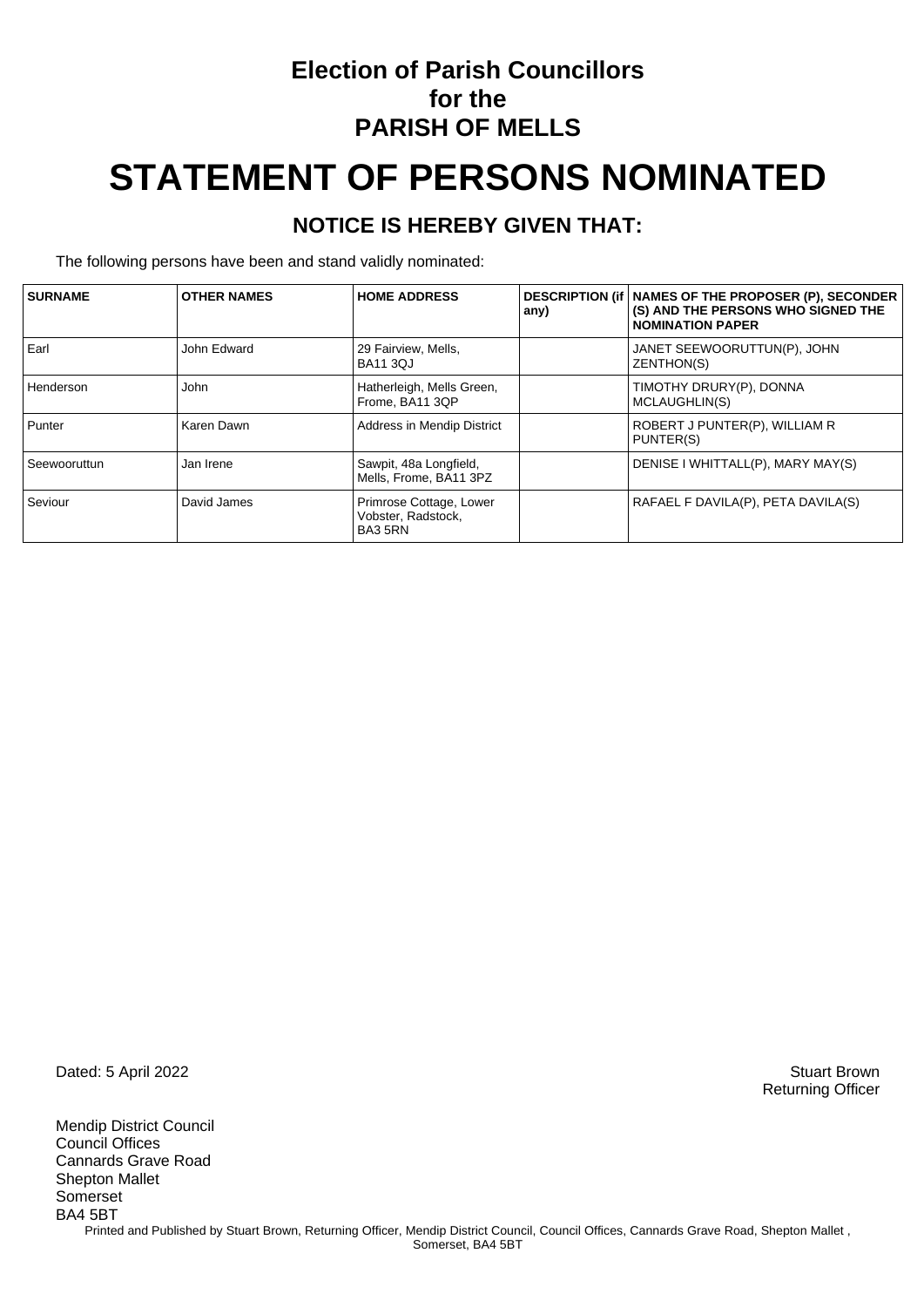# Election of Parish Councillors for the PARISH OF MELLS

# STATEMENT OF PERSONS NOMINATED

## NOTICE IS HEREBY GIVEN THAT:

The following persons have been and stand validly nominated:

| SURNAME | OTHER NAMES | HOME ADDRESS | DESCRIPTION (if any) | NAMES OF THE PROPOSER (P), SECONDER (S) AND THE PERSONS WHO SIGNED THE NOMINATION PAPER |
|---|---|---|---|---|
| Earl | John Edward | 29 Fairview, Mells, BA11 3QJ | | JANET SEEWOORUTTUN(P), JOHN ZENTHON(S) |
| Henderson | John | Hatherleigh, Mells Green, Frome, BA11 3QP | | TIMOTHY DRURY(P), DONNA MCLAUGHLIN(S) |
| Punter | Karen Dawn | Address in Mendip District | | ROBERT J PUNTER(P), WILLIAM R PUNTER(S) |
| Seewooruttun | Jan Irene | Sawpit, 48a Longfield, Mells, Frome, BA11 3PZ | | DENISE I WHITTALL(P), MARY MAY(S) |
| Seviour | David James | Primrose Cottage, Lower Vobster, Radstock, BA3 5RN | | RAFAEL F DAVILA(P), PETA DAVILA(S) |

Dated: 5 April 2022

Stuart Brown
Returning Officer

Mendip District Council
Council Offices
Cannards Grave Road
Shepton Mallet
Somerset
BA4 5BT

Printed and Published by Stuart Brown, Returning Officer, Mendip District Council, Council Offices, Cannards Grave Road, Shepton Mallet , Somerset, BA4 5BT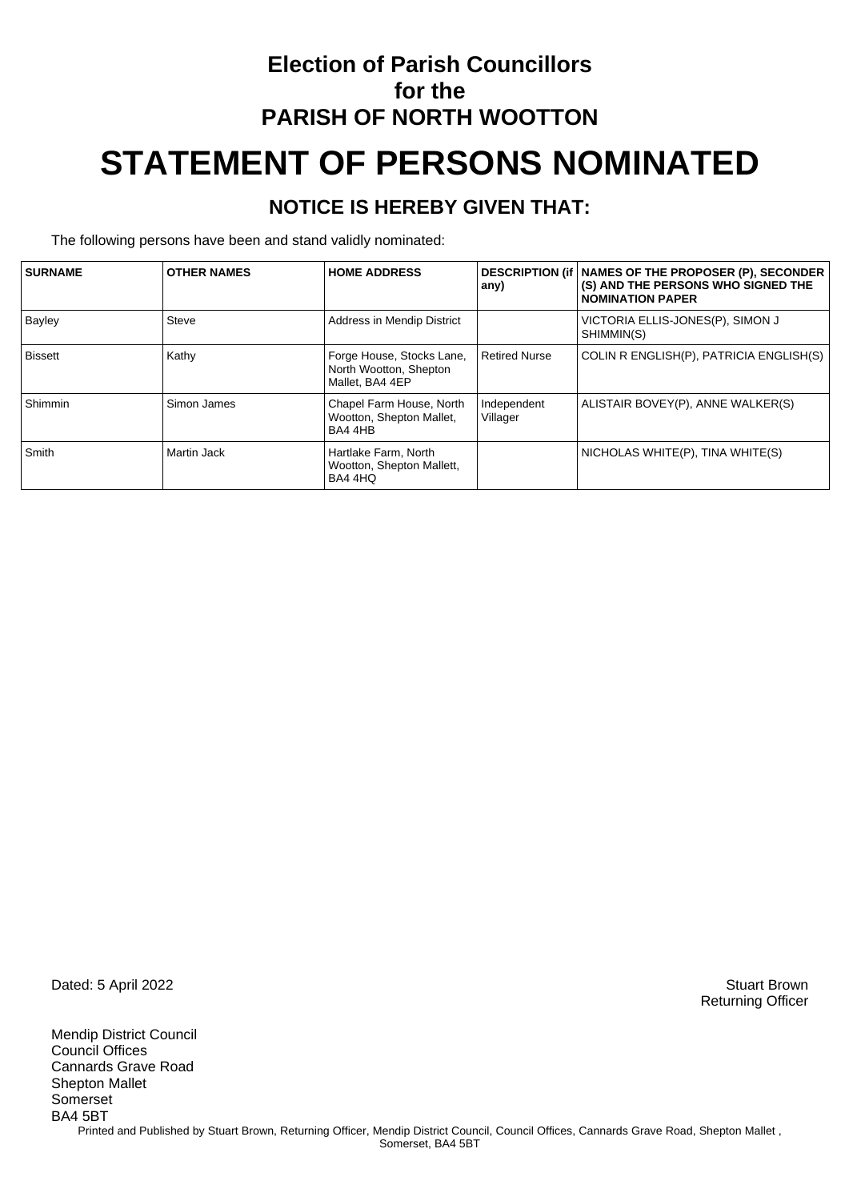# Election of Parish Councillors
# for the
# PARISH OF NORTH WOOTTON

# STATEMENT OF PERSONS NOMINATED

## NOTICE IS HEREBY GIVEN THAT:

The following persons have been and stand validly nominated:

| SURNAME | OTHER NAMES | HOME ADDRESS | DESCRIPTION (if any) | NAMES OF THE PROPOSER (P), SECONDER (S) AND THE PERSONS WHO SIGNED THE NOMINATION PAPER |
|---|---|---|---|---|
| Bayley | Steve | Address in Mendip District | | VICTORIA ELLIS-JONES(P), SIMON J SHIMMIN(S) |
| Bissett | Kathy | Forge House, Stocks Lane, North Wootton, Shepton Mallet, BA4 4EP | Retired Nurse | COLIN R ENGLISH(P), PATRICIA ENGLISH(S) |
| Shimmin | Simon James | Chapel Farm House, North Wootton, Shepton Mallet, BA4 4HB | Independent Villager | ALISTAIR BOVEY(P), ANNE WALKER(S) |
| Smith | Martin Jack | Hartlake Farm, North Wootton, Shepton Mallett, BA4 4HQ | | NICHOLAS WHITE(P), TINA WHITE(S) |

Dated: 5 April 2022

Stuart Brown
Returning Officer

Mendip District Council
Council Offices
Cannards Grave Road
Shepton Mallet
Somerset
BA4 5BT

Printed and Published by Stuart Brown, Returning Officer, Mendip District Council, Council Offices, Cannards Grave Road, Shepton Mallet , Somerset, BA4 5BT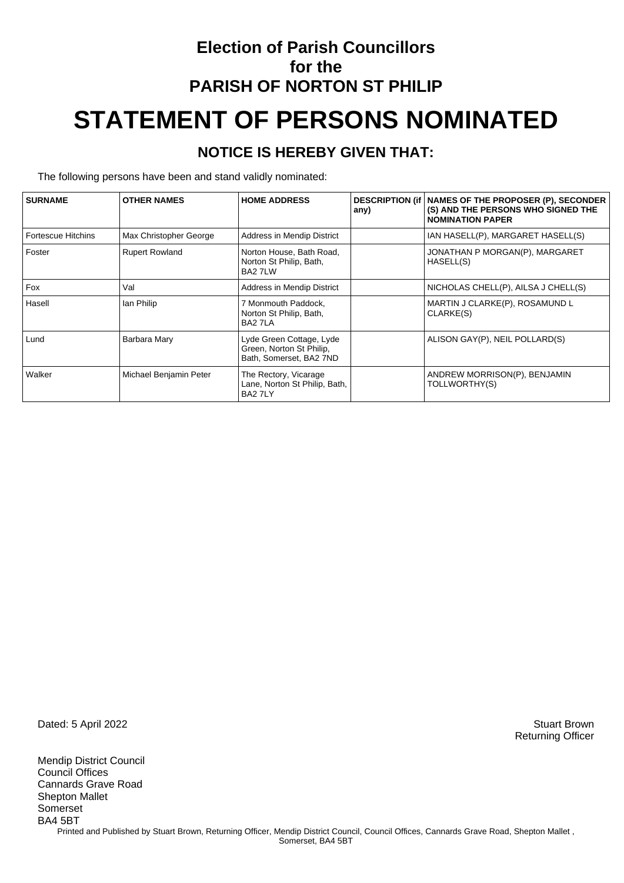# Election of Parish Councillors for the PARISH OF NORTON ST PHILIP

# STATEMENT OF PERSONS NOMINATED

## NOTICE IS HEREBY GIVEN THAT:

The following persons have been and stand validly nominated:

| SURNAME | OTHER NAMES | HOME ADDRESS | DESCRIPTION (if any) | NAMES OF THE PROPOSER (P), SECONDER (S) AND THE PERSONS WHO SIGNED THE NOMINATION PAPER |
|---|---|---|---|---|
| Fortescue Hitchins | Max Christopher George | Address in Mendip District | | IAN HASELL(P), MARGARET HASELL(S) |
| Foster | Rupert Rowland | Norton House, Bath Road, Norton St Philip, Bath, BA2 7LW | | JONATHAN P MORGAN(P), MARGARET HASELL(S) |
| Fox | Val | Address in Mendip District | | NICHOLAS CHELL(P), AILSA J CHELL(S) |
| Hasell | Ian Philip | 7 Monmouth Paddock, Norton St Philip, Bath, BA2 7LA | | MARTIN J CLARKE(P), ROSAMUND L CLARKE(S) |
| Lund | Barbara Mary | Lyde Green Cottage, Lyde Green, Norton St Philip, Bath, Somerset, BA2 7ND | | ALISON GAY(P), NEIL POLLARD(S) |
| Walker | Michael Benjamin Peter | The Rectory, Vicarage Lane, Norton St Philip, Bath, BA2 7LY | | ANDREW MORRISON(P), BENJAMIN TOLLWORTHY(S) |

Dated: 5 April 2022

Stuart Brown
Returning Officer

Mendip District Council
Council Offices
Cannards Grave Road
Shepton Mallet
Somerset
BA4 5BT

Printed and Published by Stuart Brown, Returning Officer, Mendip District Council, Council Offices, Cannards Grave Road, Shepton Mallet , Somerset, BA4 5BT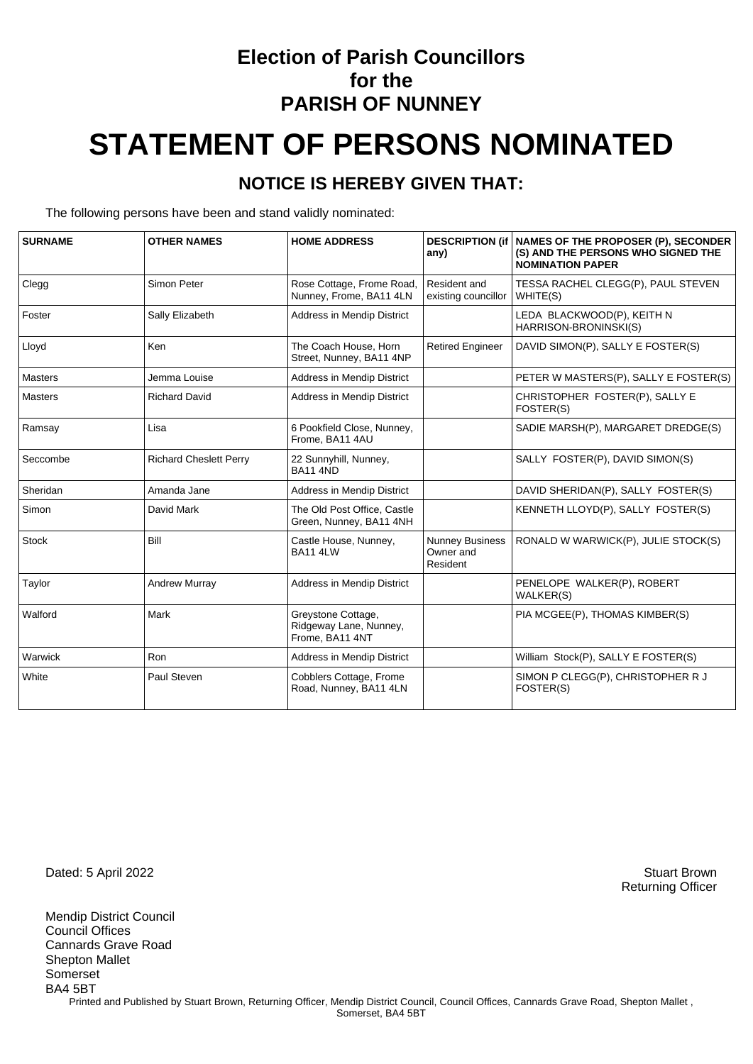# Election of Parish Councillors for the PARISH OF NUNNEY

# STATEMENT OF PERSONS NOMINATED

## NOTICE IS HEREBY GIVEN THAT:

The following persons have been and stand validly nominated:

| SURNAME | OTHER NAMES | HOME ADDRESS | DESCRIPTION (if any) | NAMES OF THE PROPOSER (P), SECONDER (S) AND THE PERSONS WHO SIGNED THE NOMINATION PAPER |
|---|---|---|---|---|
| Clegg | Simon Peter | Rose Cottage, Frome Road, Nunney, Frome, BA11 4LN | Resident and existing councillor | TESSA RACHEL CLEGG(P), PAUL STEVEN WHITE(S) |
| Foster | Sally Elizabeth | Address in Mendip District | | LEDA BLACKWOOD(P), KEITH N HARRISON-BRONINSKI(S) |
| Lloyd | Ken | The Coach House, Horn Street, Nunney, BA11 4NP | Retired Engineer | DAVID SIMON(P), SALLY E FOSTER(S) |
| Masters | Jemma Louise | Address in Mendip District | | PETER W MASTERS(P), SALLY E FOSTER(S) |
| Masters | Richard David | Address in Mendip District | | CHRISTOPHER FOSTER(P), SALLY E FOSTER(S) |
| Ramsay | Lisa | 6 Pookfield Close, Nunney, Frome, BA11 4AU | | SADIE MARSH(P), MARGARET DREDGE(S) |
| Seccombe | Richard Cheslett Perry | 22 Sunnyhill, Nunney, BA11 4ND | | SALLY FOSTER(P), DAVID SIMON(S) |
| Sheridan | Amanda Jane | Address in Mendip District | | DAVID SHERIDAN(P), SALLY FOSTER(S) |
| Simon | David Mark | The Old Post Office, Castle Green, Nunney, BA11 4NH | | KENNETH LLOYD(P), SALLY FOSTER(S) |
| Stock | Bill | Castle House, Nunney, BA11 4LW | Nunney Business Owner and Resident | RONALD W WARWICK(P), JULIE STOCK(S) |
| Taylor | Andrew Murray | Address in Mendip District | | PENELOPE WALKER(P), ROBERT WALKER(S) |
| Walford | Mark | Greystone Cottage, Ridgeway Lane, Nunney, Frome, BA11 4NT | | PIA MCGEE(P), THOMAS KIMBER(S) |
| Warwick | Ron | Address in Mendip District | | William Stock(P), SALLY E FOSTER(S) |
| White | Paul Steven | Cobblers Cottage, Frome Road, Nunney, BA11 4LN | | SIMON P CLEGG(P), CHRISTOPHER R J FOSTER(S) |

Dated: 5 April 2022

Stuart Brown
Returning Officer

Mendip District Council
Council Offices
Cannards Grave Road
Shepton Mallet
Somerset
BA4 5BT

Printed and Published by Stuart Brown, Returning Officer, Mendip District Council, Council Offices, Cannards Grave Road, Shepton Mallet , Somerset, BA4 5BT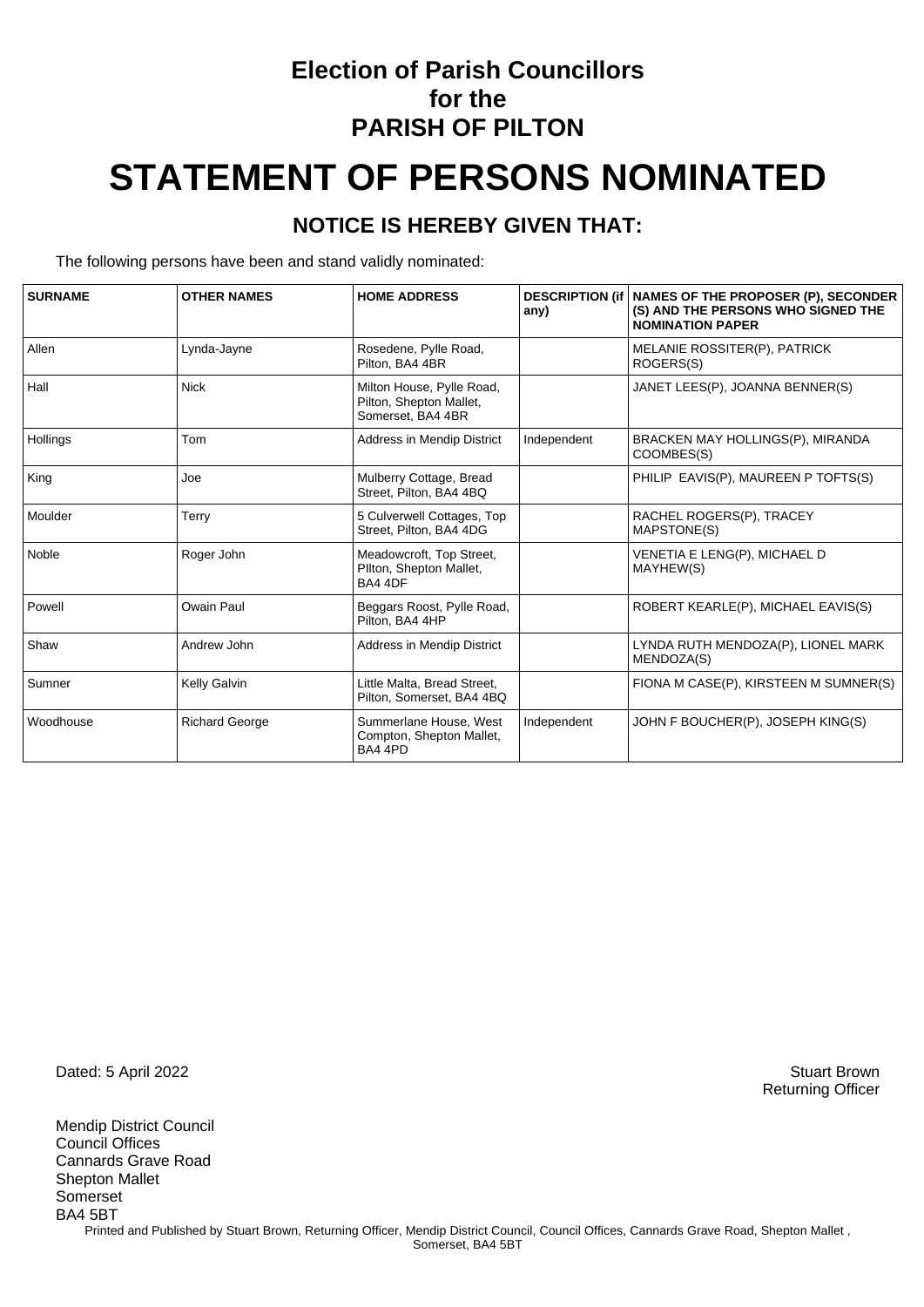# Election of Parish Councillors for the PARISH OF PILTON

# STATEMENT OF PERSONS NOMINATED

## NOTICE IS HEREBY GIVEN THAT:

The following persons have been and stand validly nominated:

| SURNAME | OTHER NAMES | HOME ADDRESS | DESCRIPTION (if any) | NAMES OF THE PROPOSER (P), SECONDER (S) AND THE PERSONS WHO SIGNED THE NOMINATION PAPER |
|---|---|---|---|---|
| Allen | Lynda-Jayne | Rosedene, Pylle Road, Pilton, BA4 4BR | | MELANIE ROSSITER(P), PATRICK ROGERS(S) |
| Hall | Nick | Milton House, Pylle Road, Pilton, Shepton Mallet, Somerset, BA4 4BR | | JANET LEES(P), JOANNA BENNER(S) |
| Hollings | Tom | Address in Mendip District | Independent | BRACKEN MAY HOLLINGS(P), MIRANDA COOMBES(S) |
| King | Joe | Mulberry Cottage, Bread Street, Pilton, BA4 4BQ | | PHILIP EAVIS(P), MAUREEN P TOFTS(S) |
| Moulder | Terry | 5 Culverwell Cottages, Top Street, Pilton, BA4 4DG | | RACHEL ROGERS(P), TRACEY MAPSTONE(S) |
| Noble | Roger John | Meadowcroft, Top Street, PIlton, Shepton Mallet, BA4 4DF | | VENETIA E LENG(P), MICHAEL D MAYHEW(S) |
| Powell | Owain Paul | Beggars Roost, Pylle Road, Pilton, BA4 4HP | | ROBERT KEARLE(P), MICHAEL EAVIS(S) |
| Shaw | Andrew John | Address in Mendip District | | LYNDA RUTH MENDOZA(P), LIONEL MARK MENDOZA(S) |
| Sumner | Kelly Galvin | Little Malta, Bread Street, Pilton, Somerset, BA4 4BQ | | FIONA M CASE(P), KIRSTEEN M SUMNER(S) |
| Woodhouse | Richard George | Summerlane House, West Compton, Shepton Mallet, BA4 4PD | Independent | JOHN F BOUCHER(P), JOSEPH KING(S) |

Dated: 5 April 2022

Stuart Brown
Returning Officer

Mendip District Council
Council Offices
Cannards Grave Road
Shepton Mallet
Somerset
BA4 5BT

Printed and Published by Stuart Brown, Returning Officer, Mendip District Council, Council Offices, Cannards Grave Road, Shepton Mallet , Somerset, BA4 5BT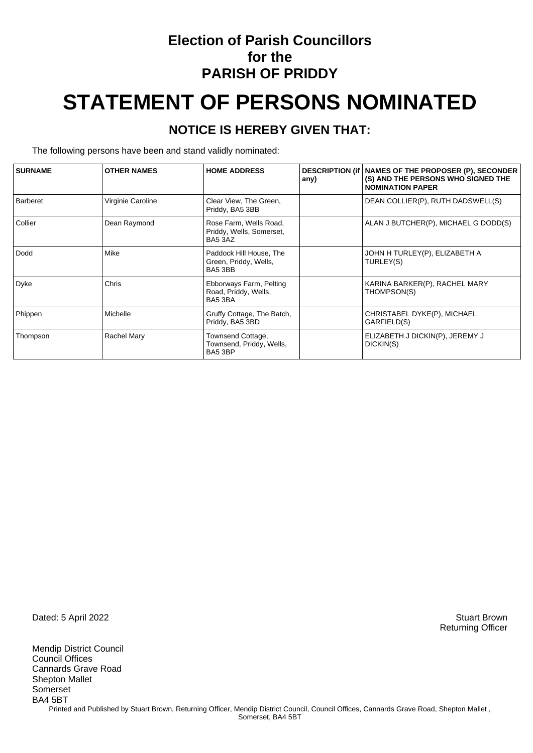**Election of Parish Councillors**
**for the**
**PARISH OF PRIDDY**

# STATEMENT OF PERSONS NOMINATED

## NOTICE IS HEREBY GIVEN THAT:

The following persons have been and stand validly nominated:

| SURNAME | OTHER NAMES | HOME ADDRESS | DESCRIPTION (if any) | NAMES OF THE PROPOSER (P), SECONDER (S) AND THE PERSONS WHO SIGNED THE NOMINATION PAPER |
|---|---|---|---|---|
| Barberet | Virginie Caroline | Clear View, The Green, Priddy, BA5 3BB | | DEAN COLLIER(P), RUTH DADSWELL(S) |
| Collier | Dean Raymond | Rose Farm, Wells Road, Priddy, Wells, Somerset, BA5 3AZ | | ALAN J BUTCHER(P), MICHAEL G DODD(S) |
| Dodd | Mike | Paddock Hill House, The Green, Priddy, Wells, BA5 3BB | | JOHN H TURLEY(P), ELIZABETH A TURLEY(S) |
| Dyke | Chris | Ebborways Farm, Pelting Road, Priddy, Wells, BA5 3BA | | KARINA BARKER(P), RACHEL MARY THOMPSON(S) |
| Phippen | Michelle | Gruffy Cottage, The Batch, Priddy, BA5 3BD | | CHRISTABEL DYKE(P), MICHAEL GARFIELD(S) |
| Thompson | Rachel Mary | Townsend Cottage, Townsend, Priddy, Wells, BA5 3BP | | ELIZABETH J DICKIN(P), JEREMY J DICKIN(S) |

Dated: 5 April 2022

Stuart Brown
Returning Officer

Mendip District Council
Council Offices
Cannards Grave Road
Shepton Mallet
Somerset
BA4 5BT

Printed and Published by Stuart Brown, Returning Officer, Mendip District Council, Council Offices, Cannards Grave Road, Shepton Mallet , Somerset, BA4 5BT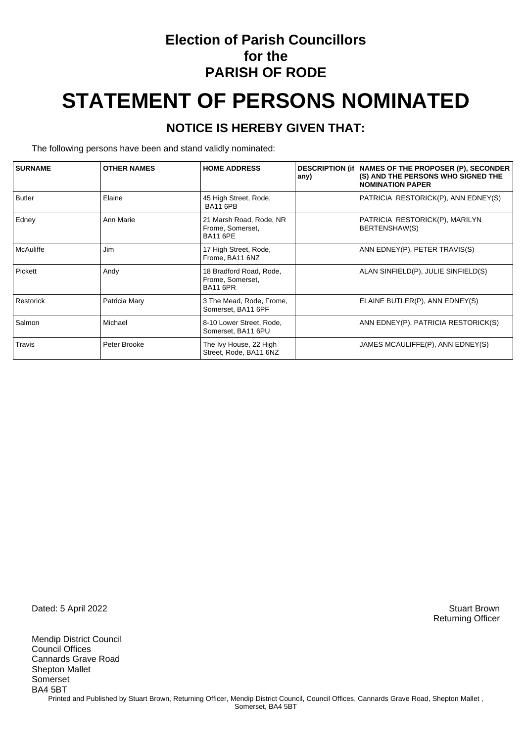# Election of Parish Councillors
## for the
## PARISH OF RODE

# STATEMENT OF PERSONS NOMINATED

### NOTICE IS HEREBY GIVEN THAT:

The following persons have been and stand validly nominated:

| SURNAME | OTHER NAMES | HOME ADDRESS | DESCRIPTION (if any) | NAMES OF THE PROPOSER (P), SECONDER (S) AND THE PERSONS WHO SIGNED THE NOMINATION PAPER |
|---|---|---|---|---|
| Butler | Elaine | 45 High Street, Rode, BA11 6PB | | PATRICIA RESTORICK(P), ANN EDNEY(S) |
| Edney | Ann Marie | 21 Marsh Road, Rode, NR Frome, Somerset, BA11 6PE | | PATRICIA RESTORICK(P), MARILYN BERTENSHAW(S) |
| McAuliffe | Jim | 17 High Street, Rode, Frome, BA11 6NZ | | ANN EDNEY(P), PETER TRAVIS(S) |
| Pickett | Andy | 18 Bradford Road, Rode, Frome, Somerset, BA11 6PR | | ALAN SINFIELD(P), JULIE SINFIELD(S) |
| Restorick | Patricia Mary | 3 The Mead, Rode, Frome, Somerset, BA11 6PF | | ELAINE BUTLER(P), ANN EDNEY(S) |
| Salmon | Michael | 8-10 Lower Street, Rode, Somerset, BA11 6PU | | ANN EDNEY(P), PATRICIA RESTORICK(S) |
| Travis | Peter Brooke | The Ivy House, 22 High Street, Rode, BA11 6NZ | | JAMES MCAULIFFE(P), ANN EDNEY(S) |

Dated: 5 April 2022

Stuart Brown
Returning Officer

Mendip District Council
Council Offices
Cannards Grave Road
Shepton Mallet
Somerset
BA4 5BT

Printed and Published by Stuart Brown, Returning Officer, Mendip District Council, Council Offices, Cannards Grave Road, Shepton Mallet , Somerset, BA4 5BT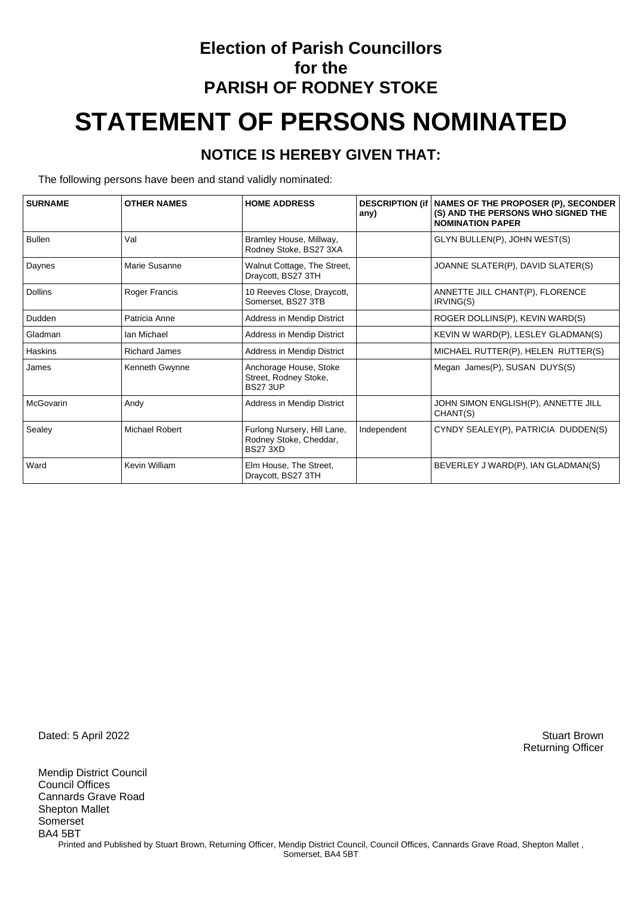# Election of Parish Councillors for the PARISH OF RODNEY STOKE

# STATEMENT OF PERSONS NOMINATED

## NOTICE IS HEREBY GIVEN THAT:

The following persons have been and stand validly nominated:

| SURNAME | OTHER NAMES | HOME ADDRESS | DESCRIPTION (if any) | NAMES OF THE PROPOSER (P), SECONDER (S) AND THE PERSONS WHO SIGNED THE NOMINATION PAPER |
|---|---|---|---|---|
| Bullen | Val | Bramley House, Millway, Rodney Stoke, BS27 3XA | | GLYN BULLEN(P), JOHN WEST(S) |
| Daynes | Marie Susanne | Walnut Cottage, The Street, Draycott, BS27 3TH | | JOANNE SLATER(P), DAVID SLATER(S) |
| Dollins | Roger Francis | 10 Reeves Close, Draycott, Somerset, BS27 3TB | | ANNETTE JILL CHANT(P), FLORENCE IRVING(S) |
| Dudden | Patricia Anne | Address in Mendip District | | ROGER DOLLINS(P), KEVIN WARD(S) |
| Gladman | Ian Michael | Address in Mendip District | | KEVIN W WARD(P), LESLEY GLADMAN(S) |
| Haskins | Richard James | Address in Mendip District | | MICHAEL RUTTER(P), HELEN RUTTER(S) |
| James | Kenneth Gwynne | Anchorage House, Stoke Street, Rodney Stoke, BS27 3UP | | Megan James(P), SUSAN DUYS(S) |
| McGovarin | Andy | Address in Mendip District | | JOHN SIMON ENGLISH(P), ANNETTE JILL CHANT(S) |
| Sealey | Michael Robert | Furlong Nursery, Hill Lane, Rodney Stoke, Cheddar, BS27 3XD | Independent | CYNDY SEALEY(P), PATRICIA DUDDEN(S) |
| Ward | Kevin William | Elm House, The Street, Draycott, BS27 3TH | | BEVERLEY J WARD(P), IAN GLADMAN(S) |

Dated: 5 April 2022

Stuart Brown
Returning Officer

Mendip District Council
Council Offices
Cannards Grave Road
Shepton Mallet
Somerset
BA4 5BT

Printed and Published by Stuart Brown, Returning Officer, Mendip District Council, Council Offices, Cannards Grave Road, Shepton Mallet , Somerset, BA4 5BT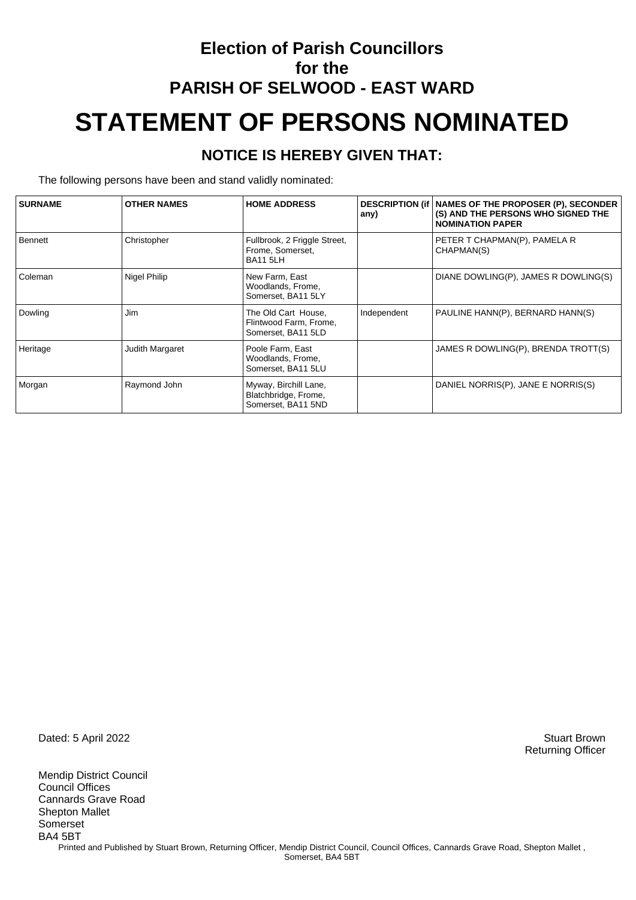# Election of Parish Councillors for the PARISH OF SELWOOD - EAST WARD

# STATEMENT OF PERSONS NOMINATED

## NOTICE IS HEREBY GIVEN THAT:

The following persons have been and stand validly nominated:

| SURNAME | OTHER NAMES | HOME ADDRESS | DESCRIPTION (if any) | NAMES OF THE PROPOSER (P), SECONDER (S) AND THE PERSONS WHO SIGNED THE NOMINATION PAPER |
|---|---|---|---|---|
| Bennett | Christopher | Fullbrook, 2 Friggle Street, Frome, Somerset, BA11 5LH | | PETER T CHAPMAN(P), PAMELA R CHAPMAN(S) |
| Coleman | Nigel Philip | New Farm, East Woodlands, Frome, Somerset, BA11 5LY | | DIANE DOWLING(P), JAMES R DOWLING(S) |
| Dowling | Jim | The Old Cart House, Flintwood Farm, Frome, Somerset, BA11 5LD | Independent | PAULINE HANN(P), BERNARD HANN(S) |
| Heritage | Judith Margaret | Poole Farm, East Woodlands, Frome, Somerset, BA11 5LU | | JAMES R DOWLING(P), BRENDA TROTT(S) |
| Morgan | Raymond John | Myway, Birchill Lane, Blatchbridge, Frome, Somerset, BA11 5ND | | DANIEL NORRIS(P), JANE E NORRIS(S) |

Dated: 5 April 2022

Stuart Brown
Returning Officer

Mendip District Council
Council Offices
Cannards Grave Road
Shepton Mallet
Somerset
BA4 5BT

Printed and Published by Stuart Brown, Returning Officer, Mendip District Council, Council Offices, Cannards Grave Road, Shepton Mallet , Somerset, BA4 5BT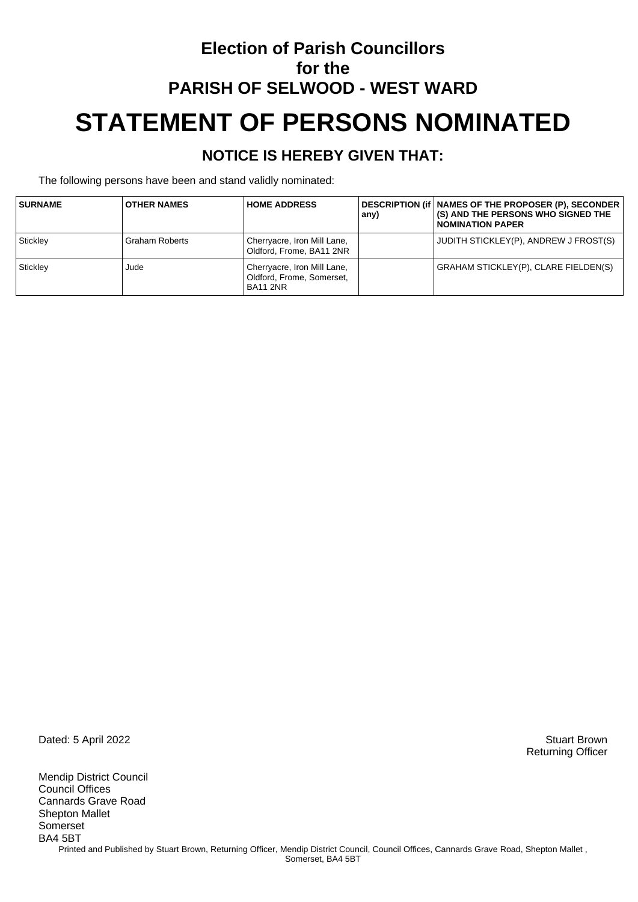# Election of Parish Councillors for the PARISH OF SELWOOD - WEST WARD

# STATEMENT OF PERSONS NOMINATED

## NOTICE IS HEREBY GIVEN THAT:

The following persons have been and stand validly nominated:

| SURNAME | OTHER NAMES | HOME ADDRESS | DESCRIPTION (if any) | NAMES OF THE PROPOSER (P), SECONDER (S) AND THE PERSONS WHO SIGNED THE NOMINATION PAPER |
|---|---|---|---|---|
| Stickley | Graham Roberts | Cherryacre, Iron Mill Lane, Oldford, Frome, BA11 2NR | | JUDITH STICKLEY(P), ANDREW J FROST(S) |
| Stickley | Jude | Cherryacre, Iron Mill Lane, Oldford, Frome, Somerset, BA11 2NR | | GRAHAM STICKLEY(P), CLARE FIELDEN(S) |

Dated: 5 April 2022

Stuart Brown
Returning Officer

Mendip District Council
Council Offices
Cannards Grave Road
Shepton Mallet
Somerset
BA4 5BT

Printed and Published by Stuart Brown, Returning Officer, Mendip District Council, Council Offices, Cannards Grave Road, Shepton Mallet , Somerset, BA4 5BT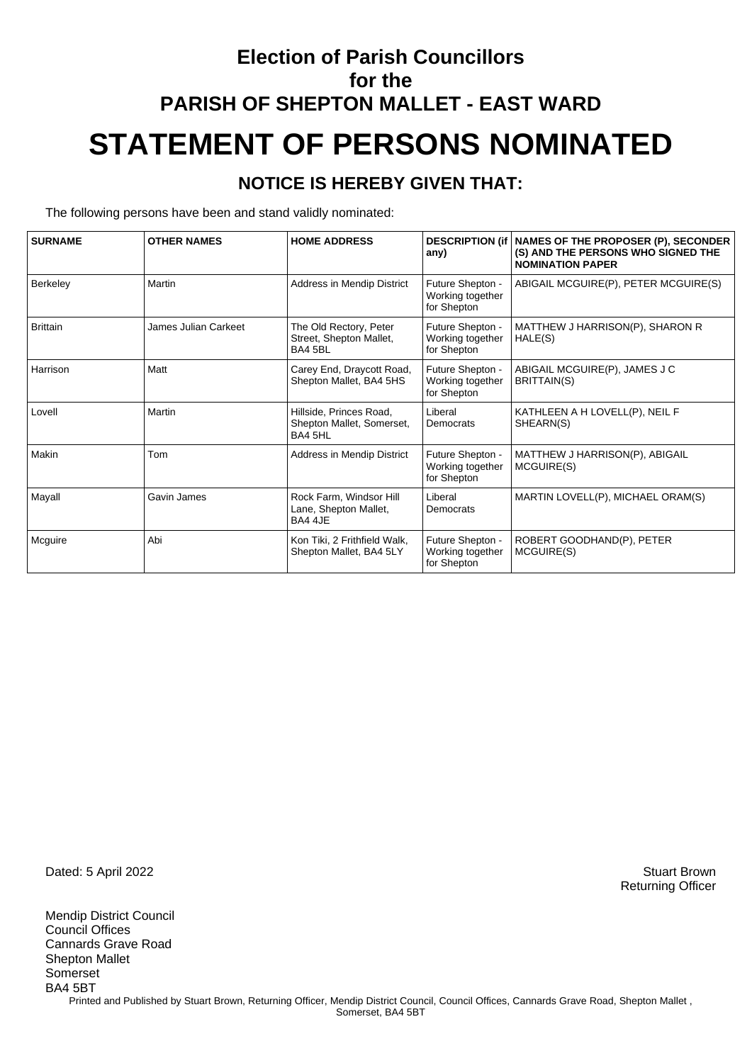# Election of Parish Councillors for the PARISH OF SHEPTON MALLET - EAST WARD

# STATEMENT OF PERSONS NOMINATED

## NOTICE IS HEREBY GIVEN THAT:

The following persons have been and stand validly nominated:

| SURNAME | OTHER NAMES | HOME ADDRESS | DESCRIPTION (if any) | NAMES OF THE PROPOSER (P), SECONDER (S) AND THE PERSONS WHO SIGNED THE NOMINATION PAPER |
|---|---|---|---|---|
| Berkeley | Martin | Address in Mendip District | Future Shepton - Working together for Shepton | ABIGAIL MCGUIRE(P), PETER MCGUIRE(S) |
| Brittain | James Julian Carkeet | The Old Rectory, Peter Street, Shepton Mallet, BA4 5BL | Future Shepton - Working together for Shepton | MATTHEW J HARRISON(P), SHARON R HALE(S) |
| Harrison | Matt | Carey End, Draycott Road, Shepton Mallet, BA4 5HS | Future Shepton - Working together for Shepton | ABIGAIL MCGUIRE(P), JAMES J C BRITTAIN(S) |
| Lovell | Martin | Hillside, Princes Road, Shepton Mallet, Somerset, BA4 5HL | Liberal Democrats | KATHLEEN A H LOVELL(P), NEIL F SHEARN(S) |
| Makin | Tom | Address in Mendip District | Future Shepton - Working together for Shepton | MATTHEW J HARRISON(P), ABIGAIL MCGUIRE(S) |
| Mayall | Gavin James | Rock Farm, Windsor Hill Lane, Shepton Mallet, BA4 4JE | Liberal Democrats | MARTIN LOVELL(P), MICHAEL ORAM(S) |
| Mcguire | Abi | Kon Tiki, 2 Frithfield Walk, Shepton Mallet, BA4 5LY | Future Shepton - Working together for Shepton | ROBERT GOODHAND(P), PETER MCGUIRE(S) |

Dated: 5 April 2022

Stuart Brown
Returning Officer

Mendip District Council
Council Offices
Cannards Grave Road
Shepton Mallet
Somerset
BA4 5BT

Printed and Published by Stuart Brown, Returning Officer, Mendip District Council, Council Offices, Cannards Grave Road, Shepton Mallet , Somerset, BA4 5BT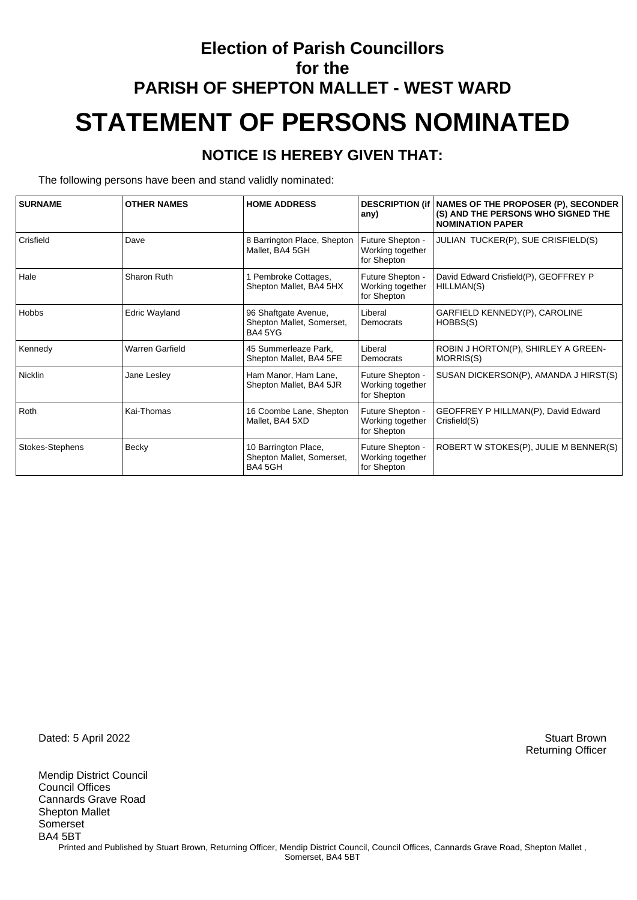# Election of Parish Councillors
## for the
## PARISH OF SHEPTON MALLET - WEST WARD

# STATEMENT OF PERSONS NOMINATED

### NOTICE IS HEREBY GIVEN THAT:

The following persons have been and stand validly nominated:

| SURNAME | OTHER NAMES | HOME ADDRESS | DESCRIPTION (if any) | NAMES OF THE PROPOSER (P), SECONDER (S) AND THE PERSONS WHO SIGNED THE NOMINATION PAPER |
|---|---|---|---|---|
| Crisfield | Dave | 8 Barrington Place, Shepton Mallet, BA4 5GH | Future Shepton - Working together for Shepton | JULIAN TUCKER(P), SUE CRISFIELD(S) |
| Hale | Sharon Ruth | 1 Pembroke Cottages, Shepton Mallet, BA4 5HX | Future Shepton - Working together for Shepton | David Edward Crisfield(P), GEOFFREY P HILLMAN(S) |
| Hobbs | Edric Wayland | 96 Shaftgate Avenue, Shepton Mallet, Somerset, BA4 5YG | Liberal Democrats | GARFIELD KENNEDY(P), CAROLINE HOBBS(S) |
| Kennedy | Warren Garfield | 45 Summerleaze Park, Shepton Mallet, BA4 5FE | Liberal Democrats | ROBIN J HORTON(P), SHIRLEY A GREEN-MORRIS(S) |
| Nicklin | Jane Lesley | Ham Manor, Ham Lane, Shepton Mallet, BA4 5JR | Future Shepton - Working together for Shepton | SUSAN DICKERSON(P), AMANDA J HIRST(S) |
| Roth | Kai-Thomas | 16 Coombe Lane, Shepton Mallet, BA4 5XD | Future Shepton - Working together for Shepton | GEOFFREY P HILLMAN(P), David Edward Crisfield(S) |
| Stokes-Stephens | Becky | 10 Barrington Place, Shepton Mallet, Somerset, BA4 5GH | Future Shepton - Working together for Shepton | ROBERT W STOKES(P), JULIE M BENNER(S) |

Dated: 5 April 2022

Stuart Brown
Returning Officer

Mendip District Council
Council Offices
Cannards Grave Road
Shepton Mallet
Somerset
BA4 5BT

Printed and Published by Stuart Brown, Returning Officer, Mendip District Council, Council Offices, Cannards Grave Road, Shepton Mallet , Somerset, BA4 5BT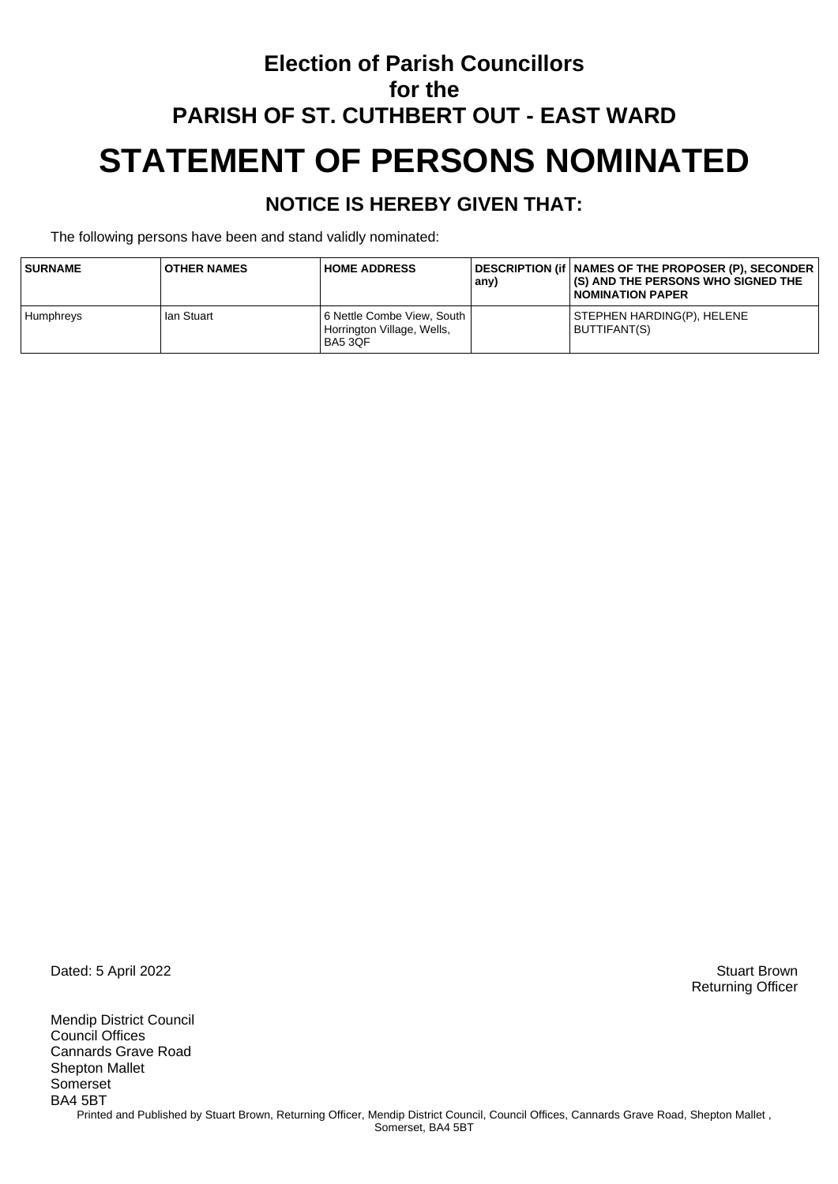# Election of Parish Councillors
# for the
# PARISH OF ST. CUTHBERT OUT - EAST WARD

# STATEMENT OF PERSONS NOMINATED

## NOTICE IS HEREBY GIVEN THAT:

The following persons have been and stand validly nominated:

| SURNAME | OTHER NAMES | HOME ADDRESS | DESCRIPTION (if any) | NAMES OF THE PROPOSER (P), SECONDER (S) AND THE PERSONS WHO SIGNED THE NOMINATION PAPER |
|---|---|---|---|---|
| Humphreys | Ian Stuart | 6 Nettle Combe View, South Horrington Village, Wells, BA5 3QF | | STEPHEN HARDING(P), HELENE BUTTIFANT(S) |

Dated: 5 April 2022

Stuart Brown
Returning Officer

Mendip District Council
Council Offices
Cannards Grave Road
Shepton Mallet
Somerset
BA4 5BT

Printed and Published by Stuart Brown, Returning Officer, Mendip District Council, Council Offices, Cannards Grave Road, Shepton Mallet , Somerset, BA4 5BT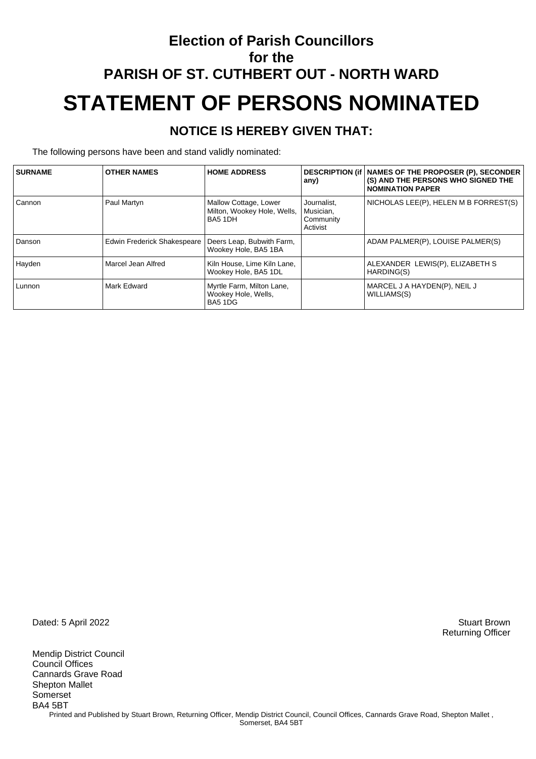# Election of Parish Councillors for the PARISH OF ST. CUTHBERT OUT - NORTH WARD

# STATEMENT OF PERSONS NOMINATED

## NOTICE IS HEREBY GIVEN THAT:

The following persons have been and stand validly nominated:

| SURNAME | OTHER NAMES | HOME ADDRESS | DESCRIPTION (if any) | NAMES OF THE PROPOSER (P), SECONDER (S) AND THE PERSONS WHO SIGNED THE NOMINATION PAPER |
|---|---|---|---|---|
| Cannon | Paul Martyn | Mallow Cottage, Lower Milton, Wookey Hole, Wells, BA5 1DH | Journalist, Musician, Community Activist | NICHOLAS LEE(P), HELEN M B FORREST(S) |
| Danson | Edwin Frederick Shakespeare | Deers Leap, Bubwith Farm, Wookey Hole, BA5 1BA | | ADAM PALMER(P), LOUISE PALMER(S) |
| Hayden | Marcel Jean Alfred | Kiln House, Lime Kiln Lane, Wookey Hole, BA5 1DL | | ALEXANDER LEWIS(P), ELIZABETH S HARDING(S) |
| Lunnon | Mark Edward | Myrtle Farm, Milton Lane, Wookey Hole, Wells, BA5 1DG | | MARCEL J A HAYDEN(P), NEIL J WILLIAMS(S) |

Dated: 5 April 2022

Stuart Brown
Returning Officer

Mendip District Council
Council Offices
Cannards Grave Road
Shepton Mallet
Somerset
BA4 5BT

Printed and Published by Stuart Brown, Returning Officer, Mendip District Council, Council Offices, Cannards Grave Road, Shepton Mallet , Somerset, BA4 5BT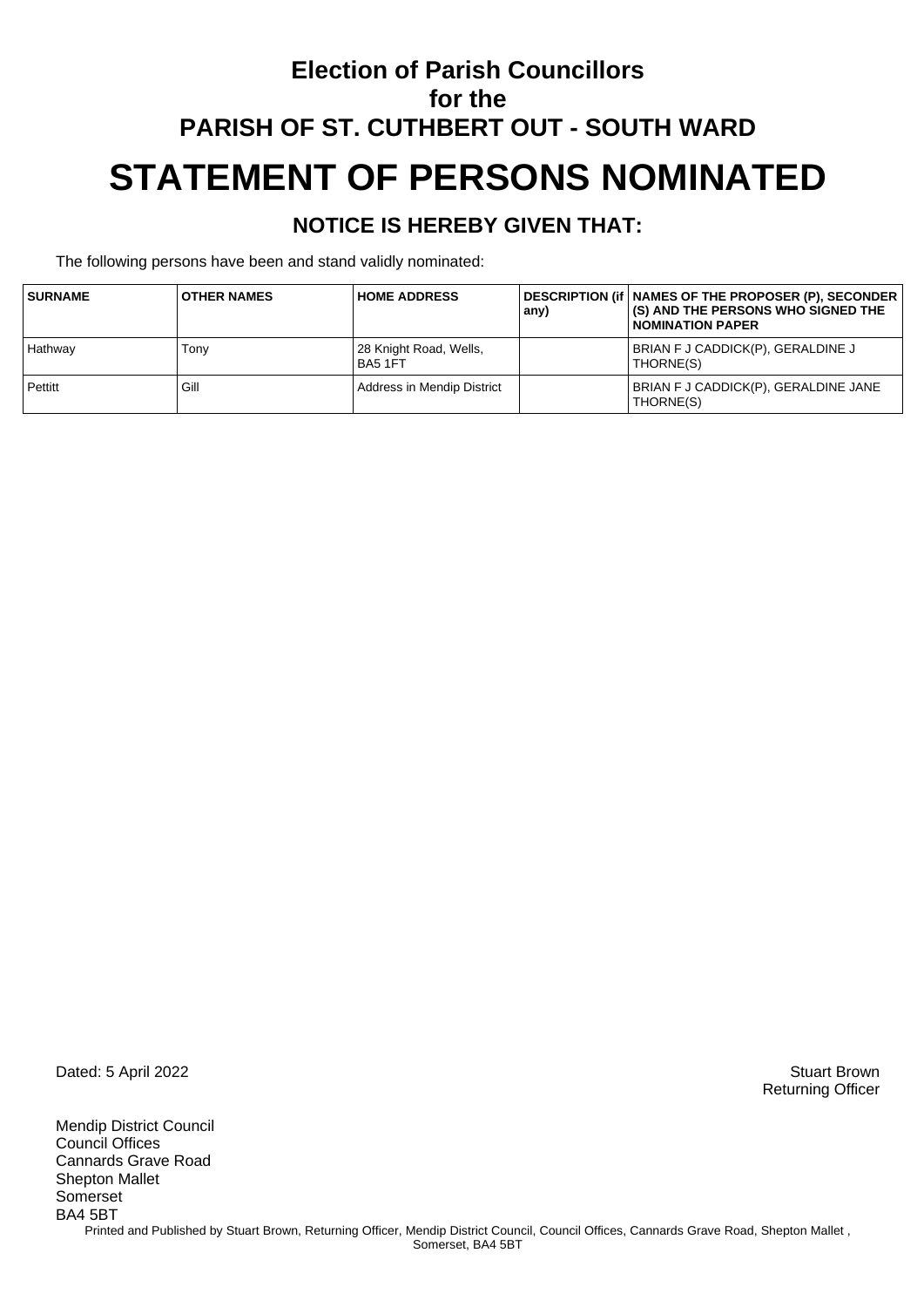# Election of Parish Councillors
# for the
# PARISH OF ST. CUTHBERT OUT - SOUTH WARD

# STATEMENT OF PERSONS NOMINATED

## NOTICE IS HEREBY GIVEN THAT:

The following persons have been and stand validly nominated:

| SURNAME | OTHER NAMES | HOME ADDRESS | DESCRIPTION (if any) | NAMES OF THE PROPOSER (P), SECONDER (S) AND THE PERSONS WHO SIGNED THE NOMINATION PAPER |
|---|---|---|---|---|
| Hathway | Tony | 28 Knight Road, Wells, BA5 1FT | | BRIAN F J CADDICK(P), GERALDINE J THORNE(S) |
| Pettitt | Gill | Address in Mendip District | | BRIAN F J CADDICK(P), GERALDINE JANE THORNE(S) |

Dated: 5 April 2022

Stuart Brown
Returning Officer

Mendip District Council
Council Offices
Cannards Grave Road
Shepton Mallet
Somerset
BA4 5BT

Printed and Published by Stuart Brown, Returning Officer, Mendip District Council, Council Offices, Cannards Grave Road, Shepton Mallet , Somerset, BA4 5BT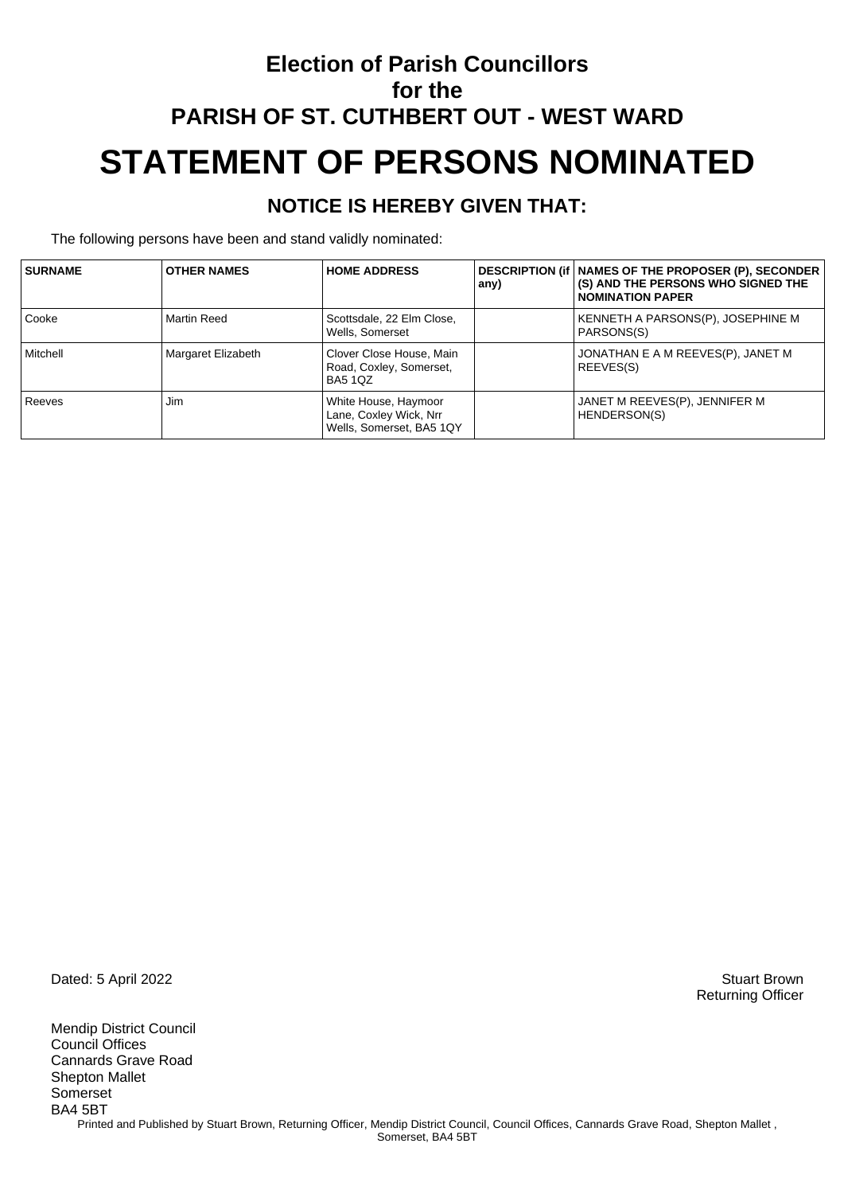# Election of Parish Councillors
# for the
# PARISH OF ST. CUTHBERT OUT - WEST WARD

# STATEMENT OF PERSONS NOMINATED

## NOTICE IS HEREBY GIVEN THAT:

The following persons have been and stand validly nominated:

| SURNAME | OTHER NAMES | HOME ADDRESS | DESCRIPTION (if any) | NAMES OF THE PROPOSER (P), SECONDER (S) AND THE PERSONS WHO SIGNED THE NOMINATION PAPER |
|---|---|---|---|---|
| Cooke | Martin Reed | Scottsdale, 22 Elm Close, Wells, Somerset | | KENNETH A PARSONS(P), JOSEPHINE M PARSONS(S) |
| Mitchell | Margaret Elizabeth | Clover Close House, Main Road, Coxley, Somerset, BA5 1QZ | | JONATHAN E A M REEVES(P), JANET M REEVES(S) |
| Reeves | Jim | White House, Haymoor Lane, Coxley Wick, Nrr Wells, Somerset, BA5 1QY | | JANET M REEVES(P), JENNIFER M HENDERSON(S) |

Dated: 5 April 2022

Stuart Brown
Returning Officer

Mendip District Council
Council Offices
Cannards Grave Road
Shepton Mallet
Somerset
BA4 5BT

Printed and Published by Stuart Brown, Returning Officer, Mendip District Council, Council Offices, Cannards Grave Road, Shepton Mallet , Somerset, BA4 5BT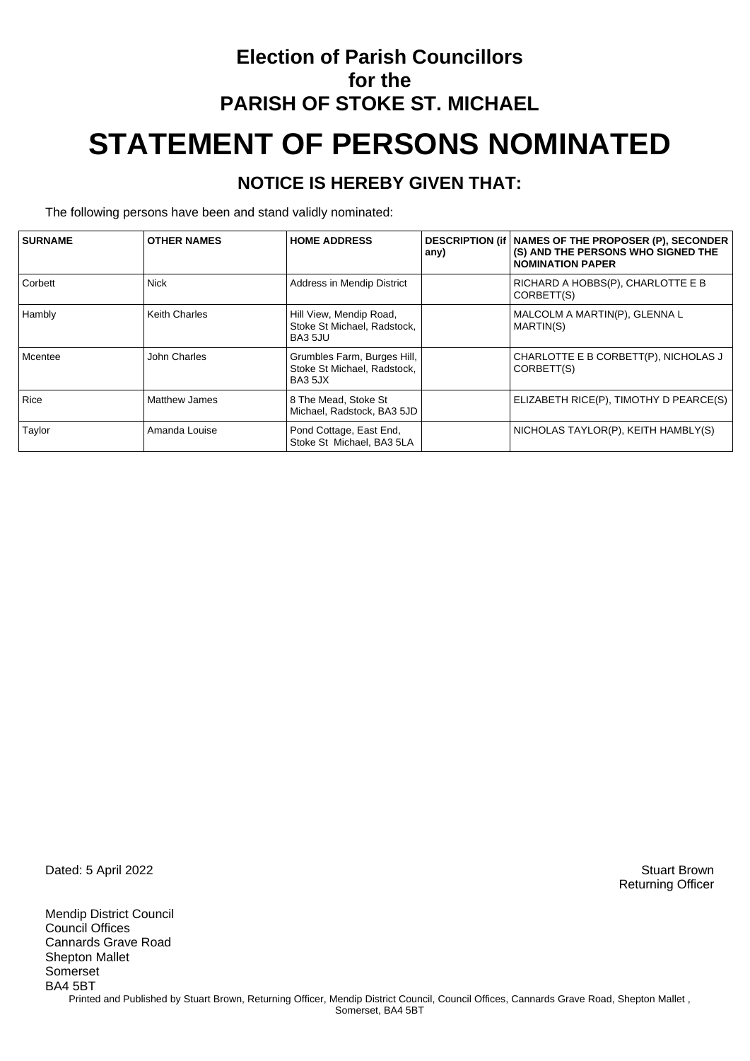# Election of Parish Councillors for the PARISH OF STOKE ST. MICHAEL

# STATEMENT OF PERSONS NOMINATED

## NOTICE IS HEREBY GIVEN THAT:

The following persons have been and stand validly nominated:

| SURNAME | OTHER NAMES | HOME ADDRESS | DESCRIPTION (if any) | NAMES OF THE PROPOSER (P), SECONDER (S) AND THE PERSONS WHO SIGNED THE NOMINATION PAPER |
|---|---|---|---|---|
| Corbett | Nick | Address in Mendip District | | RICHARD A HOBBS(P), CHARLOTTE E B CORBETT(S) |
| Hambly | Keith Charles | Hill View, Mendip Road, Stoke St Michael, Radstock, BA3 5JU | | MALCOLM A MARTIN(P), GLENNA L MARTIN(S) |
| Mcentee | John Charles | Grumbles Farm, Burges Hill, Stoke St Michael, Radstock, BA3 5JX | | CHARLOTTE E B CORBETT(P), NICHOLAS J CORBETT(S) |
| Rice | Matthew James | 8 The Mead, Stoke St Michael, Radstock, BA3 5JD | | ELIZABETH RICE(P), TIMOTHY D PEARCE(S) |
| Taylor | Amanda Louise | Pond Cottage, East End, Stoke St Michael, BA3 5LA | | NICHOLAS TAYLOR(P), KEITH HAMBLY(S) |

Dated: 5 April 2022

Stuart Brown
Returning Officer

Mendip District Council
Council Offices
Cannards Grave Road
Shepton Mallet
Somerset
BA4 5BT

Printed and Published by Stuart Brown, Returning Officer, Mendip District Council, Council Offices, Cannards Grave Road, Shepton Mallet , Somerset, BA4 5BT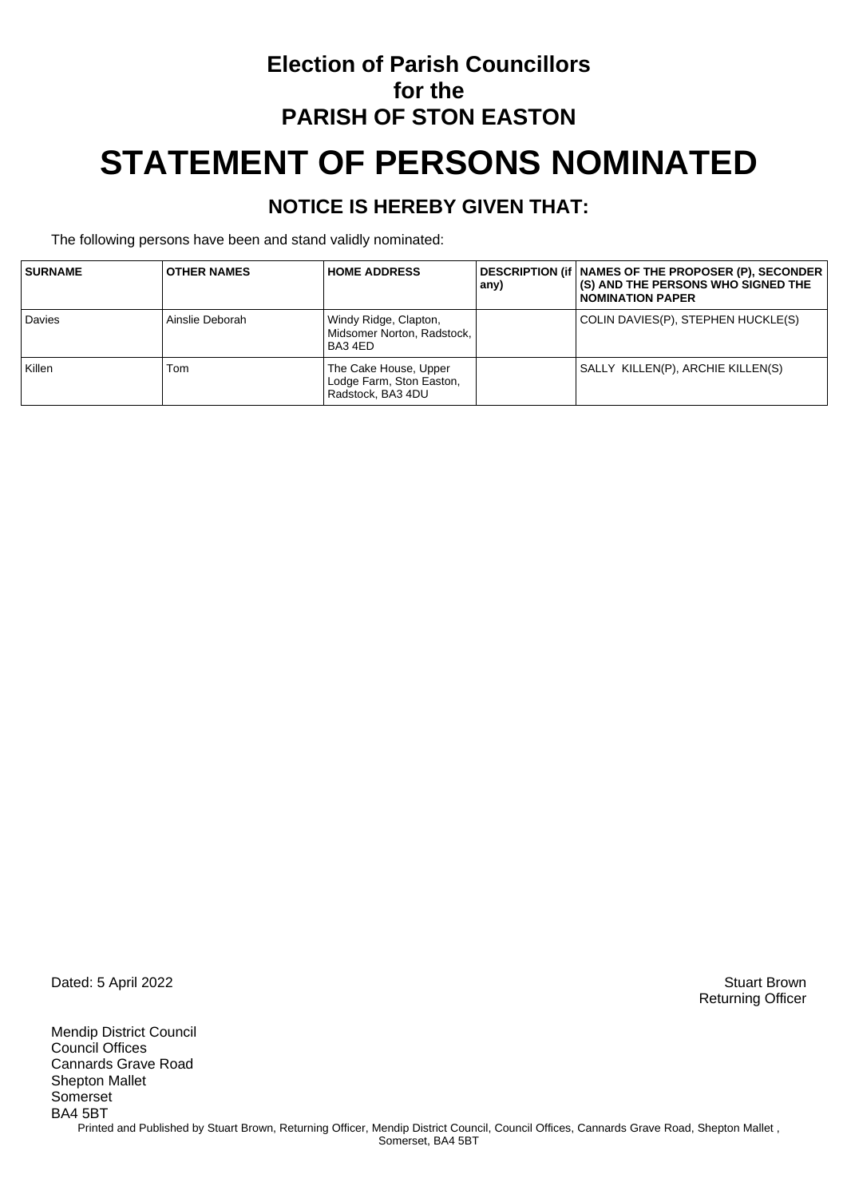# Election of Parish Councillors for the PARISH OF STON EASTON

# STATEMENT OF PERSONS NOMINATED

## NOTICE IS HEREBY GIVEN THAT:

The following persons have been and stand validly nominated:

| SURNAME | OTHER NAMES | HOME ADDRESS | DESCRIPTION (if any) | NAMES OF THE PROPOSER (P), SECONDER (S) AND THE PERSONS WHO SIGNED THE NOMINATION PAPER |
|---|---|---|---|---|
| Davies | Ainslie Deborah | Windy Ridge, Clapton, Midsomer Norton, Radstock, BA3 4ED | | COLIN DAVIES(P), STEPHEN HUCKLE(S) |
| Killen | Tom | The Cake House, Upper Lodge Farm, Ston Easton, Radstock, BA3 4DU | | SALLY KILLEN(P), ARCHIE KILLEN(S) |

Dated: 5 April 2022

Stuart Brown
Returning Officer

Mendip District Council
Council Offices
Cannards Grave Road
Shepton Mallet
Somerset
BA4 5BT

Printed and Published by Stuart Brown, Returning Officer, Mendip District Council, Council Offices, Cannards Grave Road, Shepton Mallet , Somerset, BA4 5BT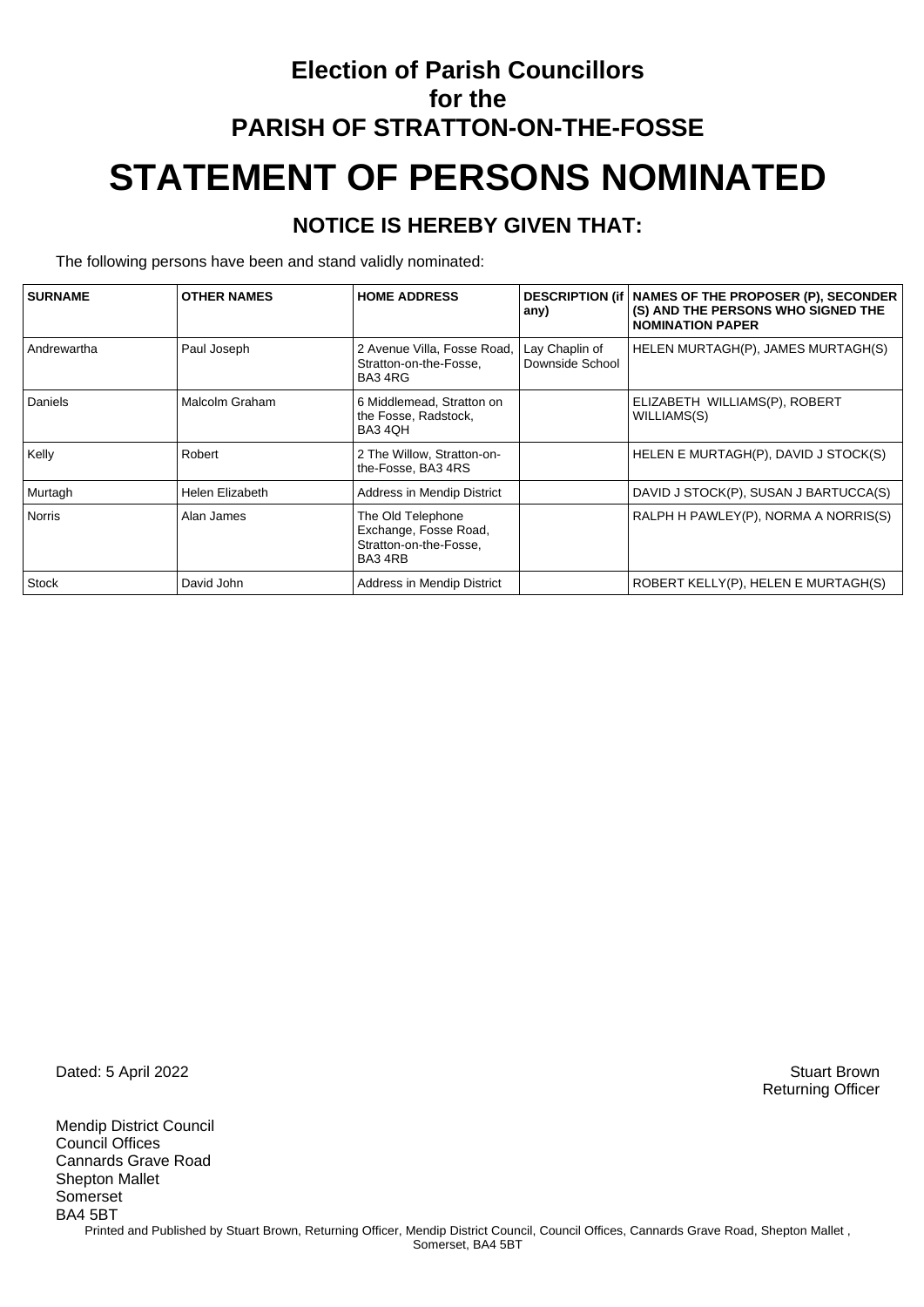# Election of Parish Councillors
# for the
# PARISH OF STRATTON-ON-THE-FOSSE

# STATEMENT OF PERSONS NOMINATED

## NOTICE IS HEREBY GIVEN THAT:

The following persons have been and stand validly nominated:

| SURNAME | OTHER NAMES | HOME ADDRESS | DESCRIPTION (if any) | NAMES OF THE PROPOSER (P), SECONDER (S) AND THE PERSONS WHO SIGNED THE NOMINATION PAPER |
|---|---|---|---|---|
| Andrewartha | Paul Joseph | 2 Avenue Villa, Fosse Road, Stratton-on-the-Fosse, BA3 4RG | Lay Chaplin of Downside School | HELEN MURTAGH(P), JAMES MURTAGH(S) |
| Daniels | Malcolm Graham | 6 Middlemead, Stratton on the Fosse, Radstock, BA3 4QH | | ELIZABETH WILLIAMS(P), ROBERT WILLIAMS(S) |
| Kelly | Robert | 2 The Willow, Stratton-on-the-Fosse, BA3 4RS | | HELEN E MURTAGH(P), DAVID J STOCK(S) |
| Murtagh | Helen Elizabeth | Address in Mendip District | | DAVID J STOCK(P), SUSAN J BARTUCCA(S) |
| Norris | Alan James | The Old Telephone Exchange, Fosse Road, Stratton-on-the-Fosse, BA3 4RB | | RALPH H PAWLEY(P), NORMA A NORRIS(S) |
| Stock | David John | Address in Mendip District | | ROBERT KELLY(P), HELEN E MURTAGH(S) |

Dated: 5 April 2022

Stuart Brown
Returning Officer

Mendip District Council
Council Offices
Cannards Grave Road
Shepton Mallet
Somerset
BA4 5BT

Printed and Published by Stuart Brown, Returning Officer, Mendip District Council, Council Offices, Cannards Grave Road, Shepton Mallet , Somerset, BA4 5BT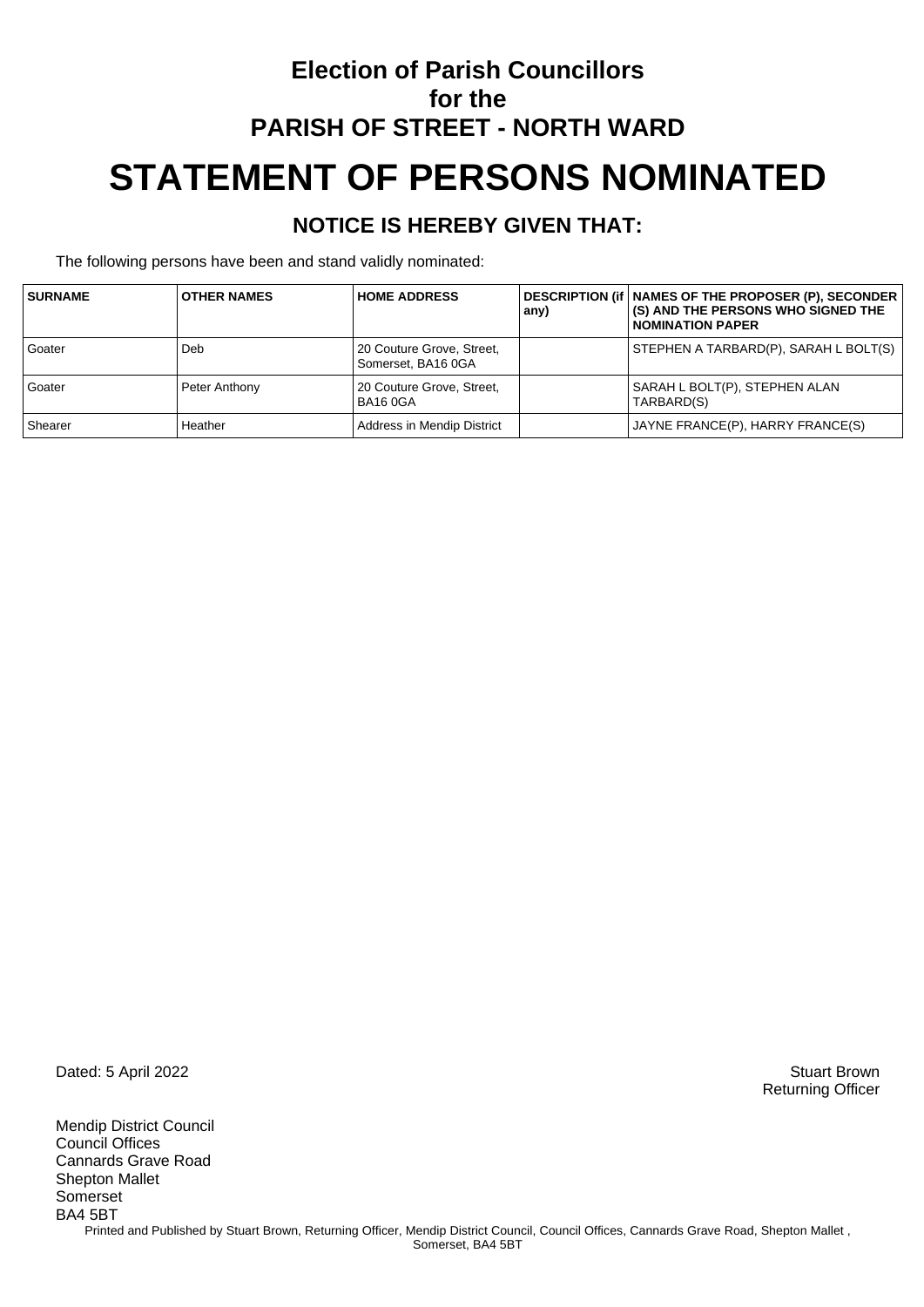# Election of Parish Councillors for the PARISH OF STREET - NORTH WARD

# STATEMENT OF PERSONS NOMINATED

## NOTICE IS HEREBY GIVEN THAT:

The following persons have been and stand validly nominated:

| SURNAME | OTHER NAMES | HOME ADDRESS | DESCRIPTION (if any) | NAMES OF THE PROPOSER (P), SECONDER (S) AND THE PERSONS WHO SIGNED THE NOMINATION PAPER |
|---|---|---|---|---|
| Goater | Deb | 20 Couture Grove, Street, Somerset, BA16 0GA | | STEPHEN A TARBARD(P), SARAH L BOLT(S) |
| Goater | Peter Anthony | 20 Couture Grove, Street, BA16 0GA | | SARAH L BOLT(P), STEPHEN ALAN TARBARD(S) |
| Shearer | Heather | Address in Mendip District | | JAYNE FRANCE(P), HARRY FRANCE(S) |

Dated: 5 April 2022

Stuart Brown
Returning Officer

Mendip District Council
Council Offices
Cannards Grave Road
Shepton Mallet
Somerset
BA4 5BT

Printed and Published by Stuart Brown, Returning Officer, Mendip District Council, Council Offices, Cannards Grave Road, Shepton Mallet , Somerset, BA4 5BT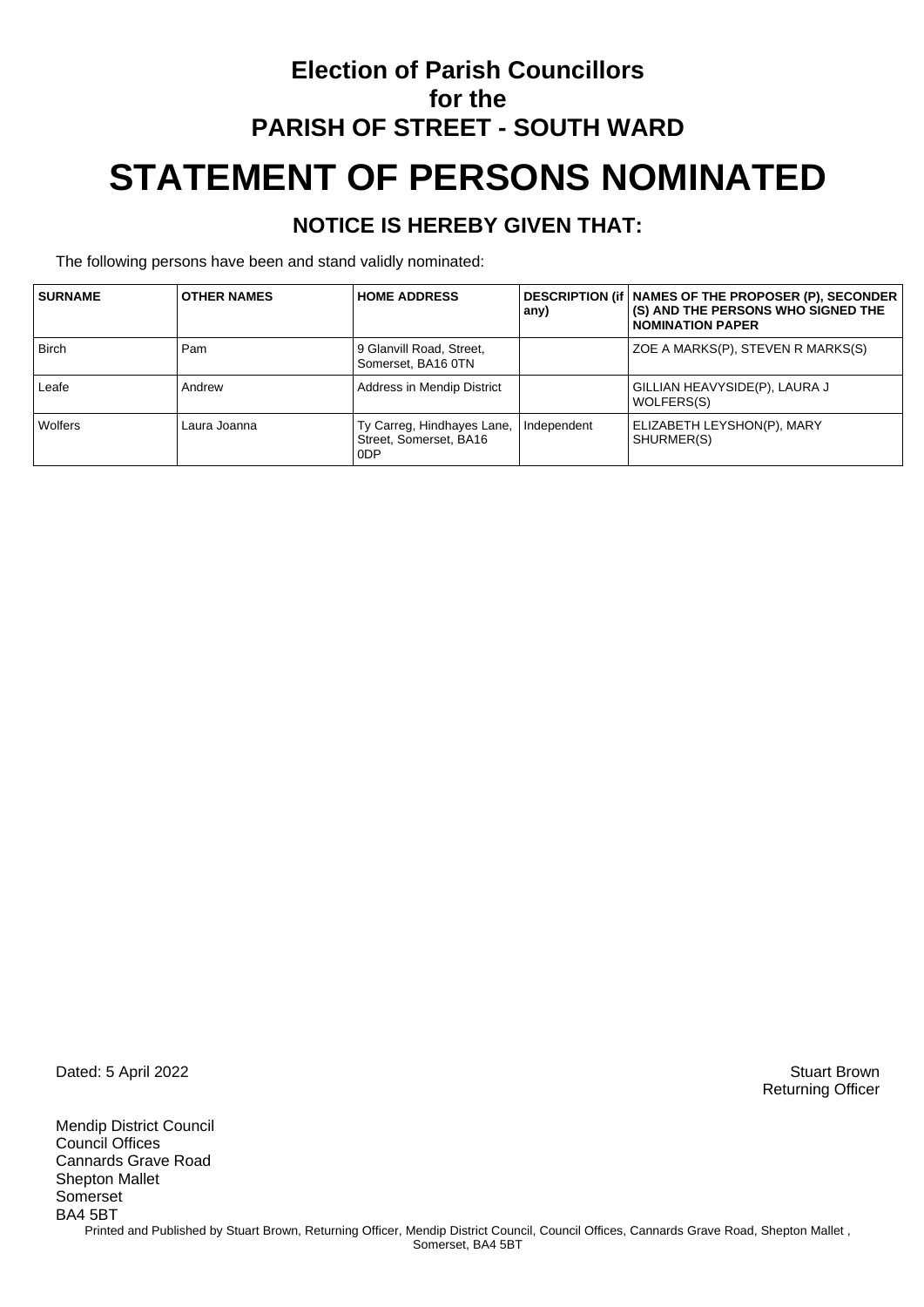# Election of Parish Councillors for the PARISH OF STREET - SOUTH WARD

# STATEMENT OF PERSONS NOMINATED

## NOTICE IS HEREBY GIVEN THAT:

The following persons have been and stand validly nominated:

| SURNAME | OTHER NAMES | HOME ADDRESS | DESCRIPTION (if any) | NAMES OF THE PROPOSER (P), SECONDER (S) AND THE PERSONS WHO SIGNED THE NOMINATION PAPER |
|---|---|---|---|---|
| Birch | Pam | 9 Glanvill Road, Street, Somerset, BA16 0TN | | ZOE A MARKS(P), STEVEN R MARKS(S) |
| Leafe | Andrew | Address in Mendip District | | GILLIAN HEAVYSIDE(P), LAURA J WOLFERS(S) |
| Wolfers | Laura Joanna | Ty Carreg, Hindhayes Lane, Street, Somerset, BA16 0DP | Independent | ELIZABETH LEYSHON(P), MARY SHURMER(S) |

Dated: 5 April 2022

Stuart Brown
Returning Officer

Mendip District Council
Council Offices
Cannards Grave Road
Shepton Mallet
Somerset
BA4 5BT

Printed and Published by Stuart Brown, Returning Officer, Mendip District Council, Council Offices, Cannards Grave Road, Shepton Mallet , Somerset, BA4 5BT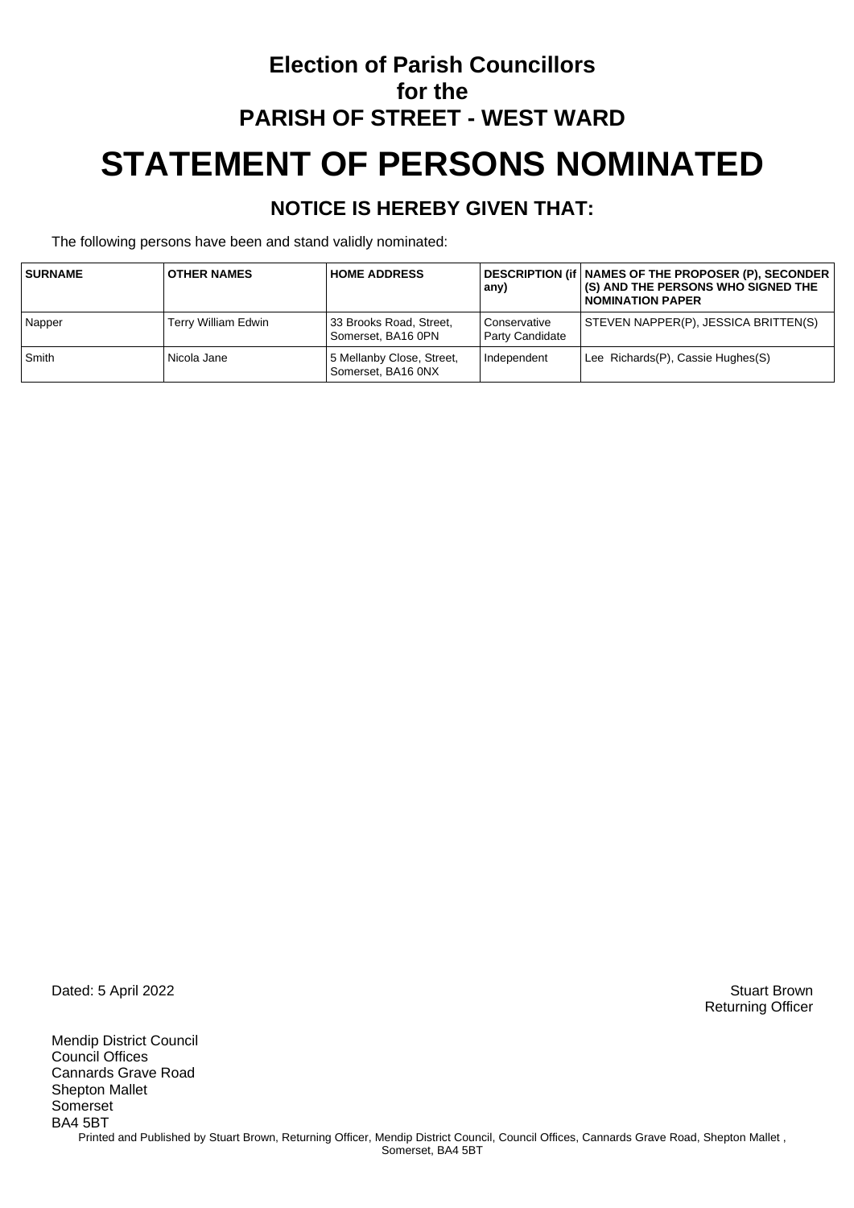## Election of Parish Councillors
## for the
## PARISH OF STREET - WEST WARD

# STATEMENT OF PERSONS NOMINATED

### NOTICE IS HEREBY GIVEN THAT:

The following persons have been and stand validly nominated:

| SURNAME | OTHER NAMES | HOME ADDRESS | DESCRIPTION (if any) | NAMES OF THE PROPOSER (P), SECONDER (S) AND THE PERSONS WHO SIGNED THE NOMINATION PAPER |
|---|---|---|---|---|
| Napper | Terry William Edwin | 33 Brooks Road, Street, Somerset, BA16 0PN | Conservative Party Candidate | STEVEN NAPPER(P), JESSICA BRITTEN(S) |
| Smith | Nicola Jane | 5 Mellanby Close, Street, Somerset, BA16 0NX | Independent | Lee Richards(P), Cassie Hughes(S) |

Dated: 5 April 2022

Stuart Brown
Returning Officer

Mendip District Council
Council Offices
Cannards Grave Road
Shepton Mallet
Somerset
BA4 5BT

Printed and Published by Stuart Brown, Returning Officer, Mendip District Council, Council Offices, Cannards Grave Road, Shepton Mallet , Somerset, BA4 5BT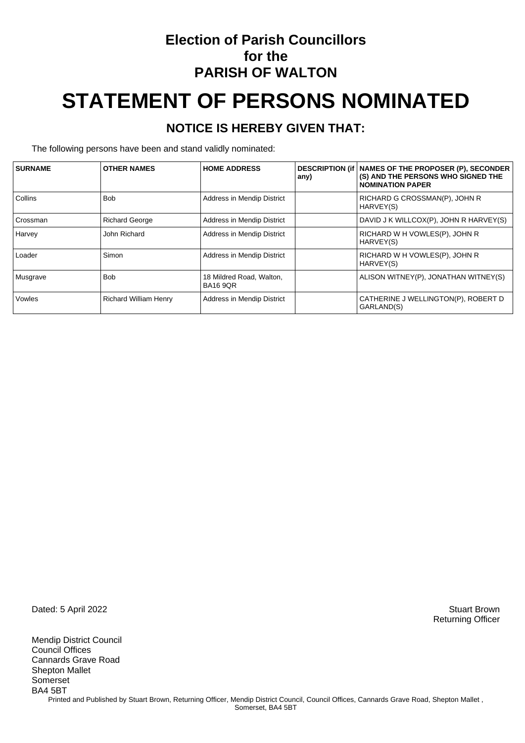# Election of Parish Councillors for the PARISH OF WALTON

# STATEMENT OF PERSONS NOMINATED

## NOTICE IS HEREBY GIVEN THAT:

The following persons have been and stand validly nominated:

| SURNAME | OTHER NAMES | HOME ADDRESS | DESCRIPTION (if any) | NAMES OF THE PROPOSER (P), SECONDER (S) AND THE PERSONS WHO SIGNED THE NOMINATION PAPER |
|---|---|---|---|---|
| Collins | Bob | Address in Mendip District | | RICHARD G CROSSMAN(P), JOHN R HARVEY(S) |
| Crossman | Richard George | Address in Mendip District | | DAVID J K WILLCOX(P), JOHN R HARVEY(S) |
| Harvey | John Richard | Address in Mendip District | | RICHARD W H VOWLES(P), JOHN R HARVEY(S) |
| Loader | Simon | Address in Mendip District | | RICHARD W H VOWLES(P), JOHN R HARVEY(S) |
| Musgrave | Bob | 18 Mildred Road, Walton, BA16 9QR | | ALISON WITNEY(P), JONATHAN WITNEY(S) |
| Vowles | Richard William Henry | Address in Mendip District | | CATHERINE J WELLINGTON(P), ROBERT D GARLAND(S) |

Dated: 5 April 2022

Stuart Brown
Returning Officer

Mendip District Council
Council Offices
Cannards Grave Road
Shepton Mallet
Somerset
BA4 5BT

Printed and Published by Stuart Brown, Returning Officer, Mendip District Council, Council Offices, Cannards Grave Road, Shepton Mallet , Somerset, BA4 5BT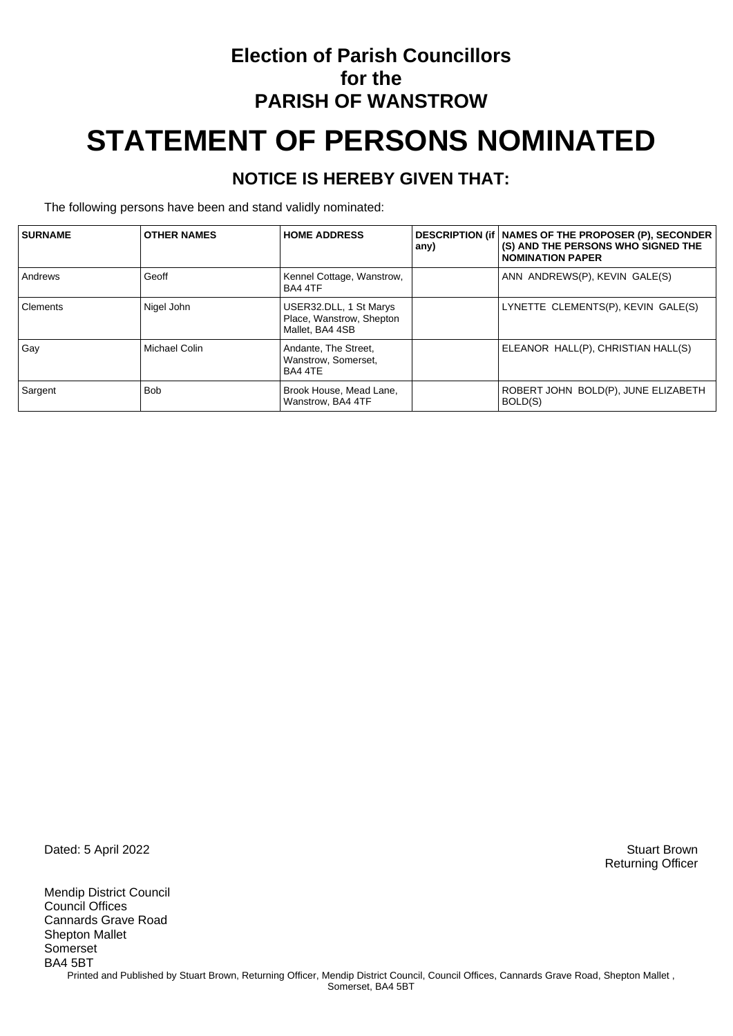# Election of Parish Councillors for the PARISH OF WANSTROW

# STATEMENT OF PERSONS NOMINATED

## NOTICE IS HEREBY GIVEN THAT:

The following persons have been and stand validly nominated:

| SURNAME | OTHER NAMES | HOME ADDRESS | DESCRIPTION (if any) | NAMES OF THE PROPOSER (P), SECONDER (S) AND THE PERSONS WHO SIGNED THE NOMINATION PAPER |
|---|---|---|---|---|
| Andrews | Geoff | Kennel Cottage, Wanstrow, BA4 4TF | | ANN ANDREWS(P), KEVIN GALE(S) |
| Clements | Nigel John | USER32.DLL, 1 St Marys Place, Wanstrow, Shepton Mallet, BA4 4SB | | LYNETTE CLEMENTS(P), KEVIN GALE(S) |
| Gay | Michael Colin | Andante, The Street, Wanstrow, Somerset, BA4 4TE | | ELEANOR HALL(P), CHRISTIAN HALL(S) |
| Sargent | Bob | Brook House, Mead Lane, Wanstrow, BA4 4TF | | ROBERT JOHN BOLD(P), JUNE ELIZABETH BOLD(S) |

Dated: 5 April 2022

Stuart Brown
Returning Officer

Mendip District Council
Council Offices
Cannards Grave Road
Shepton Mallet
Somerset
BA4 5BT

Printed and Published by Stuart Brown, Returning Officer, Mendip District Council, Council Offices, Cannards Grave Road, Shepton Mallet, Somerset, BA4 5BT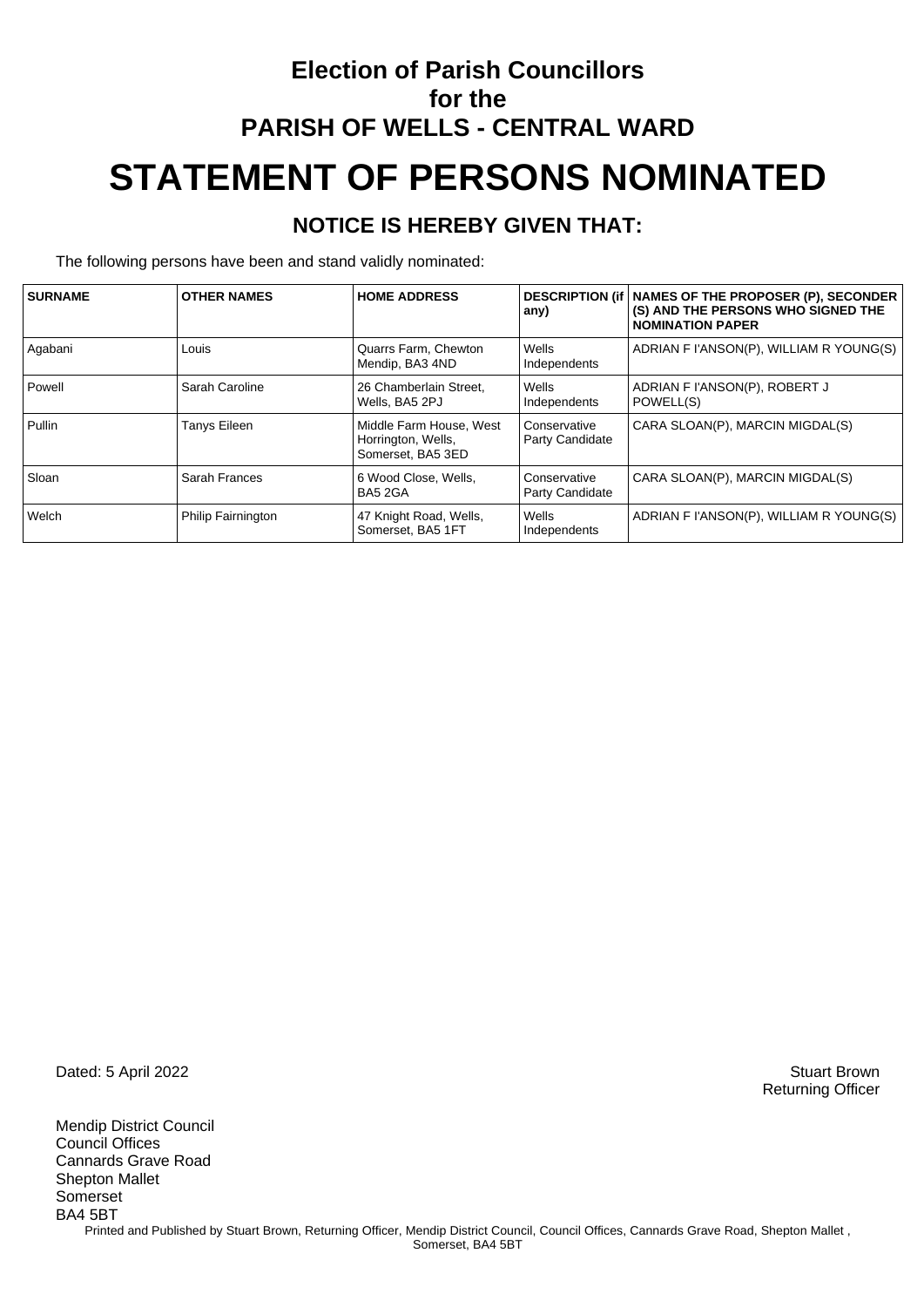# Election of Parish Councillors for the PARISH OF WELLS - CENTRAL WARD

# STATEMENT OF PERSONS NOMINATED

## NOTICE IS HEREBY GIVEN THAT:

The following persons have been and stand validly nominated:

| SURNAME | OTHER NAMES | HOME ADDRESS | DESCRIPTION (if any) | NAMES OF THE PROPOSER (P), SECONDER (S) AND THE PERSONS WHO SIGNED THE NOMINATION PAPER |
|---|---|---|---|---|
| Agabani | Louis | Quarrs Farm, Chewton Mendip, BA3 4ND | Wells Independents | ADRIAN F I'ANSON(P), WILLIAM R YOUNG(S) |
| Powell | Sarah Caroline | 26 Chamberlain Street, Wells, BA5 2PJ | Wells Independents | ADRIAN F I'ANSON(P), ROBERT J POWELL(S) |
| Pullin | Tanys Eileen | Middle Farm House, West Horrington, Wells, Somerset, BA5 3ED | Conservative Party Candidate | CARA SLOAN(P), MARCIN MIGDAL(S) |
| Sloan | Sarah Frances | 6 Wood Close, Wells, BA5 2GA | Conservative Party Candidate | CARA SLOAN(P), MARCIN MIGDAL(S) |
| Welch | Philip Fairnington | 47 Knight Road, Wells, Somerset, BA5 1FT | Wells Independents | ADRIAN F I'ANSON(P), WILLIAM R YOUNG(S) |

Dated: 5 April 2022

Stuart Brown
Returning Officer

Mendip District Council
Council Offices
Cannards Grave Road
Shepton Mallet
Somerset
BA4 5BT

Printed and Published by Stuart Brown, Returning Officer, Mendip District Council, Council Offices, Cannards Grave Road, Shepton Mallet , Somerset, BA4 5BT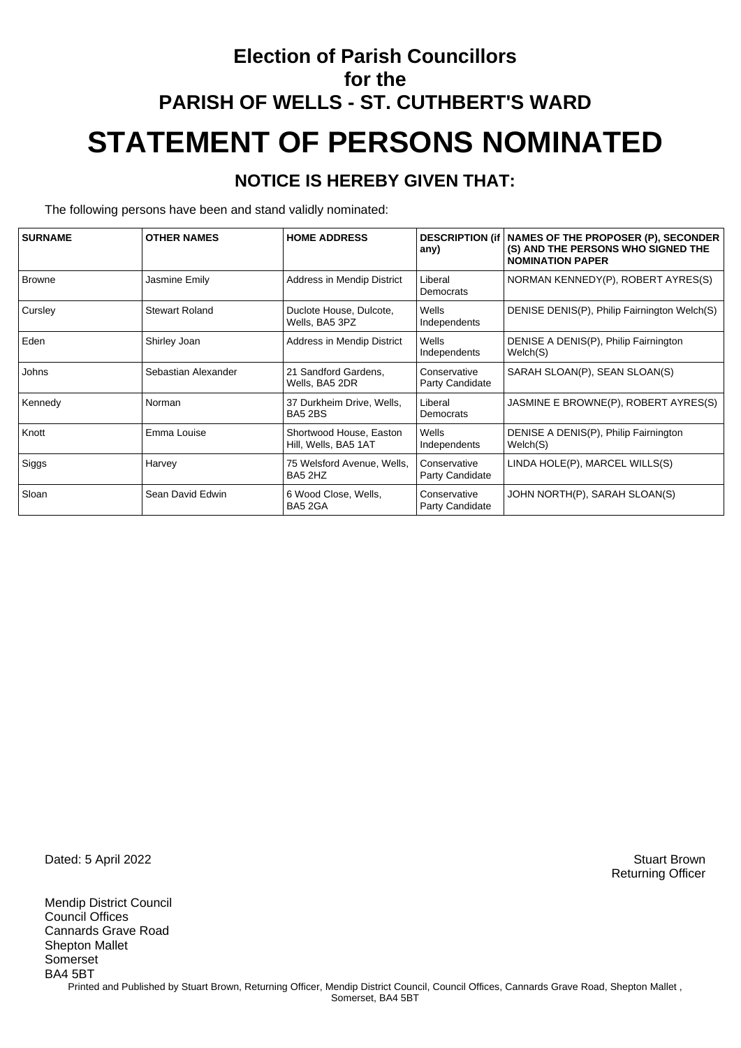# Election of Parish Councillors
## for the
## PARISH OF WELLS - ST. CUTHBERT'S WARD

# STATEMENT OF PERSONS NOMINATED

### NOTICE IS HEREBY GIVEN THAT:

The following persons have been and stand validly nominated:

| SURNAME | OTHER NAMES | HOME ADDRESS | DESCRIPTION (if any) | NAMES OF THE PROPOSER (P), SECONDER (S) AND THE PERSONS WHO SIGNED THE NOMINATION PAPER |
|---|---|---|---|---|
| Browne | Jasmine Emily | Address in Mendip District | Liberal Democrats | NORMAN KENNEDY(P), ROBERT AYRES(S) |
| Cursley | Stewart Roland | Duclote House, Dulcote, Wells, BA5 3PZ | Wells Independents | DENISE DENIS(P), Philip Fairnington Welch(S) |
| Eden | Shirley Joan | Address in Mendip District | Wells Independents | DENISE A DENIS(P), Philip Fairnington Welch(S) |
| Johns | Sebastian Alexander | 21 Sandford Gardens, Wells, BA5 2DR | Conservative Party Candidate | SARAH SLOAN(P), SEAN SLOAN(S) |
| Kennedy | Norman | 37 Durkheim Drive, Wells, BA5 2BS | Liberal Democrats | JASMINE E BROWNE(P), ROBERT AYRES(S) |
| Knott | Emma Louise | Shortwood House, Easton Hill, Wells, BA5 1AT | Wells Independents | DENISE A DENIS(P), Philip Fairnington Welch(S) |
| Siggs | Harvey | 75 Welsford Avenue, Wells, BA5 2HZ | Conservative Party Candidate | LINDA HOLE(P), MARCEL WILLS(S) |
| Sloan | Sean David Edwin | 6 Wood Close, Wells, BA5 2GA | Conservative Party Candidate | JOHN NORTH(P), SARAH SLOAN(S) |

Dated: 5 April 2022

Stuart Brown
Returning Officer

Mendip District Council
Council Offices
Cannards Grave Road
Shepton Mallet
Somerset
BA4 5BT

Printed and Published by Stuart Brown, Returning Officer, Mendip District Council, Council Offices, Cannards Grave Road, Shepton Mallet , Somerset, BA4 5BT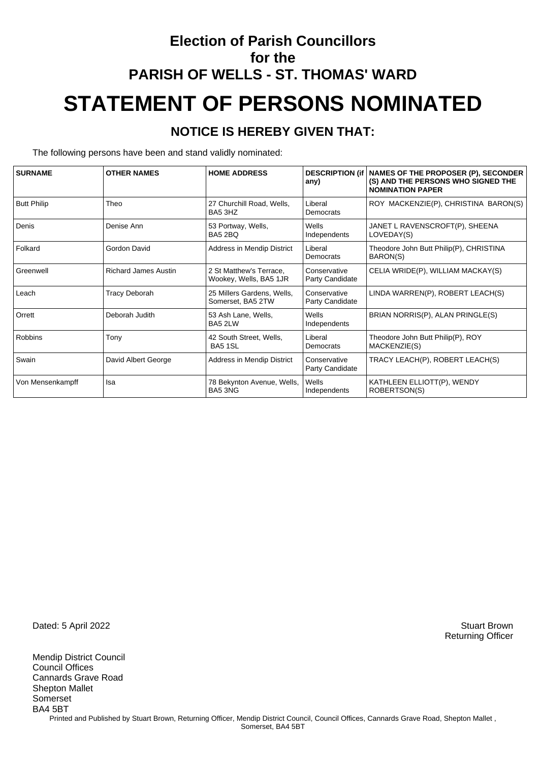# Election of Parish Councillors for the PARISH OF WELLS - ST. THOMAS' WARD

# STATEMENT OF PERSONS NOMINATED

## NOTICE IS HEREBY GIVEN THAT:

The following persons have been and stand validly nominated:

| SURNAME | OTHER NAMES | HOME ADDRESS | DESCRIPTION (if any) | NAMES OF THE PROPOSER (P), SECONDER (S) AND THE PERSONS WHO SIGNED THE NOMINATION PAPER |
|---|---|---|---|---|
| Butt Philip | Theo | 27 Churchill Road, Wells, BA5 3HZ | Liberal Democrats | ROY MACKENZIE(P), CHRISTINA BARON(S) |
| Denis | Denise Ann | 53 Portway, Wells, BA5 2BQ | Wells Independents | JANET L RAVENSCROFT(P), SHEENA LOVEDAY(S) |
| Folkard | Gordon David | Address in Mendip District | Liberal Democrats | Theodore John Butt Philip(P), CHRISTINA BARON(S) |
| Greenwell | Richard James Austin | 2 St Matthew's Terrace, Wookey, Wells, BA5 1JR | Conservative Party Candidate | CELIA WRIDE(P), WILLIAM MACKAY(S) |
| Leach | Tracy Deborah | 25 Millers Gardens, Wells, Somerset, BA5 2TW | Conservative Party Candidate | LINDA WARREN(P), ROBERT LEACH(S) |
| Orrett | Deborah Judith | 53 Ash Lane, Wells, BA5 2LW | Wells Independents | BRIAN NORRIS(P), ALAN PRINGLE(S) |
| Robbins | Tony | 42 South Street, Wells, BA5 1SL | Liberal Democrats | Theodore John Butt Philip(P), ROY MACKENZIE(S) |
| Swain | David Albert George | Address in Mendip District | Conservative Party Candidate | TRACY LEACH(P), ROBERT LEACH(S) |
| Von Mensenkampff | Isa | 78 Bekynton Avenue, Wells, BA5 3NG | Wells Independents | KATHLEEN ELLIOTT(P), WENDY ROBERTSON(S) |

Dated: 5 April 2022

Stuart Brown
Returning Officer

Mendip District Council
Council Offices
Cannards Grave Road
Shepton Mallet
Somerset
BA4 5BT

Printed and Published by Stuart Brown, Returning Officer, Mendip District Council, Council Offices, Cannards Grave Road, Shepton Mallet , Somerset, BA4 5BT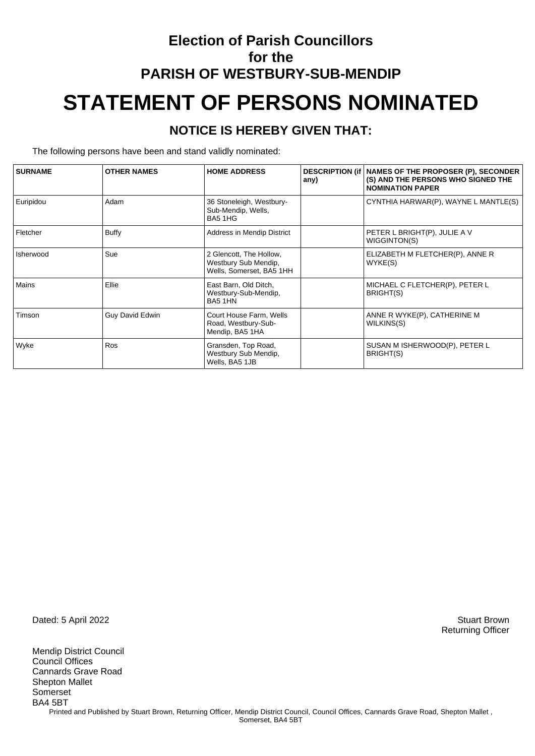# Election of Parish Councillors for the PARISH OF WESTBURY-SUB-MENDIP

# STATEMENT OF PERSONS NOMINATED

## NOTICE IS HEREBY GIVEN THAT:

The following persons have been and stand validly nominated:

| SURNAME | OTHER NAMES | HOME ADDRESS | DESCRIPTION (if any) | NAMES OF THE PROPOSER (P), SECONDER (S) AND THE PERSONS WHO SIGNED THE NOMINATION PAPER |
|---|---|---|---|---|
| Euripidou | Adam | 36 Stoneleigh, Westbury-Sub-Mendip, Wells, BA5 1HG | | CYNTHIA HARWAR(P), WAYNE L MANTLE(S) |
| Fletcher | Buffy | Address in Mendip District | | PETER L BRIGHT(P), JULIE A V WIGGINTON(S) |
| Isherwood | Sue | 2 Glencott, The Hollow, Westbury Sub Mendip, Wells, Somerset, BA5 1HH | | ELIZABETH M FLETCHER(P), ANNE R WYKE(S) |
| Mains | Ellie | East Barn, Old Ditch, Westbury-Sub-Mendip, BA5 1HN | | MICHAEL C FLETCHER(P), PETER L BRIGHT(S) |
| Timson | Guy David Edwin | Court House Farm, Wells Road, Westbury-Sub-Mendip, BA5 1HA | | ANNE R WYKE(P), CATHERINE M WILKINS(S) |
| Wyke | Ros | Gransden, Top Road, Westbury Sub Mendip, Wells, BA5 1JB | | SUSAN M ISHERWOOD(P), PETER L BRIGHT(S) |

Dated: 5 April 2022

Stuart Brown
Returning Officer

Mendip District Council
Council Offices
Cannards Grave Road
Shepton Mallet
Somerset
BA4 5BT

Printed and Published by Stuart Brown, Returning Officer, Mendip District Council, Council Offices, Cannards Grave Road, Shepton Mallet , Somerset, BA4 5BT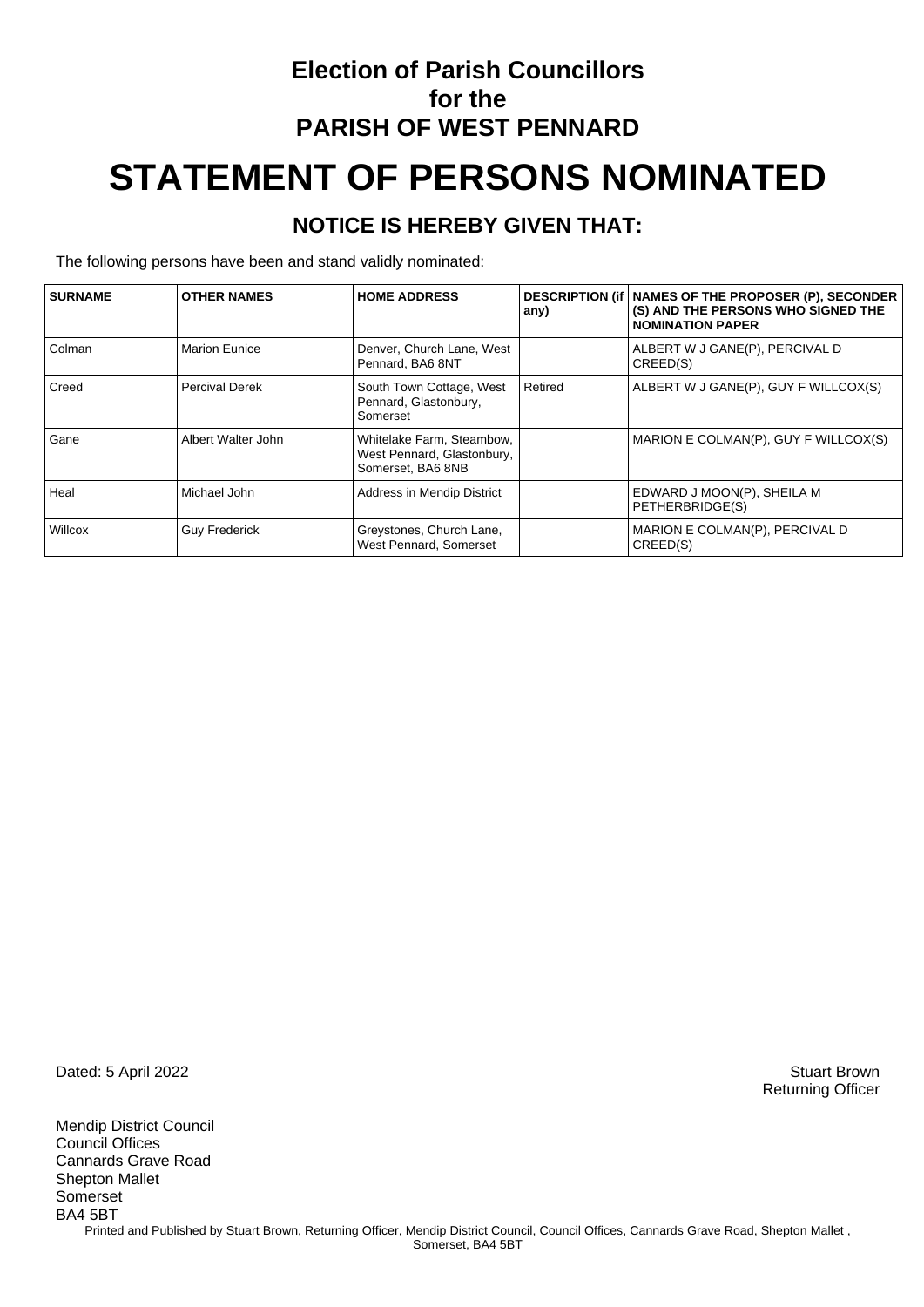# Election of Parish Councillors for the PARISH OF WEST PENNARD

# STATEMENT OF PERSONS NOMINATED

## NOTICE IS HEREBY GIVEN THAT:

The following persons have been and stand validly nominated:

| SURNAME | OTHER NAMES | HOME ADDRESS | DESCRIPTION (if any) | NAMES OF THE PROPOSER (P), SECONDER (S) AND THE PERSONS WHO SIGNED THE NOMINATION PAPER |
|---|---|---|---|---|
| Colman | Marion Eunice | Denver, Church Lane, West Pennard, BA6 8NT | | ALBERT W J GANE(P), PERCIVAL D CREED(S) |
| Creed | Percival Derek | South Town Cottage, West Pennard, Glastonbury, Somerset | Retired | ALBERT W J GANE(P), GUY F WILLCOX(S) |
| Gane | Albert Walter John | Whitelake Farm, Steambow, West Pennard, Glastonbury, Somerset, BA6 8NB | | MARION E COLMAN(P), GUY F WILLCOX(S) |
| Heal | Michael John | Address in Mendip District | | EDWARD J MOON(P), SHEILA M PETHERBRIDGE(S) |
| Willcox | Guy Frederick | Greystones, Church Lane, West Pennard, Somerset | | MARION E COLMAN(P), PERCIVAL D CREED(S) |

Dated: 5 April 2022

Stuart Brown
Returning Officer

Mendip District Council
Council Offices
Cannards Grave Road
Shepton Mallet
Somerset
BA4 5BT

Printed and Published by Stuart Brown, Returning Officer, Mendip District Council, Council Offices, Cannards Grave Road, Shepton Mallet , Somerset, BA4 5BT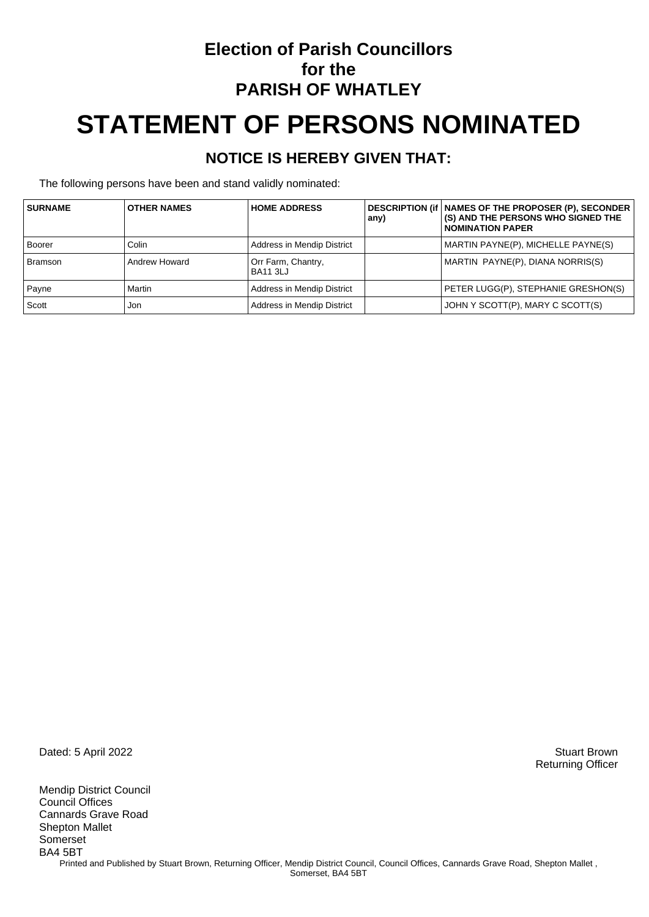# Election of Parish Councillors
# for the
# PARISH OF WHATLEY

# STATEMENT OF PERSONS NOMINATED

## NOTICE IS HEREBY GIVEN THAT:

The following persons have been and stand validly nominated:

| SURNAME | OTHER NAMES | HOME ADDRESS | DESCRIPTION (if any) | NAMES OF THE PROPOSER (P), SECONDER (S) AND THE PERSONS WHO SIGNED THE NOMINATION PAPER |
|---|---|---|---|---|
| Boorer | Colin | Address in Mendip District | | MARTIN PAYNE(P), MICHELLE PAYNE(S) |
| Bramson | Andrew Howard | Orr Farm, Chantry, BA11 3LJ | | MARTIN PAYNE(P), DIANA NORRIS(S) |
| Payne | Martin | Address in Mendip District | | PETER LUGG(P), STEPHANIE GRESHON(S) |
| Scott | Jon | Address in Mendip District | | JOHN Y SCOTT(P), MARY C SCOTT(S) |

Dated: 5 April 2022

Stuart Brown
Returning Officer

Mendip District Council
Council Offices
Cannards Grave Road
Shepton Mallet
Somerset
BA4 5BT

Printed and Published by Stuart Brown, Returning Officer, Mendip District Council, Council Offices, Cannards Grave Road, Shepton Mallet , Somerset, BA4 5BT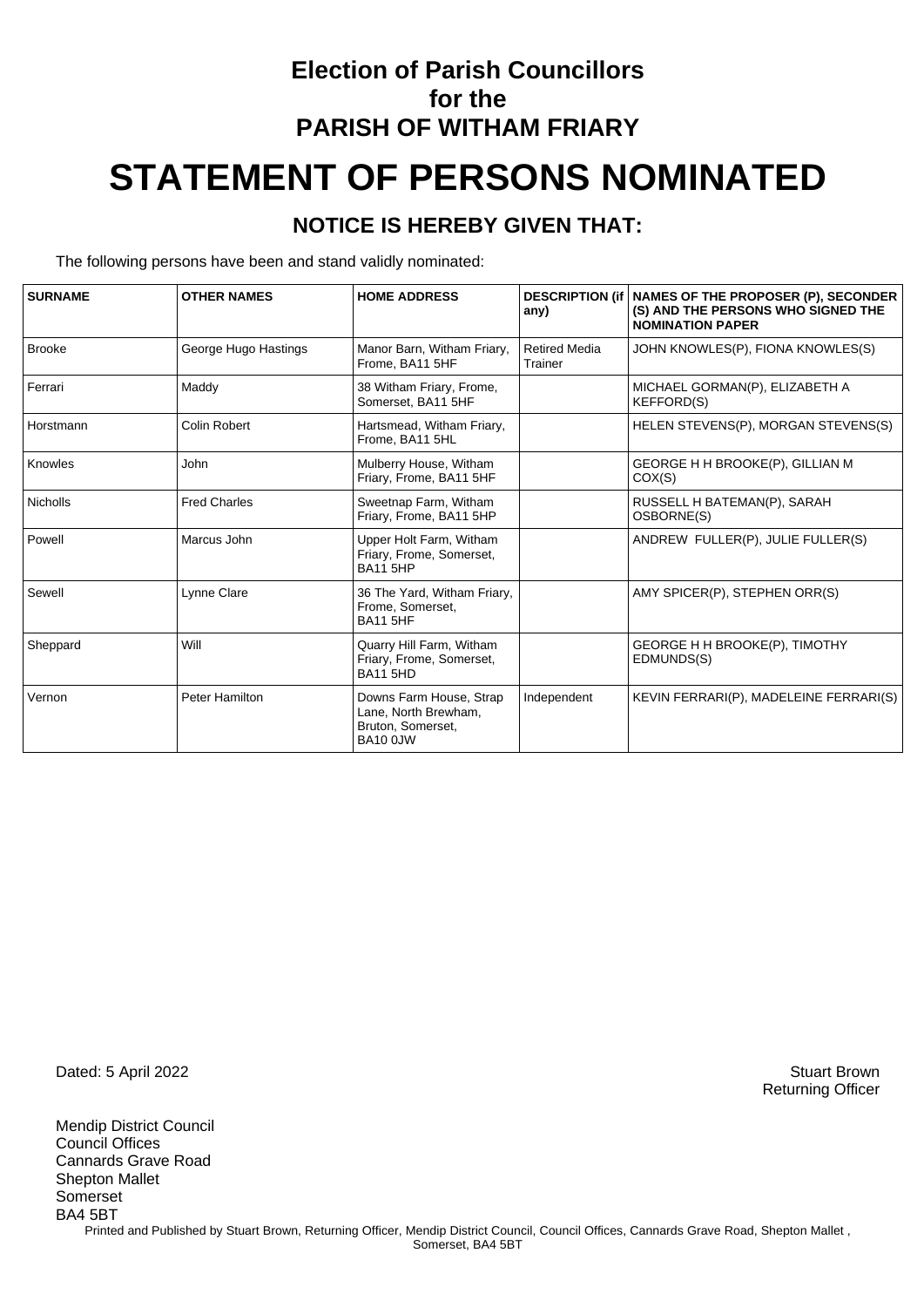# Election of Parish Councillors
# for the
# PARISH OF WITHAM FRIARY

# STATEMENT OF PERSONS NOMINATED

## NOTICE IS HEREBY GIVEN THAT:

The following persons have been and stand validly nominated:

| SURNAME | OTHER NAMES | HOME ADDRESS | DESCRIPTION (if any) | NAMES OF THE PROPOSER (P), SECONDER (S) AND THE PERSONS WHO SIGNED THE NOMINATION PAPER |
|---|---|---|---|---|
| Brooke | George Hugo Hastings | Manor Barn, Witham Friary, Frome, BA11 5HF | Retired Media Trainer | JOHN KNOWLES(P), FIONA KNOWLES(S) |
| Ferrari | Maddy | 38 Witham Friary, Frome, Somerset, BA11 5HF | | MICHAEL GORMAN(P), ELIZABETH A KEFFORD(S) |
| Horstmann | Colin Robert | Hartsmead, Witham Friary, Frome, BA11 5HL | | HELEN STEVENS(P), MORGAN STEVENS(S) |
| Knowles | John | Mulberry House, Witham Friary, Frome, BA11 5HF | | GEORGE H H BROOKE(P), GILLIAN M COX(S) |
| Nicholls | Fred Charles | Sweetnap Farm, Witham Friary, Frome, BA11 5HP | | RUSSELL H BATEMAN(P), SARAH OSBORNE(S) |
| Powell | Marcus John | Upper Holt Farm, Witham Friary, Frome, Somerset, BA11 5HP | | ANDREW FULLER(P), JULIE FULLER(S) |
| Sewell | Lynne Clare | 36 The Yard, Witham Friary, Frome, Somerset, BA11 5HF | | AMY SPICER(P), STEPHEN ORR(S) |
| Sheppard | Will | Quarry Hill Farm, Witham Friary, Frome, Somerset, BA11 5HD | | GEORGE H H BROOKE(P), TIMOTHY EDMUNDS(S) |
| Vernon | Peter Hamilton | Downs Farm House, Strap Lane, North Brewham, Bruton, Somerset, BA10 0JW | Independent | KEVIN FERRARI(P), MADELEINE FERRARI(S) |

Dated: 5 April 2022

Stuart Brown
Returning Officer

Mendip District Council
Council Offices
Cannards Grave Road
Shepton Mallet
Somerset
BA4 5BT

Printed and Published by Stuart Brown, Returning Officer, Mendip District Council, Council Offices, Cannards Grave Road, Shepton Mallet , Somerset, BA4 5BT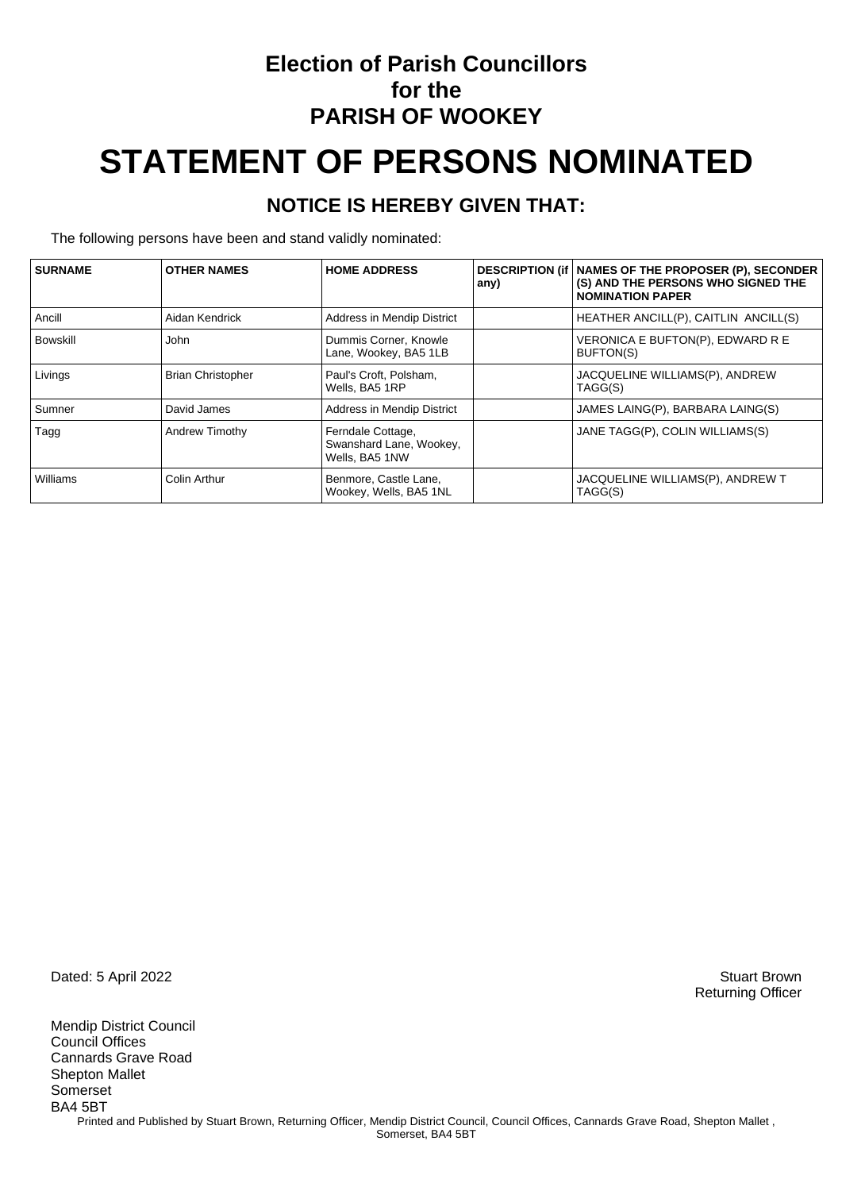# Election of Parish Councillors for the PARISH OF WOOKEY

# STATEMENT OF PERSONS NOMINATED

## NOTICE IS HEREBY GIVEN THAT:

The following persons have been and stand validly nominated:

| SURNAME | OTHER NAMES | HOME ADDRESS | DESCRIPTION (if any) | NAMES OF THE PROPOSER (P), SECONDER (S) AND THE PERSONS WHO SIGNED THE NOMINATION PAPER |
|---|---|---|---|---|
| Ancill | Aidan Kendrick | Address in Mendip District | | HEATHER ANCILL(P), CAITLIN ANCILL(S) |
| Bowskill | John | Dummis Corner, Knowle Lane, Wookey, BA5 1LB | | VERONICA E BUFTON(P), EDWARD R E BUFTON(S) |
| Livings | Brian Christopher | Paul's Croft, Polsham, Wells, BA5 1RP | | JACQUELINE WILLIAMS(P), ANDREW TAGG(S) |
| Sumner | David James | Address in Mendip District | | JAMES LAING(P), BARBARA LAING(S) |
| Tagg | Andrew Timothy | Ferndale Cottage, Swanshard Lane, Wookey, Wells, BA5 1NW | | JANE TAGG(P), COLIN WILLIAMS(S) |
| Williams | Colin Arthur | Benmore, Castle Lane, Wookey, Wells, BA5 1NL | | JACQUELINE WILLIAMS(P), ANDREW T TAGG(S) |

Dated: 5 April 2022

Stuart Brown
Returning Officer

Mendip District Council
Council Offices
Cannards Grave Road
Shepton Mallet
Somerset
BA4 5BT

Printed and Published by Stuart Brown, Returning Officer, Mendip District Council, Council Offices, Cannards Grave Road, Shepton Mallet , Somerset, BA4 5BT